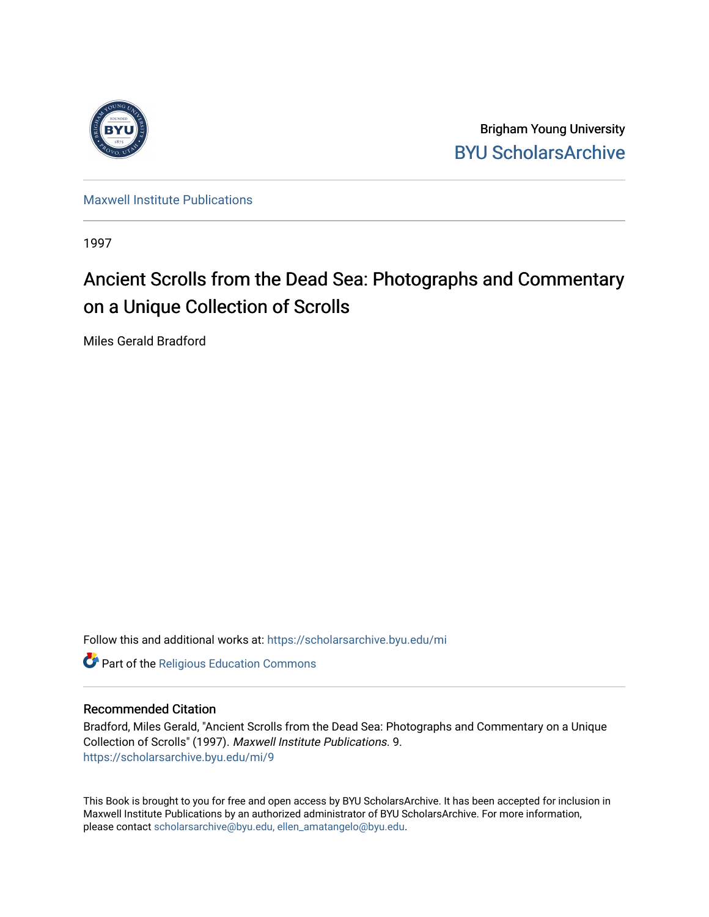Brigham Young University
BYU ScholarsArchive

Maxwell Institute Publications

1997

# Ancient Scrolls from the Dead Sea: Photographs and Commentary on a Unique Collection of Scrolls

Miles Gerald Bradford

Follow this and additional works at: https://scholarsarchive.byu.edu/mi

Part of the Religious Education Commons

## Recommended Citation

Bradford, Miles Gerald, "Ancient Scrolls from the Dead Sea: Photographs and Commentary on a Unique Collection of Scrolls" (1997). *Maxwell Institute Publications*. 9.
https://scholarsarchive.byu.edu/mi/9

This Book is brought to you for free and open access by BYU ScholarsArchive. It has been accepted for inclusion in Maxwell Institute Publications by an authorized administrator of BYU ScholarsArchive. For more information, please contact scholarsarchive@byu.edu, ellen_amatangelo@byu.edu.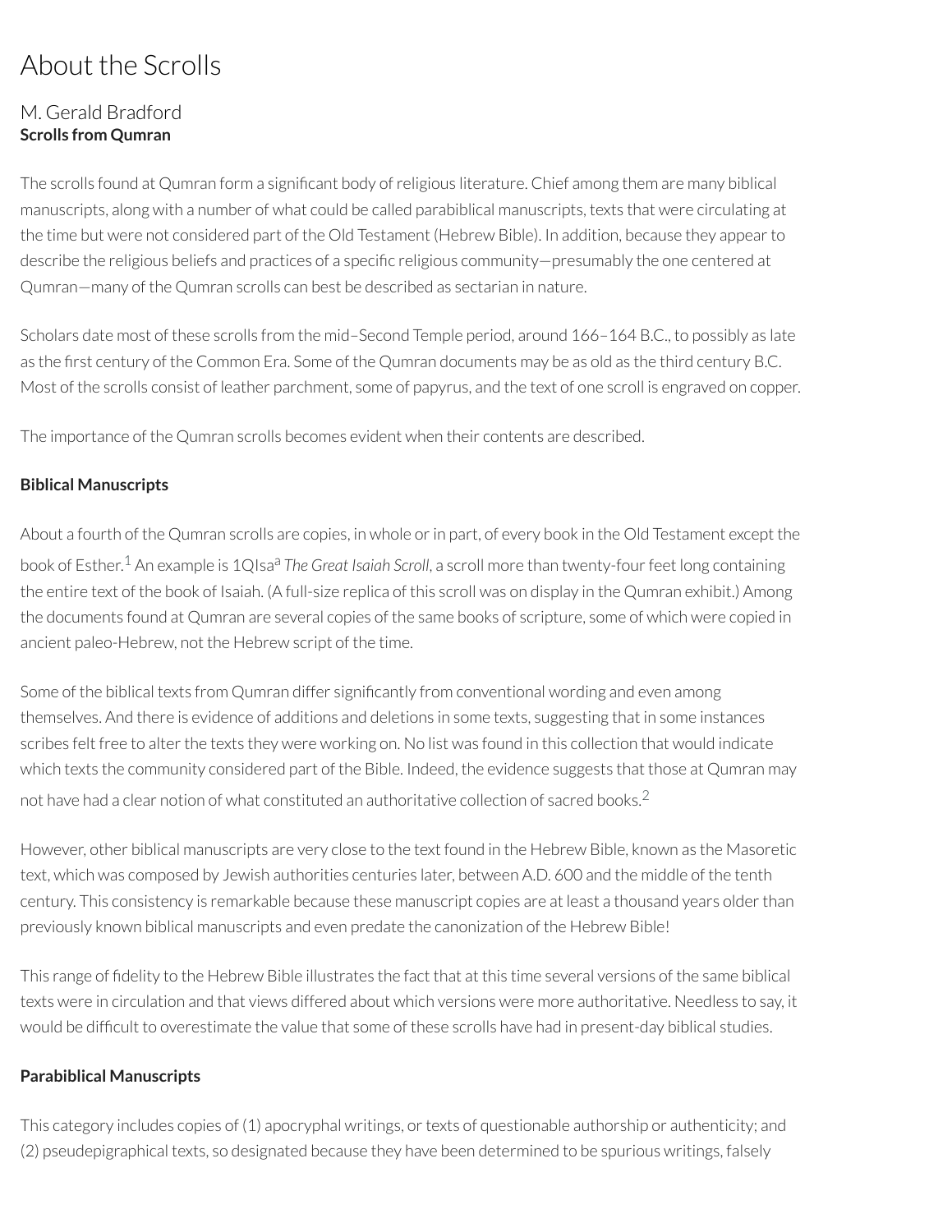# About the Scrolls

## M. Gerald Bradford

**Scrolls from Qumran**

The scrolls found at Qumran form a significant body of religious literature. Chief among them are many biblical manuscripts, along with a number of what could be called parabiblical manuscripts, texts that were circulating at the time but were not considered part of the Old Testament (Hebrew Bible). In addition, because they appear to describe the religious beliefs and practices of a specific religious community—presumably the one centered at Qumran—many of the Qumran scrolls can best be described as sectarian in nature.

Scholars date most of these scrolls from the mid–Second Temple period, around 166–164 B.C., to possibly as late as the first century of the Common Era. Some of the Qumran documents may be as old as the third century B.C. Most of the scrolls consist of leather parchment, some of papyrus, and the text of one scroll is engraved on copper.

The importance of the Qumran scrolls becomes evident when their contents are described.

**Biblical Manuscripts**

About a fourth of the Qumran scrolls are copies, in whole or in part, of every book in the Old Testament except the book of Esther.[1] An example is 1QIsa[a] *The Great Isaiah Scroll*, a scroll more than twenty-four feet long containing the entire text of the book of Isaiah. (A full-size replica of this scroll was on display in the Qumran exhibit.) Among the documents found at Qumran are several copies of the same books of scripture, some of which were copied in ancient paleo-Hebrew, not the Hebrew script of the time.

Some of the biblical texts from Qumran differ significantly from conventional wording and even among themselves. And there is evidence of additions and deletions in some texts, suggesting that in some instances scribes felt free to alter the texts they were working on. No list was found in this collection that would indicate which texts the community considered part of the Bible. Indeed, the evidence suggests that those at Qumran may not have had a clear notion of what constituted an authoritative collection of sacred books.[2]

However, other biblical manuscripts are very close to the text found in the Hebrew Bible, known as the Masoretic text, which was composed by Jewish authorities centuries later, between A.D. 600 and the middle of the tenth century. This consistency is remarkable because these manuscript copies are at least a thousand years older than previously known biblical manuscripts and even predate the canonization of the Hebrew Bible!

This range of fidelity to the Hebrew Bible illustrates the fact that at this time several versions of the same biblical texts were in circulation and that views differed about which versions were more authoritative. Needless to say, it would be difficult to overestimate the value that some of these scrolls have had in present-day biblical studies.

**Parabiblical Manuscripts**

This category includes copies of (1) apocryphal writings, or texts of questionable authorship or authenticity; and (2) pseudepigraphical texts, so designated because they have been determined to be spurious writings, falsely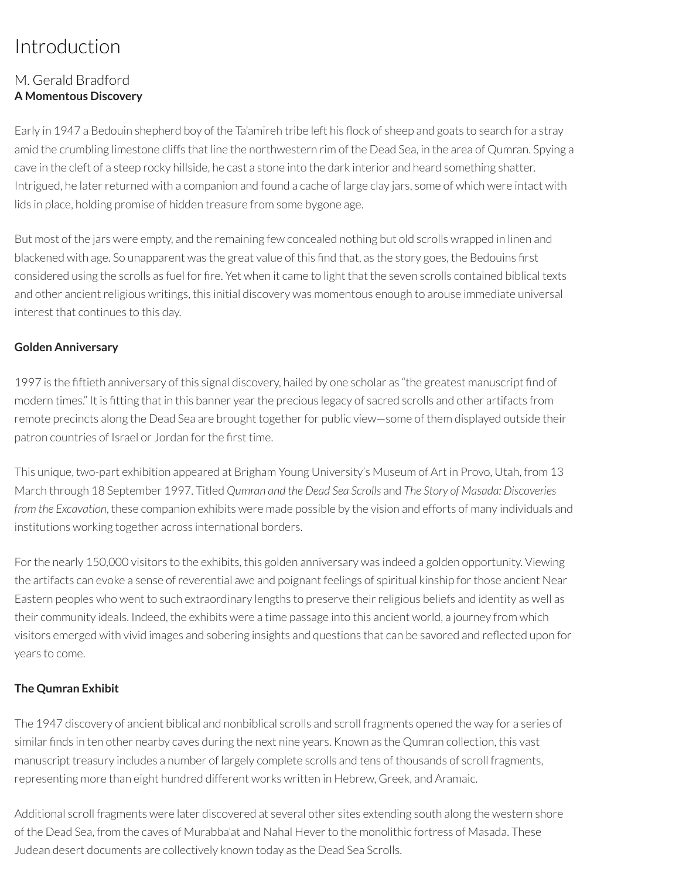# Introduction

## M. Gerald Bradford

**A Momentous Discovery**

Early in 1947 a Bedouin shepherd boy of the Ta'amireh tribe left his flock of sheep and goats to search for a stray amid the crumbling limestone cliffs that line the northwestern rim of the Dead Sea, in the area of Qumran. Spying a cave in the cleft of a steep rocky hillside, he cast a stone into the dark interior and heard something shatter. Intrigued, he later returned with a companion and found a cache of large clay jars, some of which were intact with lids in place, holding promise of hidden treasure from some bygone age.

But most of the jars were empty, and the remaining few concealed nothing but old scrolls wrapped in linen and blackened with age. So unapparent was the great value of this find that, as the story goes, the Bedouins first considered using the scrolls as fuel for fire. Yet when it came to light that the seven scrolls contained biblical texts and other ancient religious writings, this initial discovery was momentous enough to arouse immediate universal interest that continues to this day.

**Golden Anniversary**

1997 is the fiftieth anniversary of this signal discovery, hailed by one scholar as "the greatest manuscript find of modern times." It is fitting that in this banner year the precious legacy of sacred scrolls and other artifacts from remote precincts along the Dead Sea are brought together for public view—some of them displayed outside their patron countries of Israel or Jordan for the first time.

This unique, two-part exhibition appeared at Brigham Young University's Museum of Art in Provo, Utah, from 13 March through 18 September 1997. Titled *Qumran and the Dead Sea Scrolls* and *The Story of Masada: Discoveries from the Excavation*, these companion exhibits were made possible by the vision and efforts of many individuals and institutions working together across international borders.

For the nearly 150,000 visitors to the exhibits, this golden anniversary was indeed a golden opportunity. Viewing the artifacts can evoke a sense of reverential awe and poignant feelings of spiritual kinship for those ancient Near Eastern peoples who went to such extraordinary lengths to preserve their religious beliefs and identity as well as their community ideals. Indeed, the exhibits were a time passage into this ancient world, a journey from which visitors emerged with vivid images and sobering insights and questions that can be savored and reflected upon for years to come.

**The Qumran Exhibit**

The 1947 discovery of ancient biblical and nonbiblical scrolls and scroll fragments opened the way for a series of similar finds in ten other nearby caves during the next nine years. Known as the Qumran collection, this vast manuscript treasury includes a number of largely complete scrolls and tens of thousands of scroll fragments, representing more than eight hundred different works written in Hebrew, Greek, and Aramaic.

Additional scroll fragments were later discovered at several other sites extending south along the western shore of the Dead Sea, from the caves of Murabba'at and Nahal Hever to the monolithic fortress of Masada. These Judean desert documents are collectively known today as the Dead Sea Scrolls.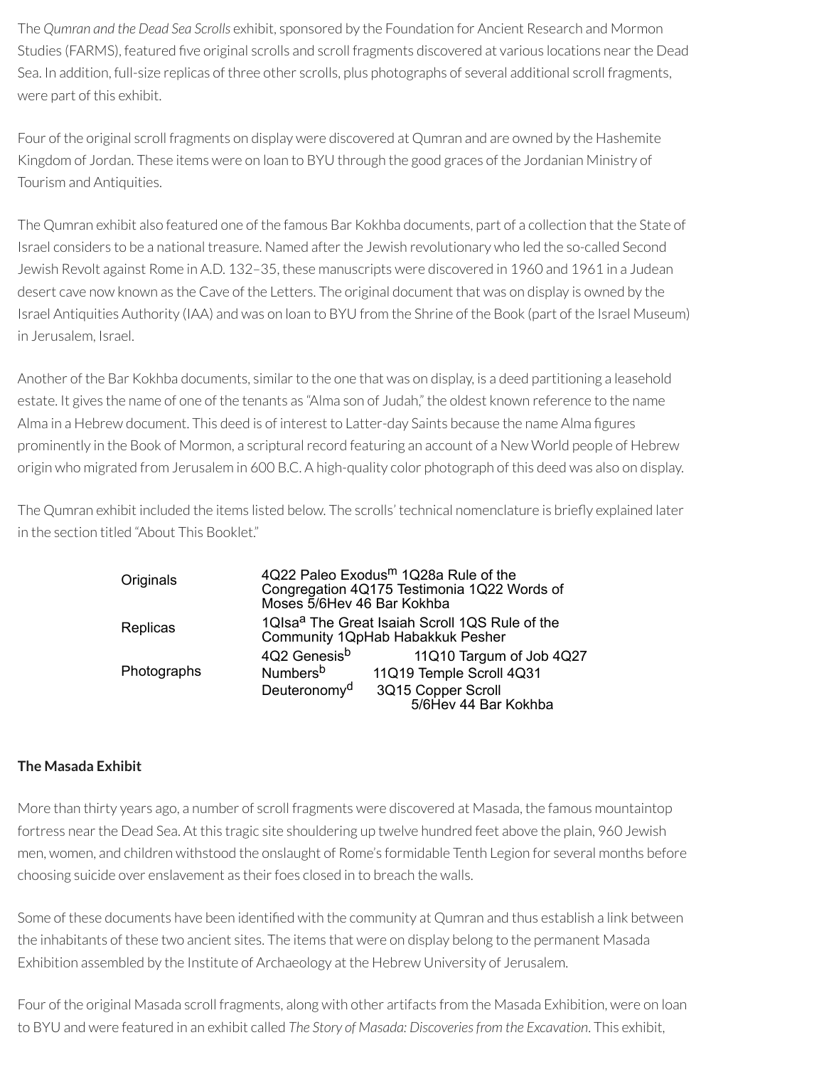The *Qumran and the Dead Sea Scrolls* exhibit, sponsored by the Foundation for Ancient Research and Mormon Studies (FARMS), featured five original scrolls and scroll fragments discovered at various locations near the Dead Sea. In addition, full-size replicas of three other scrolls, plus photographs of several additional scroll fragments, were part of this exhibit.

Four of the original scroll fragments on display were discovered at Qumran and are owned by the Hashemite Kingdom of Jordan. These items were on loan to BYU through the good graces of the Jordanian Ministry of Tourism and Antiquities.

The Qumran exhibit also featured one of the famous Bar Kokhba documents, part of a collection that the State of Israel considers to be a national treasure. Named after the Jewish revolutionary who led the so-called Second Jewish Revolt against Rome in A.D. 132–35, these manuscripts were discovered in 1960 and 1961 in a Judean desert cave now known as the Cave of the Letters. The original document that was on display is owned by the Israel Antiquities Authority (IAA) and was on loan to BYU from the Shrine of the Book (part of the Israel Museum) in Jerusalem, Israel.

Another of the Bar Kokhba documents, similar to the one that was on display, is a deed partitioning a leasehold estate. It gives the name of one of the tenants as "Alma son of Judah," the oldest known reference to the name Alma in a Hebrew document. This deed is of interest to Latter-day Saints because the name Alma figures prominently in the Book of Mormon, a scriptural record featuring an account of a New World people of Hebrew origin who migrated from Jerusalem in 600 B.C. A high-quality color photograph of this deed was also on display.

The Qumran exhibit included the items listed below. The scrolls' technical nomenclature is briefly explained later in the section titled "About This Booklet."

| | |
|---|---|
| Originals | 4Q22 Paleo Exodus$^{m}$ 1Q28a Rule of the Congregation 4Q175 Testimonia 1Q22 Words of Moses 5/6Hev 46 Bar Kokhba |
| Replicas | 1QIsa$^{a}$ The Great Isaiah Scroll 1QS Rule of the Community 1QpHab Habakkuk Pesher |
| Photographs | 4Q2 Genesis$^{b}$ 11Q10 Targum of Job 4Q27 Numbers$^{b}$ 11Q19 Temple Scroll 4Q31 Deuteronomy$^{d}$ 3Q15 Copper Scroll 5/6Hev 44 Bar Kokhba |

**The Masada Exhibit**

More than thirty years ago, a number of scroll fragments were discovered at Masada, the famous mountaintop fortress near the Dead Sea. At this tragic site shouldering up twelve hundred feet above the plain, 960 Jewish men, women, and children withstood the onslaught of Rome's formidable Tenth Legion for several months before choosing suicide over enslavement as their foes closed in to breach the walls.

Some of these documents have been identified with the community at Qumran and thus establish a link between the inhabitants of these two ancient sites. The items that were on display belong to the permanent Masada Exhibition assembled by the Institute of Archaeology at the Hebrew University of Jerusalem.

Four of the original Masada scroll fragments, along with other artifacts from the Masada Exhibition, were on loan to BYU and were featured in an exhibit called *The Story of Masada: Discoveries from the Excavation*. This exhibit,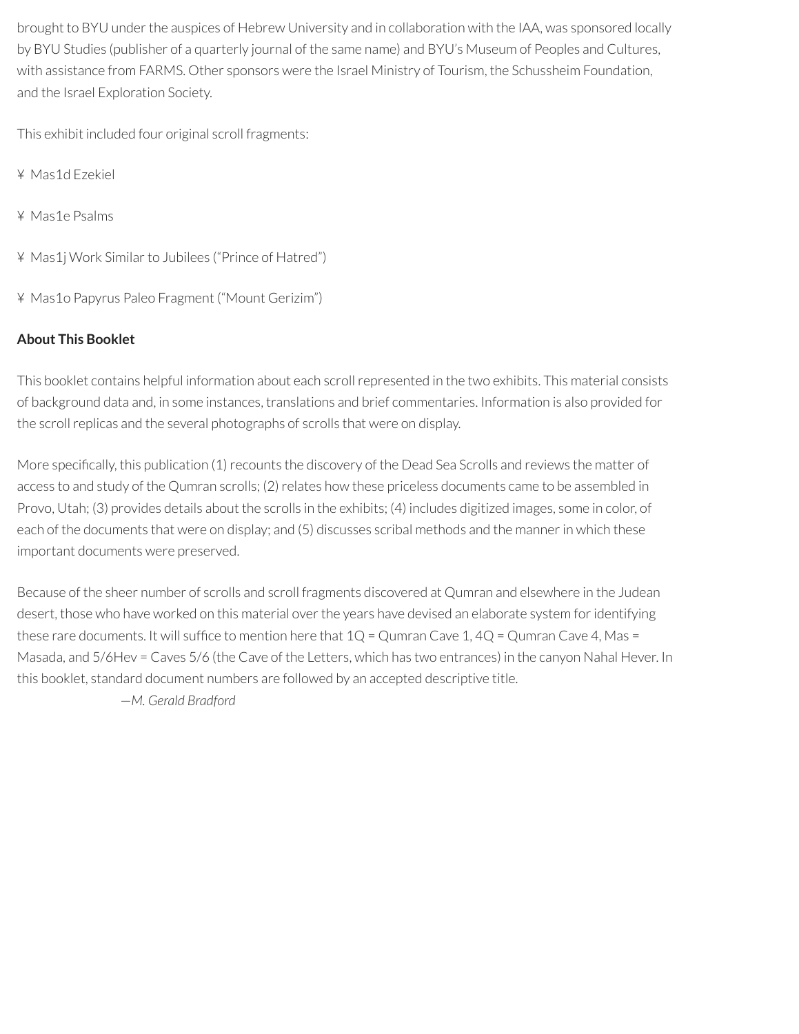brought to BYU under the auspices of Hebrew University and in collaboration with the IAA, was sponsored locally by BYU Studies (publisher of a quarterly journal of the same name) and BYU's Museum of Peoples and Cultures, with assistance from FARMS. Other sponsors were the Israel Ministry of Tourism, the Schussheim Foundation, and the Israel Exploration Society.

This exhibit included four original scroll fragments:

¥ Mas1d Ezekiel

¥ Mas1e Psalms

¥ Mas1j Work Similar to Jubilees ("Prince of Hatred")

¥ Mas1o Papyrus Paleo Fragment ("Mount Gerizim")

**About This Booklet**

This booklet contains helpful information about each scroll represented in the two exhibits. This material consists of background data and, in some instances, translations and brief commentaries. Information is also provided for the scroll replicas and the several photographs of scrolls that were on display.

More specifically, this publication (1) recounts the discovery of the Dead Sea Scrolls and reviews the matter of access to and study of the Qumran scrolls; (2) relates how these priceless documents came to be assembled in Provo, Utah; (3) provides details about the scrolls in the exhibits; (4) includes digitized images, some in color, of each of the documents that were on display; and (5) discusses scribal methods and the manner in which these important documents were preserved.

Because of the sheer number of scrolls and scroll fragments discovered at Qumran and elsewhere in the Judean desert, those who have worked on this material over the years have devised an elaborate system for identifying these rare documents. It will suffice to mention here that 1Q = Qumran Cave 1, 4Q = Qumran Cave 4, Mas = Masada, and 5/6Hev = Caves 5/6 (the Cave of the Letters, which has two entrances) in the canyon Nahal Hever. In this booklet, standard document numbers are followed by an accepted descriptive title.

*—M. Gerald Bradford*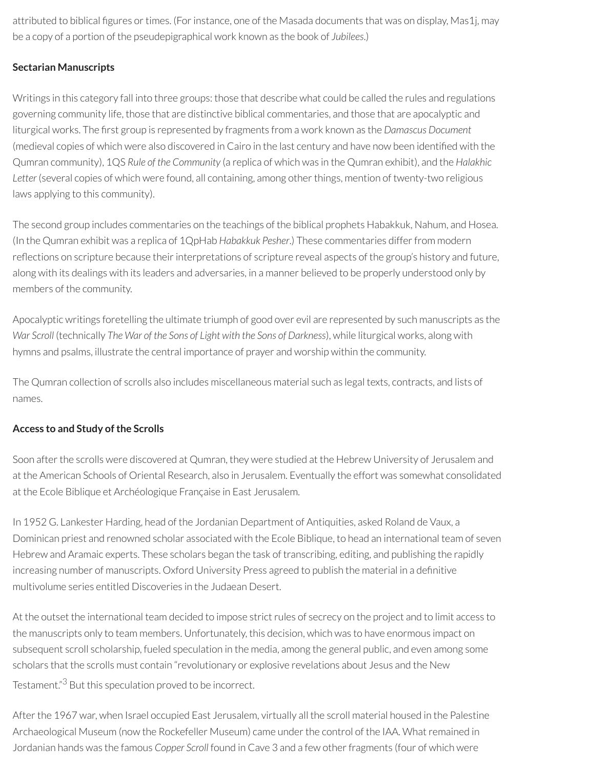attributed to biblical figures or times. (For instance, one of the Masada documents that was on display, Mas1j, may be a copy of a portion of the pseudepigraphical work known as the book of *Jubilees*.)

**Sectarian Manuscripts**

Writings in this category fall into three groups: those that describe what could be called the rules and regulations governing community life, those that are distinctive biblical commentaries, and those that are apocalyptic and liturgical works. The first group is represented by fragments from a work known as the *Damascus Document* (medieval copies of which were also discovered in Cairo in the last century and have now been identified with the Qumran community), 1QS *Rule of the Community* (a replica of which was in the Qumran exhibit), and the *Halakhic Letter* (several copies of which were found, all containing, among other things, mention of twenty-two religious laws applying to this community).

The second group includes commentaries on the teachings of the biblical prophets Habakkuk, Nahum, and Hosea. (In the Qumran exhibit was a replica of 1QpHab *Habakkuk Pesher*.) These commentaries differ from modern reflections on scripture because their interpretations of scripture reveal aspects of the group's history and future, along with its dealings with its leaders and adversaries, in a manner believed to be properly understood only by members of the community.

Apocalyptic writings foretelling the ultimate triumph of good over evil are represented by such manuscripts as the *War Scroll* (technically *The War of the Sons of Light with the Sons of Darkness*), while liturgical works, along with hymns and psalms, illustrate the central importance of prayer and worship within the community.

The Qumran collection of scrolls also includes miscellaneous material such as legal texts, contracts, and lists of names.

**Access to and Study of the Scrolls**

Soon after the scrolls were discovered at Qumran, they were studied at the Hebrew University of Jerusalem and at the American Schools of Oriental Research, also in Jerusalem. Eventually the effort was somewhat consolidated at the Ecole Biblique et Archéologique Française in East Jerusalem.

In 1952 G. Lankester Harding, head of the Jordanian Department of Antiquities, asked Roland de Vaux, a Dominican priest and renowned scholar associated with the Ecole Biblique, to head an international team of seven Hebrew and Aramaic experts. These scholars began the task of transcribing, editing, and publishing the rapidly increasing number of manuscripts. Oxford University Press agreed to publish the material in a definitive multivolume series entitled Discoveries in the Judaean Desert.

At the outset the international team decided to impose strict rules of secrecy on the project and to limit access to the manuscripts only to team members. Unfortunately, this decision, which was to have enormous impact on subsequent scroll scholarship, fueled speculation in the media, among the general public, and even among some scholars that the scrolls must contain "revolutionary or explosive revelations about Jesus and the New Testament."[3] But this speculation proved to be incorrect.

After the 1967 war, when Israel occupied East Jerusalem, virtually all the scroll material housed in the Palestine Archaeological Museum (now the Rockefeller Museum) came under the control of the IAA. What remained in Jordanian hands was the famous *Copper Scroll* found in Cave 3 and a few other fragments (four of which were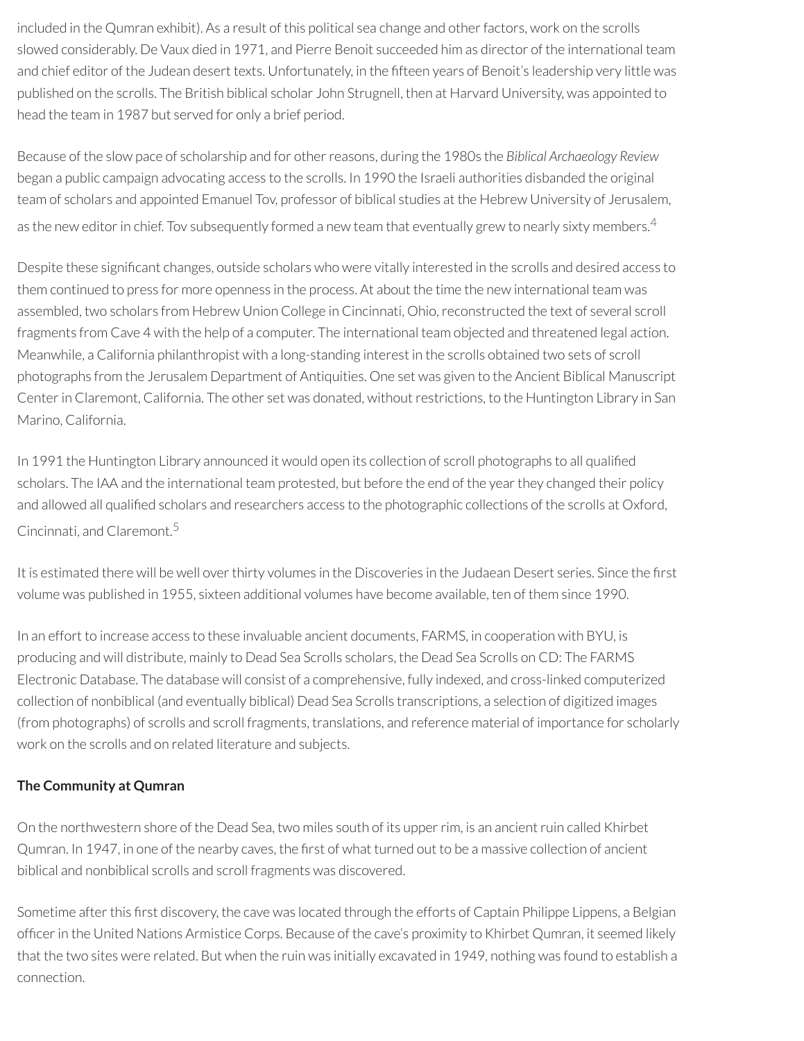included in the Qumran exhibit). As a result of this political sea change and other factors, work on the scrolls slowed considerably. De Vaux died in 1971, and Pierre Benoit succeeded him as director of the international team and chief editor of the Judean desert texts. Unfortunately, in the fifteen years of Benoit's leadership very little was published on the scrolls. The British biblical scholar John Strugnell, then at Harvard University, was appointed to head the team in 1987 but served for only a brief period.

Because of the slow pace of scholarship and for other reasons, during the 1980s the *Biblical Archaeology Review* began a public campaign advocating access to the scrolls. In 1990 the Israeli authorities disbanded the original team of scholars and appointed Emanuel Tov, professor of biblical studies at the Hebrew University of Jerusalem, as the new editor in chief. Tov subsequently formed a new team that eventually grew to nearly sixty members.[4]

Despite these significant changes, outside scholars who were vitally interested in the scrolls and desired access to them continued to press for more openness in the process. At about the time the new international team was assembled, two scholars from Hebrew Union College in Cincinnati, Ohio, reconstructed the text of several scroll fragments from Cave 4 with the help of a computer. The international team objected and threatened legal action. Meanwhile, a California philanthropist with a long-standing interest in the scrolls obtained two sets of scroll photographs from the Jerusalem Department of Antiquities. One set was given to the Ancient Biblical Manuscript Center in Claremont, California. The other set was donated, without restrictions, to the Huntington Library in San Marino, California.

In 1991 the Huntington Library announced it would open its collection of scroll photographs to all qualified scholars. The IAA and the international team protested, but before the end of the year they changed their policy and allowed all qualified scholars and researchers access to the photographic collections of the scrolls at Oxford, Cincinnati, and Claremont.[5]

It is estimated there will be well over thirty volumes in the Discoveries in the Judaean Desert series. Since the first volume was published in 1955, sixteen additional volumes have become available, ten of them since 1990.

In an effort to increase access to these invaluable ancient documents, FARMS, in cooperation with BYU, is producing and will distribute, mainly to Dead Sea Scrolls scholars, the Dead Sea Scrolls on CD: The FARMS Electronic Database. The database will consist of a comprehensive, fully indexed, and cross-linked computerized collection of nonbiblical (and eventually biblical) Dead Sea Scrolls transcriptions, a selection of digitized images (from photographs) of scrolls and scroll fragments, translations, and reference material of importance for scholarly work on the scrolls and on related literature and subjects.

**The Community at Qumran**

On the northwestern shore of the Dead Sea, two miles south of its upper rim, is an ancient ruin called Khirbet Qumran. In 1947, in one of the nearby caves, the first of what turned out to be a massive collection of ancient biblical and nonbiblical scrolls and scroll fragments was discovered.

Sometime after this first discovery, the cave was located through the efforts of Captain Philippe Lippens, a Belgian officer in the United Nations Armistice Corps. Because of the cave's proximity to Khirbet Qumran, it seemed likely that the two sites were related. But when the ruin was initially excavated in 1949, nothing was found to establish a connection.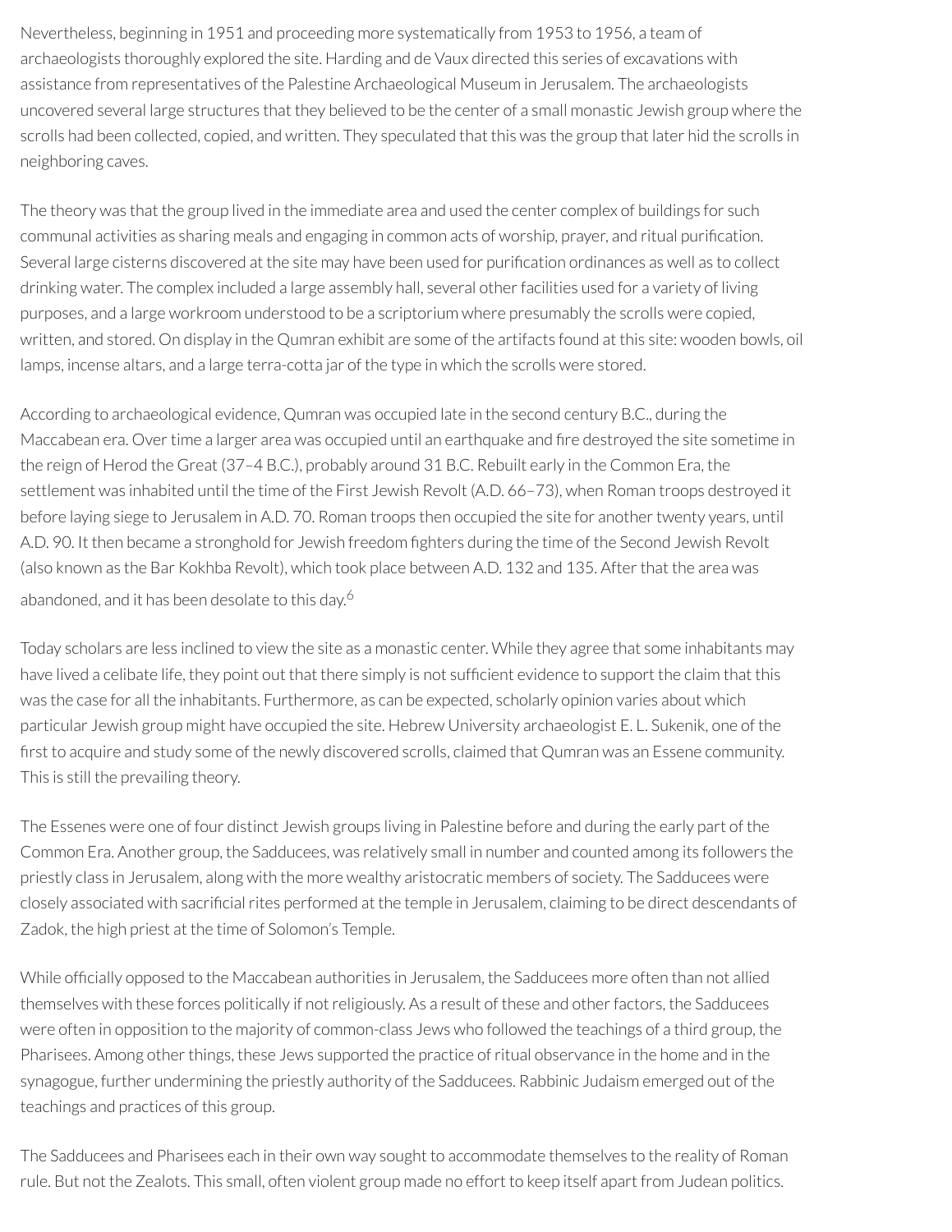Nevertheless, beginning in 1951 and proceeding more systematically from 1953 to 1956, a team of archaeologists thoroughly explored the site. Harding and de Vaux directed this series of excavations with assistance from representatives of the Palestine Archaeological Museum in Jerusalem. The archaeologists uncovered several large structures that they believed to be the center of a small monastic Jewish group where the scrolls had been collected, copied, and written. They speculated that this was the group that later hid the scrolls in neighboring caves.

The theory was that the group lived in the immediate area and used the center complex of buildings for such communal activities as sharing meals and engaging in common acts of worship, prayer, and ritual purification. Several large cisterns discovered at the site may have been used for purification ordinances as well as to collect drinking water. The complex included a large assembly hall, several other facilities used for a variety of living purposes, and a large workroom understood to be a scriptorium where presumably the scrolls were copied, written, and stored. On display in the Qumran exhibit are some of the artifacts found at this site: wooden bowls, oil lamps, incense altars, and a large terra-cotta jar of the type in which the scrolls were stored.

According to archaeological evidence, Qumran was occupied late in the second century B.C., during the Maccabean era. Over time a larger area was occupied until an earthquake and fire destroyed the site sometime in the reign of Herod the Great (37–4 B.C.), probably around 31 B.C. Rebuilt early in the Common Era, the settlement was inhabited until the time of the First Jewish Revolt (A.D. 66–73), when Roman troops destroyed it before laying siege to Jerusalem in A.D. 70. Roman troops then occupied the site for another twenty years, until A.D. 90. It then became a stronghold for Jewish freedom fighters during the time of the Second Jewish Revolt (also known as the Bar Kokhba Revolt), which took place between A.D. 132 and 135. After that the area was abandoned, and it has been desolate to this day.[6]

Today scholars are less inclined to view the site as a monastic center. While they agree that some inhabitants may have lived a celibate life, they point out that there simply is not sufficient evidence to support the claim that this was the case for all the inhabitants. Furthermore, as can be expected, scholarly opinion varies about which particular Jewish group might have occupied the site. Hebrew University archaeologist E. L. Sukenik, one of the first to acquire and study some of the newly discovered scrolls, claimed that Qumran was an Essene community. This is still the prevailing theory.

The Essenes were one of four distinct Jewish groups living in Palestine before and during the early part of the Common Era. Another group, the Sadducees, was relatively small in number and counted among its followers the priestly class in Jerusalem, along with the more wealthy aristocratic members of society. The Sadducees were closely associated with sacrificial rites performed at the temple in Jerusalem, claiming to be direct descendants of Zadok, the high priest at the time of Solomon's Temple.

While officially opposed to the Maccabean authorities in Jerusalem, the Sadducees more often than not allied themselves with these forces politically if not religiously. As a result of these and other factors, the Sadducees were often in opposition to the majority of common-class Jews who followed the teachings of a third group, the Pharisees. Among other things, these Jews supported the practice of ritual observance in the home and in the synagogue, further undermining the priestly authority of the Sadducees. Rabbinic Judaism emerged out of the teachings and practices of this group.

The Sadducees and Pharisees each in their own way sought to accommodate themselves to the reality of Roman rule. But not the Zealots. This small, often violent group made no effort to keep itself apart from Judean politics.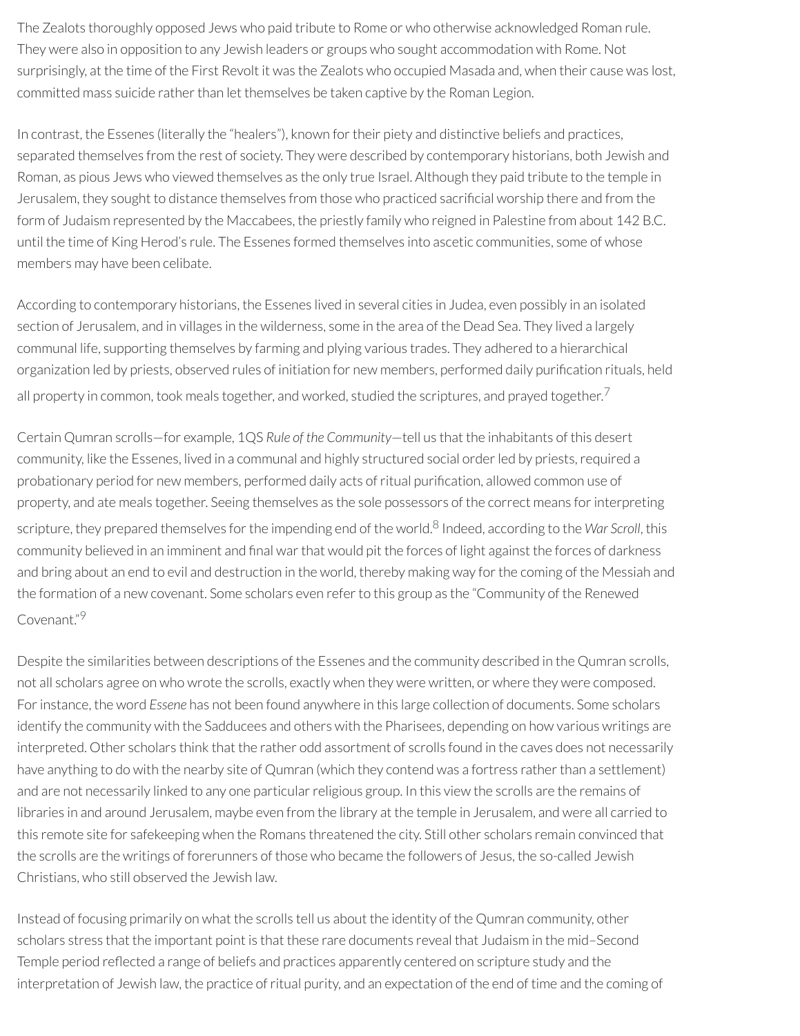The Zealots thoroughly opposed Jews who paid tribute to Rome or who otherwise acknowledged Roman rule. They were also in opposition to any Jewish leaders or groups who sought accommodation with Rome. Not surprisingly, at the time of the First Revolt it was the Zealots who occupied Masada and, when their cause was lost, committed mass suicide rather than let themselves be taken captive by the Roman Legion.

In contrast, the Essenes (literally the "healers"), known for their piety and distinctive beliefs and practices, separated themselves from the rest of society. They were described by contemporary historians, both Jewish and Roman, as pious Jews who viewed themselves as the only true Israel. Although they paid tribute to the temple in Jerusalem, they sought to distance themselves from those who practiced sacrificial worship there and from the form of Judaism represented by the Maccabees, the priestly family who reigned in Palestine from about 142 B.C. until the time of King Herod's rule. The Essenes formed themselves into ascetic communities, some of whose members may have been celibate.

According to contemporary historians, the Essenes lived in several cities in Judea, even possibly in an isolated section of Jerusalem, and in villages in the wilderness, some in the area of the Dead Sea. They lived a largely communal life, supporting themselves by farming and plying various trades. They adhered to a hierarchical organization led by priests, observed rules of initiation for new members, performed daily purification rituals, held all property in common, took meals together, and worked, studied the scriptures, and prayed together.[7]

Certain Qumran scrolls—for example, 1QS *Rule of the Community*—tell us that the inhabitants of this desert community, like the Essenes, lived in a communal and highly structured social order led by priests, required a probationary period for new members, performed daily acts of ritual purification, allowed common use of property, and ate meals together. Seeing themselves as the sole possessors of the correct means for interpreting scripture, they prepared themselves for the impending end of the world.[8] Indeed, according to the *War Scroll*, this community believed in an imminent and final war that would pit the forces of light against the forces of darkness and bring about an end to evil and destruction in the world, thereby making way for the coming of the Messiah and the formation of a new covenant. Some scholars even refer to this group as the "Community of the Renewed Covenant."[9]

Despite the similarities between descriptions of the Essenes and the community described in the Qumran scrolls, not all scholars agree on who wrote the scrolls, exactly when they were written, or where they were composed. For instance, the word *Essene* has not been found anywhere in this large collection of documents. Some scholars identify the community with the Sadducees and others with the Pharisees, depending on how various writings are interpreted. Other scholars think that the rather odd assortment of scrolls found in the caves does not necessarily have anything to do with the nearby site of Qumran (which they contend was a fortress rather than a settlement) and are not necessarily linked to any one particular religious group. In this view the scrolls are the remains of libraries in and around Jerusalem, maybe even from the library at the temple in Jerusalem, and were all carried to this remote site for safekeeping when the Romans threatened the city. Still other scholars remain convinced that the scrolls are the writings of forerunners of those who became the followers of Jesus, the so-called Jewish Christians, who still observed the Jewish law.

Instead of focusing primarily on what the scrolls tell us about the identity of the Qumran community, other scholars stress that the important point is that these rare documents reveal that Judaism in the mid–Second Temple period reflected a range of beliefs and practices apparently centered on scripture study and the interpretation of Jewish law, the practice of ritual purity, and an expectation of the end of time and the coming of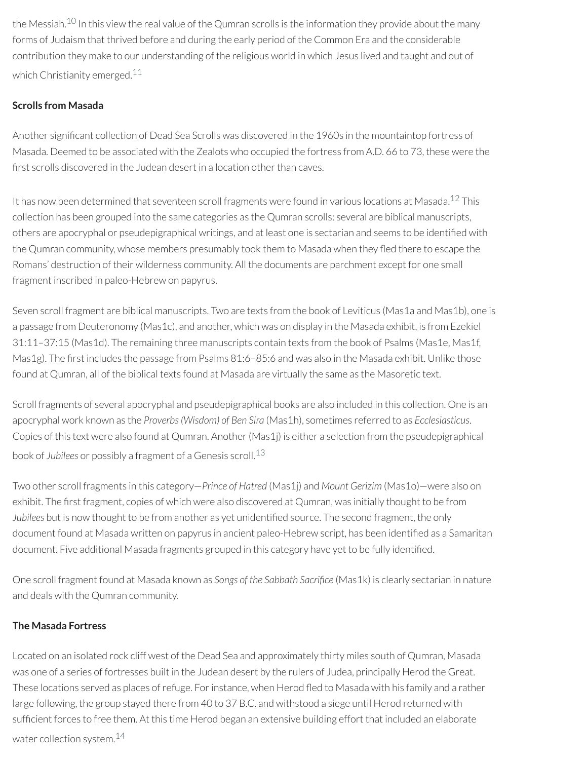the Messiah.[10] In this view the real value of the Qumran scrolls is the information they provide about the many forms of Judaism that thrived before and during the early period of the Common Era and the considerable contribution they make to our understanding of the religious world in which Jesus lived and taught and out of which Christianity emerged.[11]

**Scrolls from Masada**

Another significant collection of Dead Sea Scrolls was discovered in the 1960s in the mountaintop fortress of Masada. Deemed to be associated with the Zealots who occupied the fortress from A.D. 66 to 73, these were the first scrolls discovered in the Judean desert in a location other than caves.

It has now been determined that seventeen scroll fragments were found in various locations at Masada.[12] This collection has been grouped into the same categories as the Qumran scrolls: several are biblical manuscripts, others are apocryphal or pseudepigraphical writings, and at least one is sectarian and seems to be identified with the Qumran community, whose members presumably took them to Masada when they fled there to escape the Romans' destruction of their wilderness community. All the documents are parchment except for one small fragment inscribed in paleo-Hebrew on papyrus.

Seven scroll fragment are biblical manuscripts. Two are texts from the book of Leviticus (Mas1a and Mas1b), one is a passage from Deuteronomy (Mas1c), and another, which was on display in the Masada exhibit, is from Ezekiel 31:11–37:15 (Mas1d). The remaining three manuscripts contain texts from the book of Psalms (Mas1e, Mas1f, Mas1g). The first includes the passage from Psalms 81:6–85:6 and was also in the Masada exhibit. Unlike those found at Qumran, all of the biblical texts found at Masada are virtually the same as the Masoretic text.

Scroll fragments of several apocryphal and pseudepigraphical books are also included in this collection. One is an apocryphal work known as the *Proverbs (Wisdom) of Ben Sira* (Mas1h), sometimes referred to as *Ecclesiasticus*. Copies of this text were also found at Qumran. Another (Mas1j) is either a selection from the pseudepigraphical book of *Jubilees* or possibly a fragment of a Genesis scroll.[13]

Two other scroll fragments in this category—*Prince of Hatred* (Mas1j) and *Mount Gerizim* (Mas1o)—were also on exhibit. The first fragment, copies of which were also discovered at Qumran, was initially thought to be from *Jubilees* but is now thought to be from another as yet unidentified source. The second fragment, the only document found at Masada written on papyrus in ancient paleo-Hebrew script, has been identified as a Samaritan document. Five additional Masada fragments grouped in this category have yet to be fully identified.

One scroll fragment found at Masada known as *Songs of the Sabbath Sacrifice* (Mas1k) is clearly sectarian in nature and deals with the Qumran community.

**The Masada Fortress**

Located on an isolated rock cliff west of the Dead Sea and approximately thirty miles south of Qumran, Masada was one of a series of fortresses built in the Judean desert by the rulers of Judea, principally Herod the Great. These locations served as places of refuge. For instance, when Herod fled to Masada with his family and a rather large following, the group stayed there from 40 to 37 B.C. and withstood a siege until Herod returned with sufficient forces to free them. At this time Herod began an extensive building effort that included an elaborate water collection system.[14]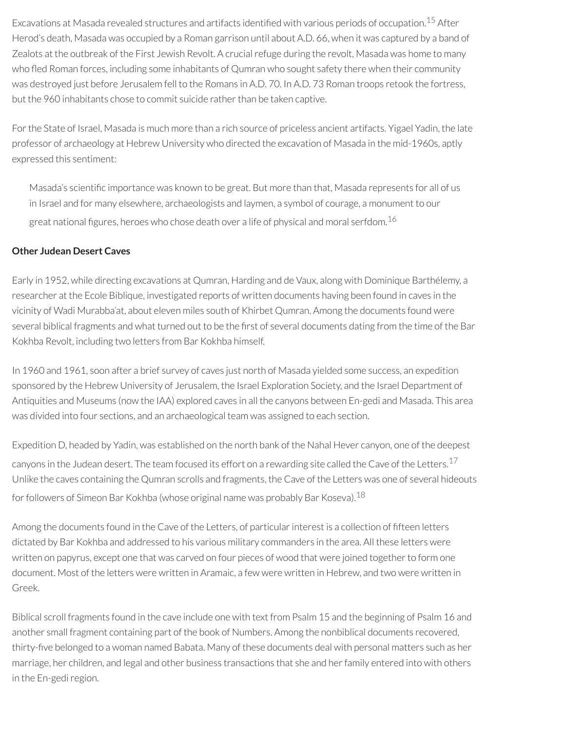Excavations at Masada revealed structures and artifacts identified with various periods of occupation.[15] After Herod's death, Masada was occupied by a Roman garrison until about A.D. 66, when it was captured by a band of Zealots at the outbreak of the First Jewish Revolt. A crucial refuge during the revolt, Masada was home to many who fled Roman forces, including some inhabitants of Qumran who sought safety there when their community was destroyed just before Jerusalem fell to the Romans in A.D. 70. In A.D. 73 Roman troops retook the fortress, but the 960 inhabitants chose to commit suicide rather than be taken captive.

For the State of Israel, Masada is much more than a rich source of priceless ancient artifacts. Yigael Yadin, the late professor of archaeology at Hebrew University who directed the excavation of Masada in the mid-1960s, aptly expressed this sentiment:

> Masada's scientific importance was known to be great. But more than that, Masada represents for all of us in Israel and for many elsewhere, archaeologists and laymen, a symbol of courage, a monument to our great national figures, heroes who chose death over a life of physical and moral serfdom.[16]

**Other Judean Desert Caves**

Early in 1952, while directing excavations at Qumran, Harding and de Vaux, along with Dominique Barthélemy, a researcher at the Ecole Biblique, investigated reports of written documents having been found in caves in the vicinity of Wadi Murabba'at, about eleven miles south of Khirbet Qumran. Among the documents found were several biblical fragments and what turned out to be the first of several documents dating from the time of the Bar Kokhba Revolt, including two letters from Bar Kokhba himself.

In 1960 and 1961, soon after a brief survey of caves just north of Masada yielded some success, an expedition sponsored by the Hebrew University of Jerusalem, the Israel Exploration Society, and the Israel Department of Antiquities and Museums (now the IAA) explored caves in all the canyons between En-gedi and Masada. This area was divided into four sections, and an archaeological team was assigned to each section.

Expedition D, headed by Yadin, was established on the north bank of the Nahal Hever canyon, one of the deepest canyons in the Judean desert. The team focused its effort on a rewarding site called the Cave of the Letters.[17] Unlike the caves containing the Qumran scrolls and fragments, the Cave of the Letters was one of several hideouts for followers of Simeon Bar Kokhba (whose original name was probably Bar Koseva).[18]

Among the documents found in the Cave of the Letters, of particular interest is a collection of fifteen letters dictated by Bar Kokhba and addressed to his various military commanders in the area. All these letters were written on papyrus, except one that was carved on four pieces of wood that were joined together to form one document. Most of the letters were written in Aramaic, a few were written in Hebrew, and two were written in Greek.

Biblical scroll fragments found in the cave include one with text from Psalm 15 and the beginning of Psalm 16 and another small fragment containing part of the book of Numbers. Among the nonbiblical documents recovered, thirty-five belonged to a woman named Babata. Many of these documents deal with personal matters such as her marriage, her children, and legal and other business transactions that she and her family entered into with others in the En-gedi region.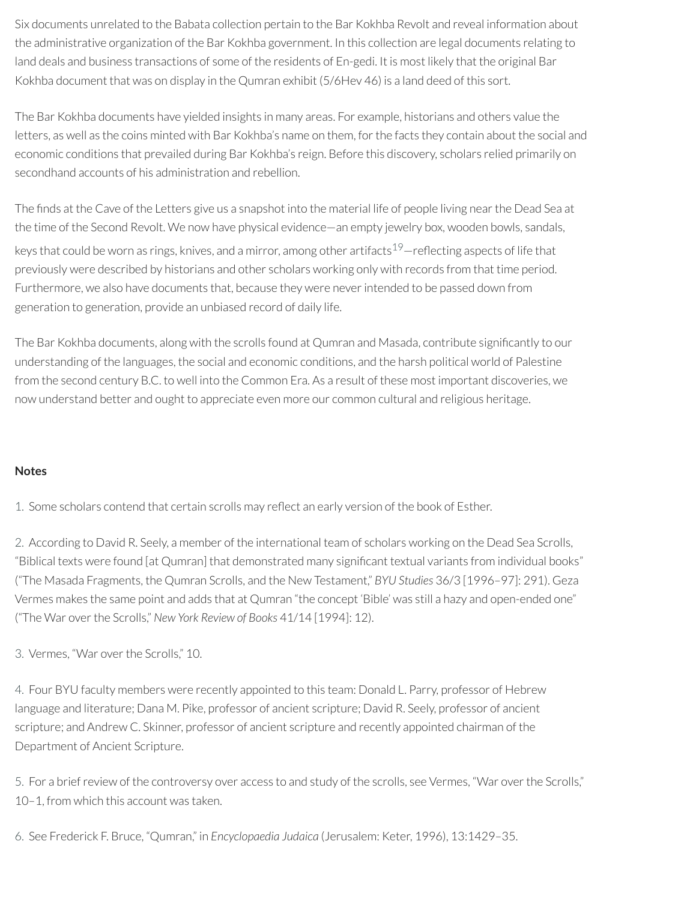Six documents unrelated to the Babata collection pertain to the Bar Kokhba Revolt and reveal information about the administrative organization of the Bar Kokhba government. In this collection are legal documents relating to land deals and business transactions of some of the residents of En-gedi. It is most likely that the original Bar Kokhba document that was on display in the Qumran exhibit (5/6Hev 46) is a land deed of this sort.

The Bar Kokhba documents have yielded insights in many areas. For example, historians and others value the letters, as well as the coins minted with Bar Kokhba's name on them, for the facts they contain about the social and economic conditions that prevailed during Bar Kokhba's reign. Before this discovery, scholars relied primarily on secondhand accounts of his administration and rebellion.

The finds at the Cave of the Letters give us a snapshot into the material life of people living near the Dead Sea at the time of the Second Revolt. We now have physical evidence—an empty jewelry box, wooden bowls, sandals, keys that could be worn as rings, knives, and a mirror, among other artifacts[19]—reflecting aspects of life that previously were described by historians and other scholars working only with records from that time period. Furthermore, we also have documents that, because they were never intended to be passed down from generation to generation, provide an unbiased record of daily life.

The Bar Kokhba documents, along with the scrolls found at Qumran and Masada, contribute significantly to our understanding of the languages, the social and economic conditions, and the harsh political world of Palestine from the second century B.C. to well into the Common Era. As a result of these most important discoveries, we now understand better and ought to appreciate even more our common cultural and religious heritage.

## Notes

1. Some scholars contend that certain scrolls may reflect an early version of the book of Esther.

2. According to David R. Seely, a member of the international team of scholars working on the Dead Sea Scrolls, "Biblical texts were found [at Qumran] that demonstrated many significant textual variants from individual books" ("The Masada Fragments, the Qumran Scrolls, and the New Testament," *BYU Studies* 36/3 [1996–97]: 291). Geza Vermes makes the same point and adds that at Qumran "the concept 'Bible' was still a hazy and open-ended one" ("The War over the Scrolls," *New York Review of Books* 41/14 [1994]: 12).

3. Vermes, "War over the Scrolls," 10.

4. Four BYU faculty members were recently appointed to this team: Donald L. Parry, professor of Hebrew language and literature; Dana M. Pike, professor of ancient scripture; David R. Seely, professor of ancient scripture; and Andrew C. Skinner, professor of ancient scripture and recently appointed chairman of the Department of Ancient Scripture.

5. For a brief review of the controversy over access to and study of the scrolls, see Vermes, "War over the Scrolls," 10–1, from which this account was taken.

6. See Frederick F. Bruce, "Qumran," in *Encyclopaedia Judaica* (Jerusalem: Keter, 1996), 13:1429–35.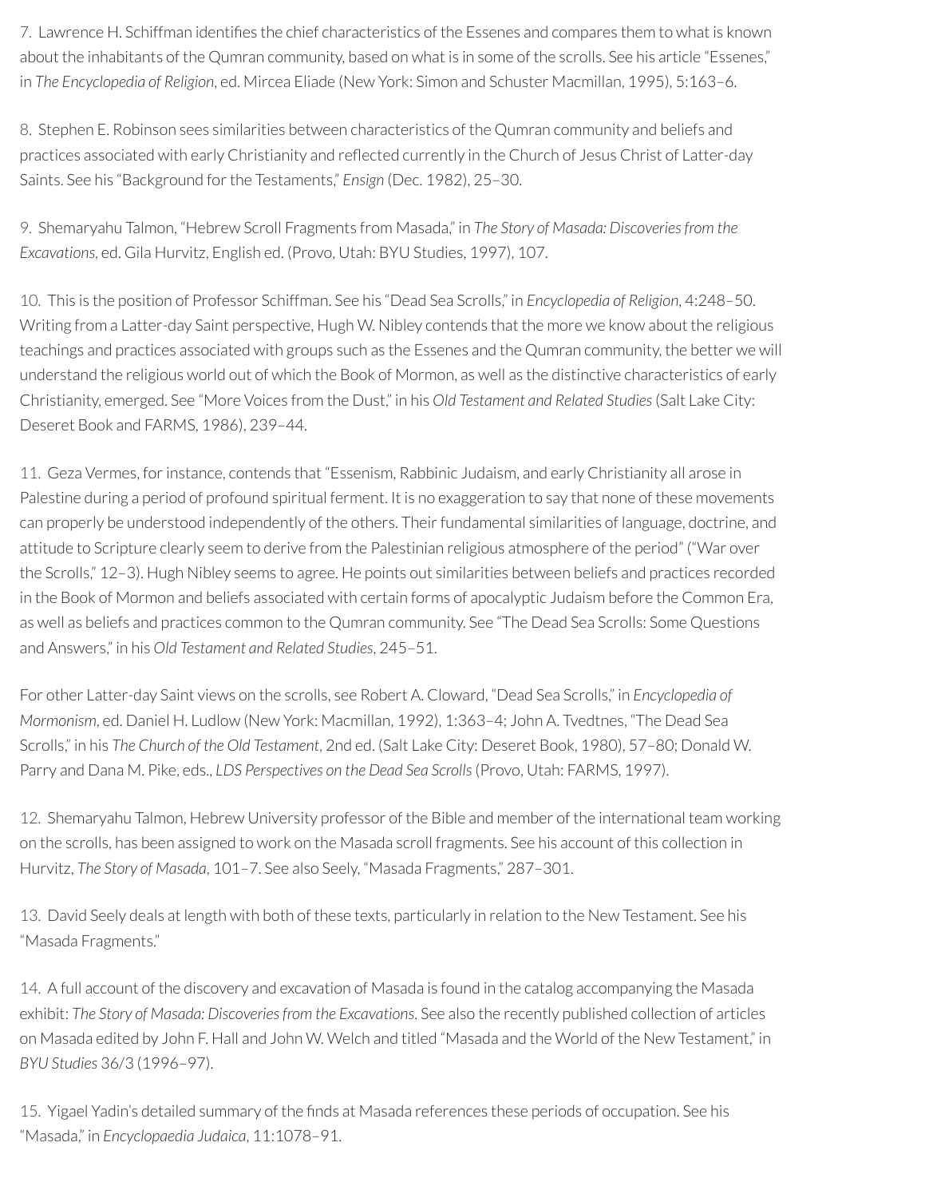7. Lawrence H. Schiffman identifies the chief characteristics of the Essenes and compares them to what is known about the inhabitants of the Qumran community, based on what is in some of the scrolls. See his article "Essenes," in *The Encyclopedia of Religion*, ed. Mircea Eliade (New York: Simon and Schuster Macmillan, 1995), 5:163–6.

8. Stephen E. Robinson sees similarities between characteristics of the Qumran community and beliefs and practices associated with early Christianity and reflected currently in the Church of Jesus Christ of Latter-day Saints. See his "Background for the Testaments," *Ensign* (Dec. 1982), 25–30.

9. Shemaryahu Talmon, "Hebrew Scroll Fragments from Masada," in *The Story of Masada: Discoveries from the Excavations*, ed. Gila Hurvitz, English ed. (Provo, Utah: BYU Studies, 1997), 107.

10. This is the position of Professor Schiffman. See his "Dead Sea Scrolls," in *Encyclopedia of Religion*, 4:248–50. Writing from a Latter-day Saint perspective, Hugh W. Nibley contends that the more we know about the religious teachings and practices associated with groups such as the Essenes and the Qumran community, the better we will understand the religious world out of which the Book of Mormon, as well as the distinctive characteristics of early Christianity, emerged. See "More Voices from the Dust," in his *Old Testament and Related Studies* (Salt Lake City: Deseret Book and FARMS, 1986), 239–44.

11. Geza Vermes, for instance, contends that "Essenism, Rabbinic Judaism, and early Christianity all arose in Palestine during a period of profound spiritual ferment. It is no exaggeration to say that none of these movements can properly be understood independently of the others. Their fundamental similarities of language, doctrine, and attitude to Scripture clearly seem to derive from the Palestinian religious atmosphere of the period" ("War over the Scrolls," 12–3). Hugh Nibley seems to agree. He points out similarities between beliefs and practices recorded in the Book of Mormon and beliefs associated with certain forms of apocalyptic Judaism before the Common Era, as well as beliefs and practices common to the Qumran community. See "The Dead Sea Scrolls: Some Questions and Answers," in his *Old Testament and Related Studies*, 245–51.

For other Latter-day Saint views on the scrolls, see Robert A. Cloward, "Dead Sea Scrolls," in *Encyclopedia of Mormonism*, ed. Daniel H. Ludlow (New York: Macmillan, 1992), 1:363–4; John A. Tvedtnes, "The Dead Sea Scrolls," in his *The Church of the Old Testament*, 2nd ed. (Salt Lake City: Deseret Book, 1980), 57–80; Donald W. Parry and Dana M. Pike, eds., *LDS Perspectives on the Dead Sea Scrolls* (Provo, Utah: FARMS, 1997).

12. Shemaryahu Talmon, Hebrew University professor of the Bible and member of the international team working on the scrolls, has been assigned to work on the Masada scroll fragments. See his account of this collection in Hurvitz, *The Story of Masada*, 101–7. See also Seely, "Masada Fragments," 287–301.

13. David Seely deals at length with both of these texts, particularly in relation to the New Testament. See his "Masada Fragments."

14. A full account of the discovery and excavation of Masada is found in the catalog accompanying the Masada exhibit: *The Story of Masada: Discoveries from the Excavations*. See also the recently published collection of articles on Masada edited by John F. Hall and John W. Welch and titled "Masada and the World of the New Testament," in *BYU Studies* 36/3 (1996–97).

15. Yigael Yadin's detailed summary of the finds at Masada references these periods of occupation. See his "Masada," in *Encyclopaedia Judaica*, 11:1078–91.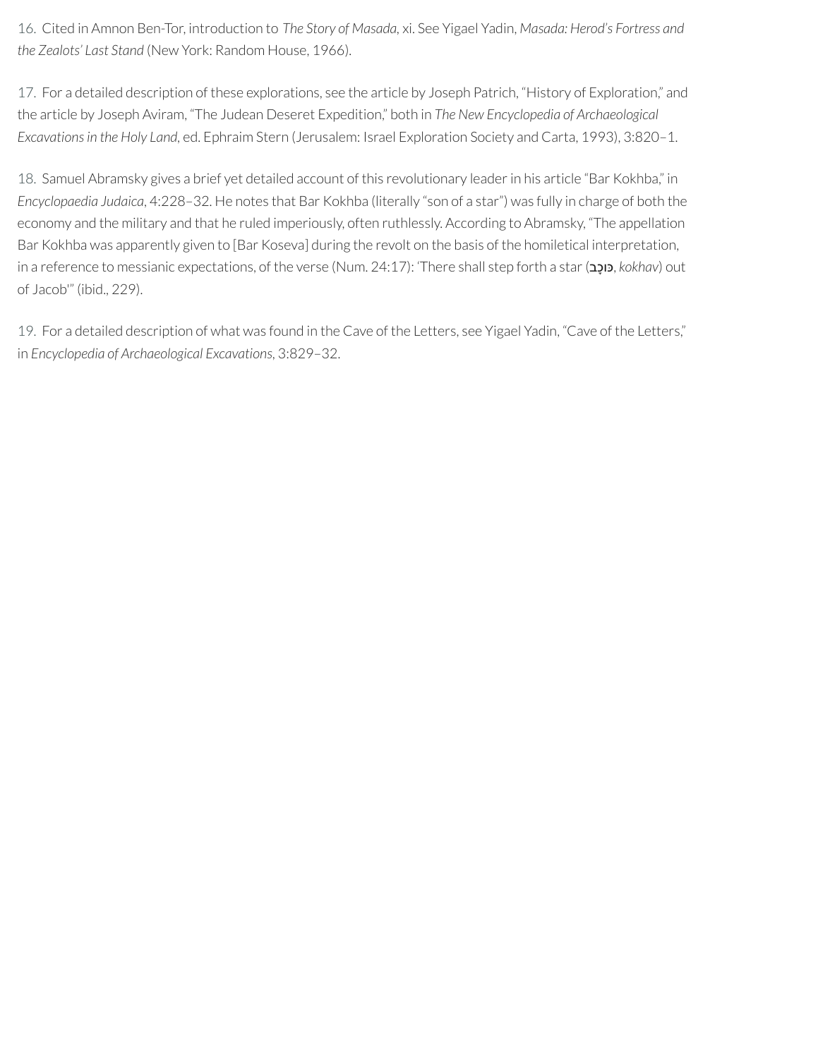16. Cited in Amnon Ben-Tor, introduction to *The Story of Masada*, xi. See Yigael Yadin, *Masada: Herod's Fortress and the Zealots' Last Stand* (New York: Random House, 1966).

17. For a detailed description of these explorations, see the article by Joseph Patrich, "History of Exploration," and the article by Joseph Aviram, "The Judean Deseret Expedition," both in *The New Encyclopedia of Archaeological Excavations in the Holy Land*, ed. Ephraim Stern (Jerusalem: Israel Exploration Society and Carta, 1993), 3:820–1.

18. Samuel Abramsky gives a brief yet detailed account of this revolutionary leader in his article "Bar Kokhba," in *Encyclopaedia Judaica*, 4:228–32. He notes that Bar Kokhba (literally "son of a star") was fully in charge of both the economy and the military and that he ruled imperiously, often ruthlessly. According to Abramsky, "The appellation Bar Kokhba was apparently given to [Bar Koseva] during the revolt on the basis of the homiletical interpretation, in a reference to messianic expectations, of the verse (Num. 24:17): 'There shall step forth a star (כּוֹכָב, *kokhav*) out of Jacob'" (ibid., 229).

19. For a detailed description of what was found in the Cave of the Letters, see Yigael Yadin, "Cave of the Letters," in *Encyclopedia of Archaeological Excavations*, 3:829–32.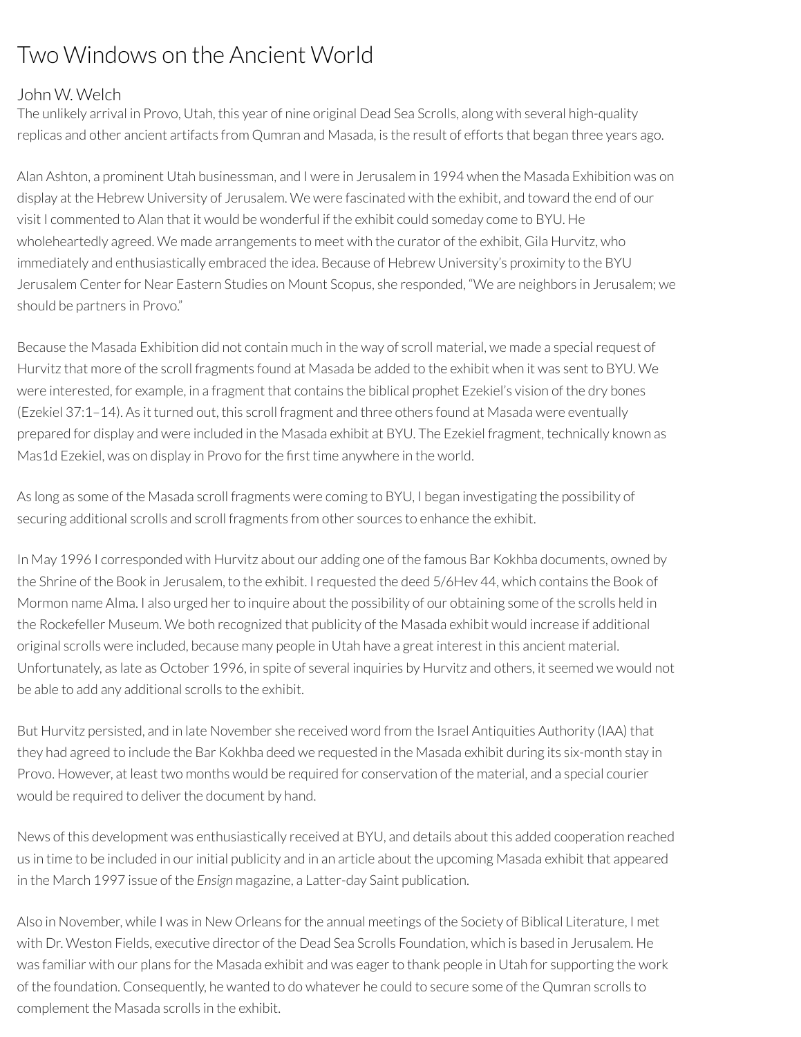# Two Windows on the Ancient World

## John W. Welch

The unlikely arrival in Provo, Utah, this year of nine original Dead Sea Scrolls, along with several high-quality replicas and other ancient artifacts from Qumran and Masada, is the result of efforts that began three years ago.

Alan Ashton, a prominent Utah businessman, and I were in Jerusalem in 1994 when the Masada Exhibition was on display at the Hebrew University of Jerusalem. We were fascinated with the exhibit, and toward the end of our visit I commented to Alan that it would be wonderful if the exhibit could someday come to BYU. He wholeheartedly agreed. We made arrangements to meet with the curator of the exhibit, Gila Hurvitz, who immediately and enthusiastically embraced the idea. Because of Hebrew University's proximity to the BYU Jerusalem Center for Near Eastern Studies on Mount Scopus, she responded, "We are neighbors in Jerusalem; we should be partners in Provo."

Because the Masada Exhibition did not contain much in the way of scroll material, we made a special request of Hurvitz that more of the scroll fragments found at Masada be added to the exhibit when it was sent to BYU. We were interested, for example, in a fragment that contains the biblical prophet Ezekiel's vision of the dry bones (Ezekiel 37:1–14). As it turned out, this scroll fragment and three others found at Masada were eventually prepared for display and were included in the Masada exhibit at BYU. The Ezekiel fragment, technically known as Mas1d Ezekiel, was on display in Provo for the first time anywhere in the world.

As long as some of the Masada scroll fragments were coming to BYU, I began investigating the possibility of securing additional scrolls and scroll fragments from other sources to enhance the exhibit.

In May 1996 I corresponded with Hurvitz about our adding one of the famous Bar Kokhba documents, owned by the Shrine of the Book in Jerusalem, to the exhibit. I requested the deed 5/6Hev 44, which contains the Book of Mormon name Alma. I also urged her to inquire about the possibility of our obtaining some of the scrolls held in the Rockefeller Museum. We both recognized that publicity of the Masada exhibit would increase if additional original scrolls were included, because many people in Utah have a great interest in this ancient material. Unfortunately, as late as October 1996, in spite of several inquiries by Hurvitz and others, it seemed we would not be able to add any additional scrolls to the exhibit.

But Hurvitz persisted, and in late November she received word from the Israel Antiquities Authority (IAA) that they had agreed to include the Bar Kokhba deed we requested in the Masada exhibit during its six-month stay in Provo. However, at least two months would be required for conservation of the material, and a special courier would be required to deliver the document by hand.

News of this development was enthusiastically received at BYU, and details about this added cooperation reached us in time to be included in our initial publicity and in an article about the upcoming Masada exhibit that appeared in the March 1997 issue of the *Ensign* magazine, a Latter-day Saint publication.

Also in November, while I was in New Orleans for the annual meetings of the Society of Biblical Literature, I met with Dr. Weston Fields, executive director of the Dead Sea Scrolls Foundation, which is based in Jerusalem. He was familiar with our plans for the Masada exhibit and was eager to thank people in Utah for supporting the work of the foundation. Consequently, he wanted to do whatever he could to secure some of the Qumran scrolls to complement the Masada scrolls in the exhibit.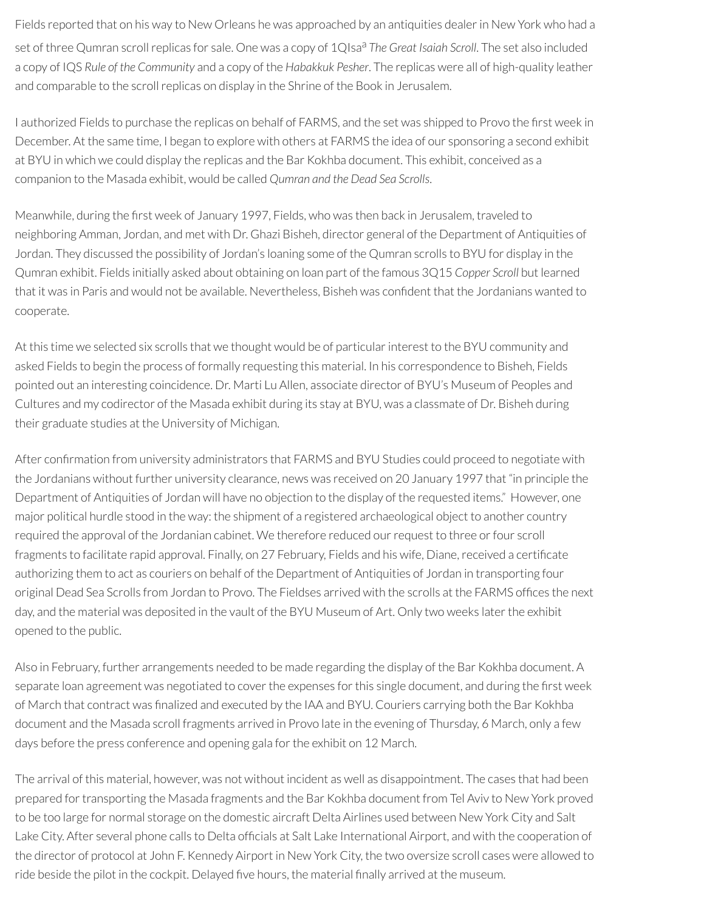Fields reported that on his way to New Orleans he was approached by an antiquities dealer in New York who had a set of three Qumran scroll replicas for sale. One was a copy of 1QIsa[a] *The Great Isaiah Scroll*. The set also included a copy of IQS *Rule of the Community* and a copy of the *Habakkuk Pesher*. The replicas were all of high-quality leather and comparable to the scroll replicas on display in the Shrine of the Book in Jerusalem.

I authorized Fields to purchase the replicas on behalf of FARMS, and the set was shipped to Provo the first week in December. At the same time, I began to explore with others at FARMS the idea of our sponsoring a second exhibit at BYU in which we could display the replicas and the Bar Kokhba document. This exhibit, conceived as a companion to the Masada exhibit, would be called *Qumran and the Dead Sea Scrolls*.

Meanwhile, during the first week of January 1997, Fields, who was then back in Jerusalem, traveled to neighboring Amman, Jordan, and met with Dr. Ghazi Bisheh, director general of the Department of Antiquities of Jordan. They discussed the possibility of Jordan's loaning some of the Qumran scrolls to BYU for display in the Qumran exhibit. Fields initially asked about obtaining on loan part of the famous 3Q15 *Copper Scroll* but learned that it was in Paris and would not be available. Nevertheless, Bisheh was confident that the Jordanians wanted to cooperate.

At this time we selected six scrolls that we thought would be of particular interest to the BYU community and asked Fields to begin the process of formally requesting this material. In his correspondence to Bisheh, Fields pointed out an interesting coincidence. Dr. Marti Lu Allen, associate director of BYU's Museum of Peoples and Cultures and my codirector of the Masada exhibit during its stay at BYU, was a classmate of Dr. Bisheh during their graduate studies at the University of Michigan.

After confirmation from university administrators that FARMS and BYU Studies could proceed to negotiate with the Jordanians without further university clearance, news was received on 20 January 1997 that "in principle the Department of Antiquities of Jordan will have no objection to the display of the requested items." However, one major political hurdle stood in the way: the shipment of a registered archaeological object to another country required the approval of the Jordanian cabinet. We therefore reduced our request to three or four scroll fragments to facilitate rapid approval. Finally, on 27 February, Fields and his wife, Diane, received a certificate authorizing them to act as couriers on behalf of the Department of Antiquities of Jordan in transporting four original Dead Sea Scrolls from Jordan to Provo. The Fieldses arrived with the scrolls at the FARMS offices the next day, and the material was deposited in the vault of the BYU Museum of Art. Only two weeks later the exhibit opened to the public.

Also in February, further arrangements needed to be made regarding the display of the Bar Kokhba document. A separate loan agreement was negotiated to cover the expenses for this single document, and during the first week of March that contract was finalized and executed by the IAA and BYU. Couriers carrying both the Bar Kokhba document and the Masada scroll fragments arrived in Provo late in the evening of Thursday, 6 March, only a few days before the press conference and opening gala for the exhibit on 12 March.

The arrival of this material, however, was not without incident as well as disappointment. The cases that had been prepared for transporting the Masada fragments and the Bar Kokhba document from Tel Aviv to New York proved to be too large for normal storage on the domestic aircraft Delta Airlines used between New York City and Salt Lake City. After several phone calls to Delta officials at Salt Lake International Airport, and with the cooperation of the director of protocol at John F. Kennedy Airport in New York City, the two oversize scroll cases were allowed to ride beside the pilot in the cockpit. Delayed five hours, the material finally arrived at the museum.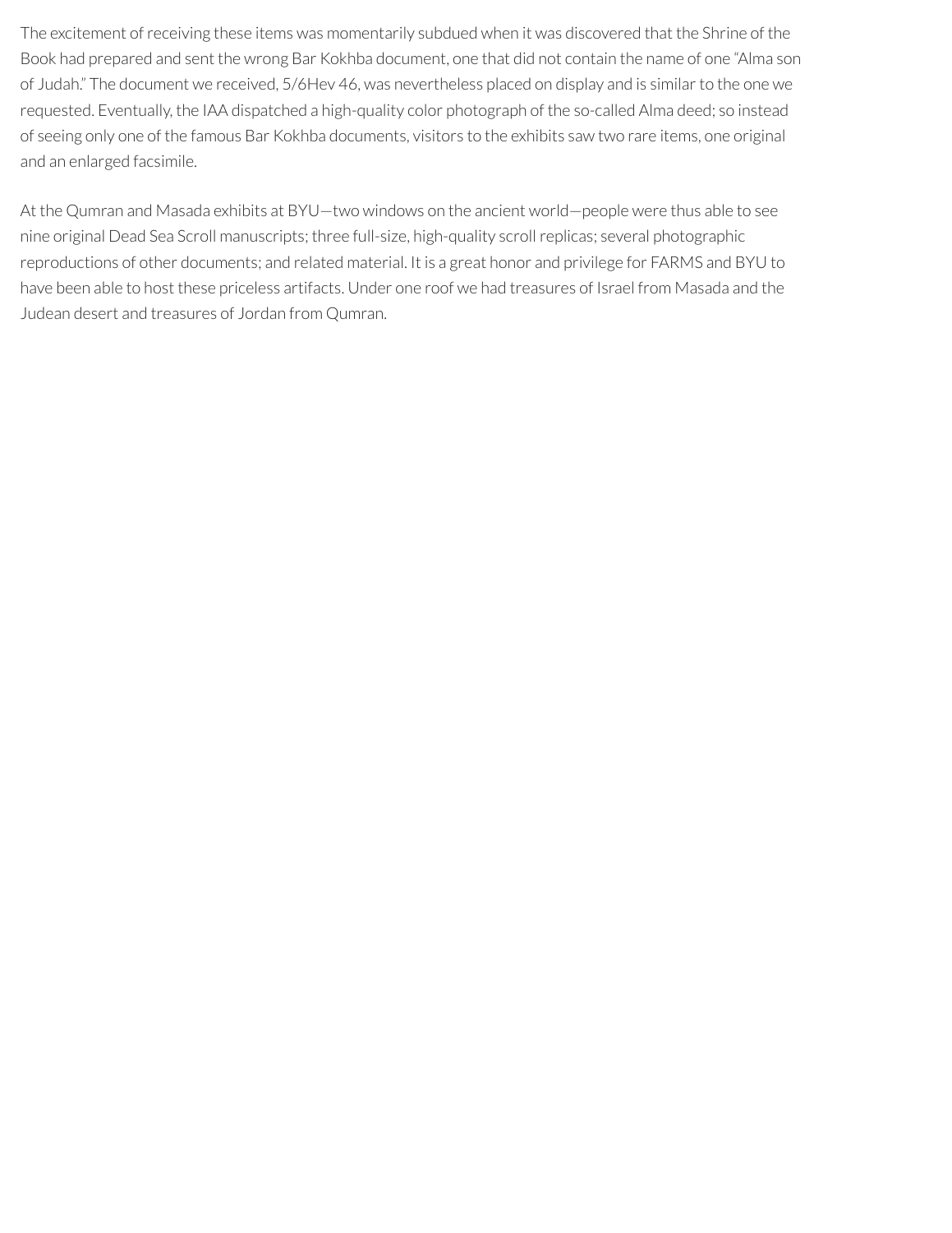The excitement of receiving these items was momentarily subdued when it was discovered that the Shrine of the Book had prepared and sent the wrong Bar Kokhba document, one that did not contain the name of one “Alma son of Judah.” The document we received, 5/6Hev 46, was nevertheless placed on display and is similar to the one we requested. Eventually, the IAA dispatched a high-quality color photograph of the so-called Alma deed; so instead of seeing only one of the famous Bar Kokhba documents, visitors to the exhibits saw two rare items, one original and an enlarged facsimile.

At the Qumran and Masada exhibits at BYU—two windows on the ancient world—people were thus able to see nine original Dead Sea Scroll manuscripts; three full-size, high-quality scroll replicas; several photographic reproductions of other documents; and related material. It is a great honor and privilege for FARMS and BYU to have been able to host these priceless artifacts. Under one roof we had treasures of Israel from Masada and the Judean desert and treasures of Jordan from Qumran.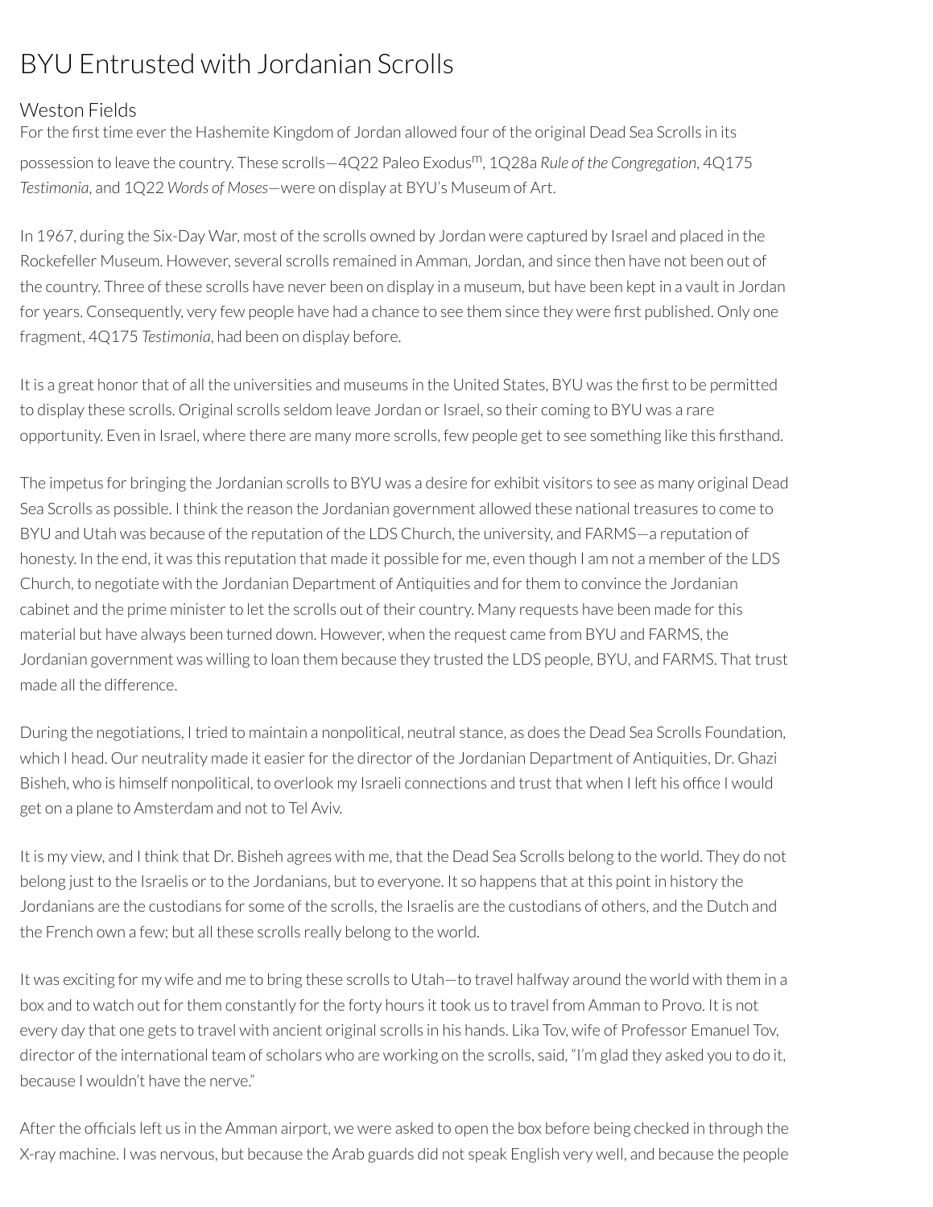# BYU Entrusted with Jordanian Scrolls

## Weston Fields

For the first time ever the Hashemite Kingdom of Jordan allowed four of the original Dead Sea Scrolls in its possession to leave the country. These scrolls—4Q22 Paleo Exodus$^{m}$, 1Q28a *Rule of the Congregation*, 4Q175 *Testimonia*, and 1Q22 *Words of Moses*—were on display at BYU's Museum of Art.

In 1967, during the Six-Day War, most of the scrolls owned by Jordan were captured by Israel and placed in the Rockefeller Museum. However, several scrolls remained in Amman, Jordan, and since then have not been out of the country. Three of these scrolls have never been on display in a museum, but have been kept in a vault in Jordan for years. Consequently, very few people have had a chance to see them since they were first published. Only one fragment, 4Q175 *Testimonia*, had been on display before.

It is a great honor that of all the universities and museums in the United States, BYU was the first to be permitted to display these scrolls. Original scrolls seldom leave Jordan or Israel, so their coming to BYU was a rare opportunity. Even in Israel, where there are many more scrolls, few people get to see something like this firsthand.

The impetus for bringing the Jordanian scrolls to BYU was a desire for exhibit visitors to see as many original Dead Sea Scrolls as possible. I think the reason the Jordanian government allowed these national treasures to come to BYU and Utah was because of the reputation of the LDS Church, the university, and FARMS—a reputation of honesty. In the end, it was this reputation that made it possible for me, even though I am not a member of the LDS Church, to negotiate with the Jordanian Department of Antiquities and for them to convince the Jordanian cabinet and the prime minister to let the scrolls out of their country. Many requests have been made for this material but have always been turned down. However, when the request came from BYU and FARMS, the Jordanian government was willing to loan them because they trusted the LDS people, BYU, and FARMS. That trust made all the difference.

During the negotiations, I tried to maintain a nonpolitical, neutral stance, as does the Dead Sea Scrolls Foundation, which I head. Our neutrality made it easier for the director of the Jordanian Department of Antiquities, Dr. Ghazi Bisheh, who is himself nonpolitical, to overlook my Israeli connections and trust that when I left his office I would get on a plane to Amsterdam and not to Tel Aviv.

It is my view, and I think that Dr. Bisheh agrees with me, that the Dead Sea Scrolls belong to the world. They do not belong just to the Israelis or to the Jordanians, but to everyone. It so happens that at this point in history the Jordanians are the custodians for some of the scrolls, the Israelis are the custodians of others, and the Dutch and the French own a few; but all these scrolls really belong to the world.

It was exciting for my wife and me to bring these scrolls to Utah—to travel halfway around the world with them in a box and to watch out for them constantly for the forty hours it took us to travel from Amman to Provo. It is not every day that one gets to travel with ancient original scrolls in his hands. Lika Tov, wife of Professor Emanuel Tov, director of the international team of scholars who are working on the scrolls, said, "I'm glad they asked you to do it, because I wouldn't have the nerve."

After the officials left us in the Amman airport, we were asked to open the box before being checked in through the X-ray machine. I was nervous, but because the Arab guards did not speak English very well, and because the people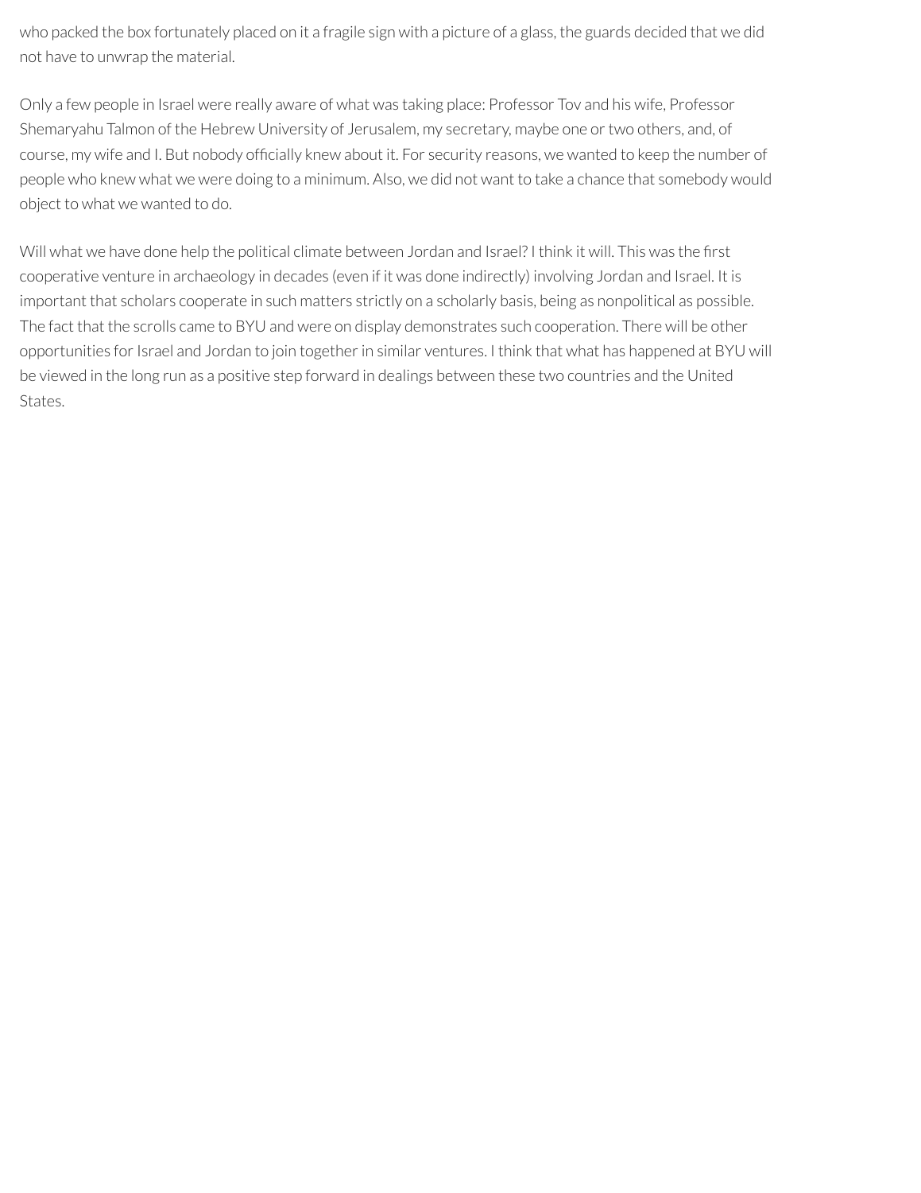who packed the box fortunately placed on it a fragile sign with a picture of a glass, the guards decided that we did not have to unwrap the material.

Only a few people in Israel were really aware of what was taking place: Professor Tov and his wife, Professor Shemaryahu Talmon of the Hebrew University of Jerusalem, my secretary, maybe one or two others, and, of course, my wife and I. But nobody officially knew about it. For security reasons, we wanted to keep the number of people who knew what we were doing to a minimum. Also, we did not want to take a chance that somebody would object to what we wanted to do.

Will what we have done help the political climate between Jordan and Israel? I think it will. This was the first cooperative venture in archaeology in decades (even if it was done indirectly) involving Jordan and Israel. It is important that scholars cooperate in such matters strictly on a scholarly basis, being as nonpolitical as possible. The fact that the scrolls came to BYU and were on display demonstrates such cooperation. There will be other opportunities for Israel and Jordan to join together in similar ventures. I think that what has happened at BYU will be viewed in the long run as a positive step forward in dealings between these two countries and the United States.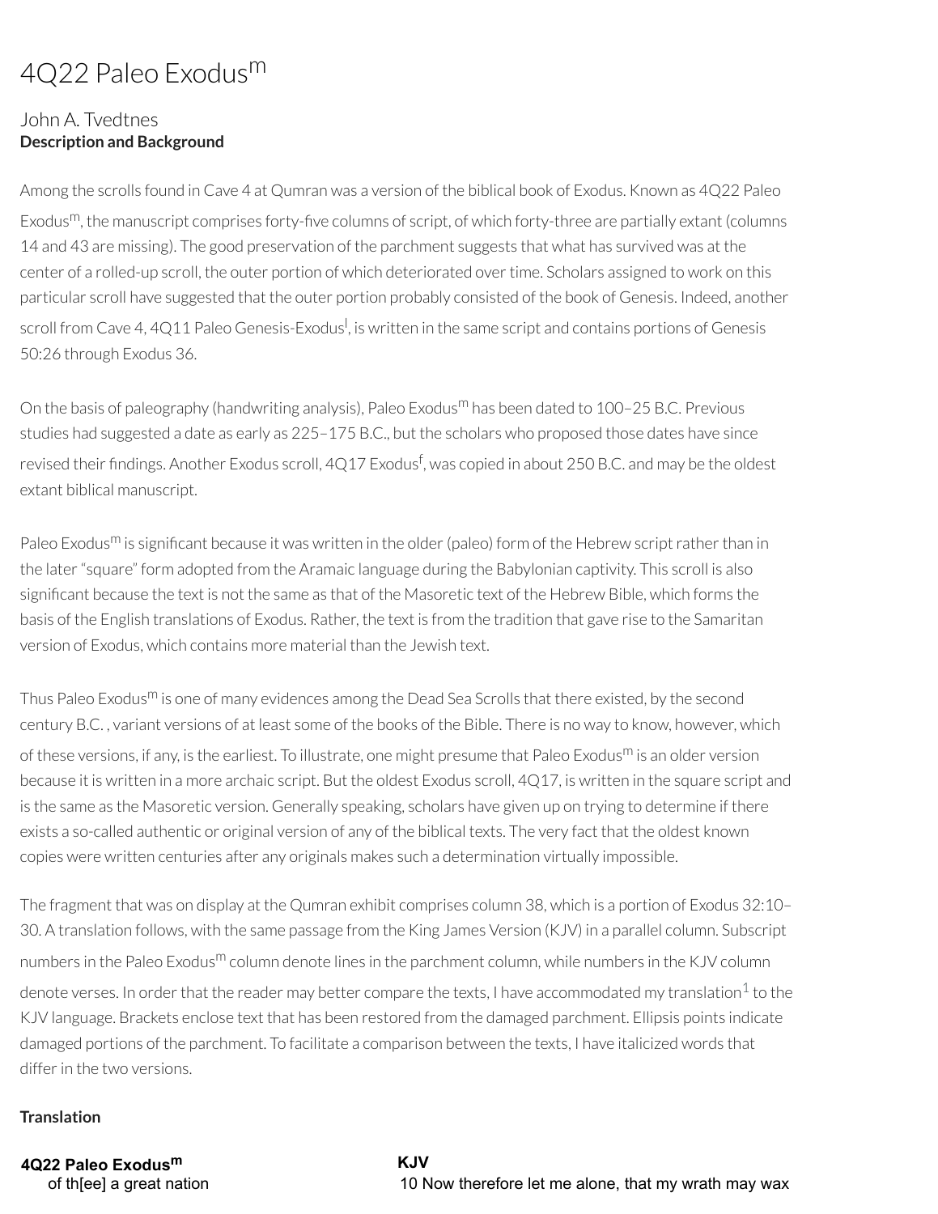# 4Q22 Paleo Exodus$^{m}$

John A. Tvedtnes

**Description and Background**

Among the scrolls found in Cave 4 at Qumran was a version of the biblical book of Exodus. Known as 4Q22 Paleo Exodus$^{m}$, the manuscript comprises forty-five columns of script, of which forty-three are partially extant (columns 14 and 43 are missing). The good preservation of the parchment suggests that what has survived was at the center of a rolled-up scroll, the outer portion of which deteriorated over time. Scholars assigned to work on this particular scroll have suggested that the outer portion probably consisted of the book of Genesis. Indeed, another scroll from Cave 4, 4Q11 Paleo Genesis-Exodus$^{l}$, is written in the same script and contains portions of Genesis 50:26 through Exodus 36.

On the basis of paleography (handwriting analysis), Paleo Exodus$^{m}$ has been dated to 100–25 B.C. Previous studies had suggested a date as early as 225–175 B.C., but the scholars who proposed those dates have since revised their findings. Another Exodus scroll, 4Q17 Exodus$^{f}$, was copied in about 250 B.C. and may be the oldest extant biblical manuscript.

Paleo Exodus$^{m}$ is significant because it was written in the older (paleo) form of the Hebrew script rather than in the later "square" form adopted from the Aramaic language during the Babylonian captivity. This scroll is also significant because the text is not the same as that of the Masoretic text of the Hebrew Bible, which forms the basis of the English translations of Exodus. Rather, the text is from the tradition that gave rise to the Samaritan version of Exodus, which contains more material than the Jewish text.

Thus Paleo Exodus$^{m}$ is one of many evidences among the Dead Sea Scrolls that there existed, by the second century B.C. , variant versions of at least some of the books of the Bible. There is no way to know, however, which of these versions, if any, is the earliest. To illustrate, one might presume that Paleo Exodus$^{m}$ is an older version because it is written in a more archaic script. But the oldest Exodus scroll, 4Q17, is written in the square script and is the same as the Masoretic version. Generally speaking, scholars have given up on trying to determine if there exists a so-called authentic or original version of any of the biblical texts. The very fact that the oldest known copies were written centuries after any originals makes such a determination virtually impossible.

The fragment that was on display at the Qumran exhibit comprises column 38, which is a portion of Exodus 32:10–30. A translation follows, with the same passage from the King James Version (KJV) in a parallel column. Subscript numbers in the Paleo Exodus$^{m}$ column denote lines in the parchment column, while numbers in the KJV column denote verses. In order that the reader may better compare the texts, I have accommodated my translation[1] to the KJV language. Brackets enclose text that has been restored from the damaged parchment. Ellipsis points indicate damaged portions of the parchment. To facilitate a comparison between the texts, I have italicized words that differ in the two versions.

**Translation**

| 4Q22 Paleo Exodus$^{m}$ | KJV |
| --- | --- |
| of th[ee] a great nation | 10 Now therefore let me alone, that my wrath may wax |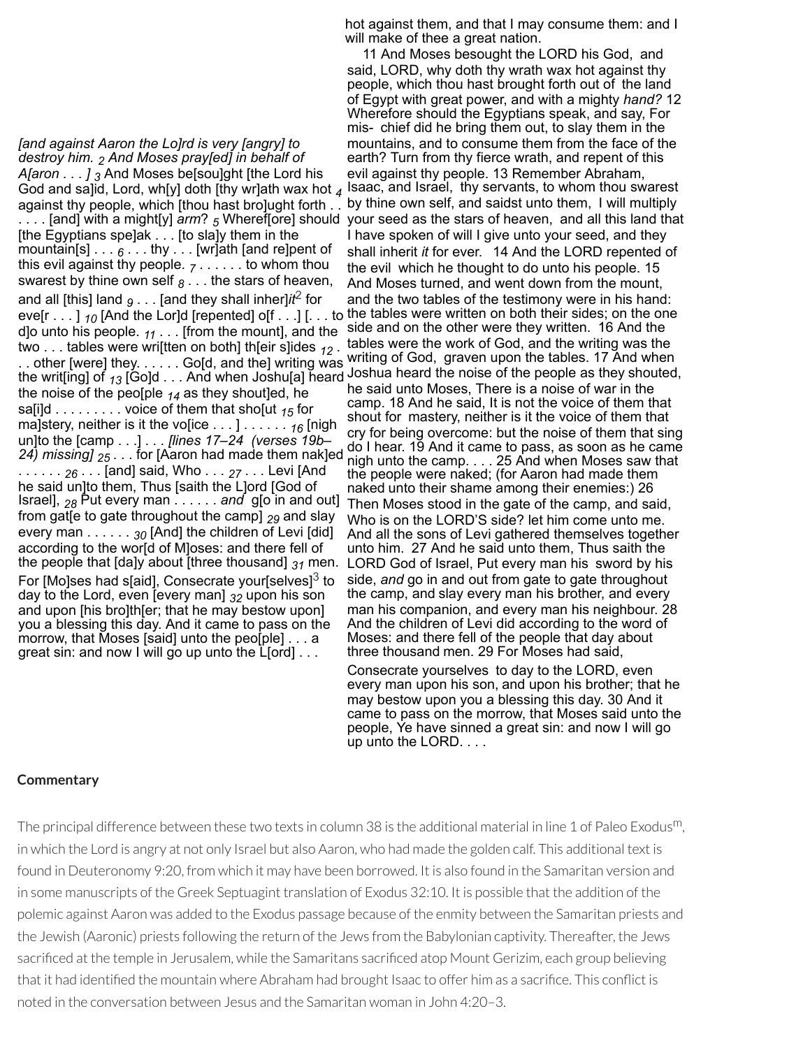*[and against Aaron the Lo]rd is very [angry] to destroy him.* $_2$ *And Moses pray[ed] in behalf of A[aron . . . ]* $_3$ And Moses be[sou]ght [the Lord his God and sa]id, Lord, wh[y] doth [thy wr]ath wax hot $_4$ against thy people, which [thou hast bro]ught forth . . . . . [and] with a might[y] *arm*? $_5$ Wheref[ore] should [the Egyptians spe]ak . . . [to sla]y them in the mountain[s] . . . $_6$ . . . thy . . . [wr]ath [and re]pent of this evil against thy people. $_7$ . . . . . . to whom thou swarest by thine own self $_8$ . . . the stars of heaven, and all [this] land $_9$ . . . [and they shall inher]*it*[2] for eve[r . . . ] $_{10}$ [And the Lor]d [repented] o[f . . .] [. . . to d]o unto his people. $_{11}$ . . . [from the mount], and the two . . . tables were wri[tten on both] th[eir s]ides $_{12}$ . . . other [were] they. . . . . . Go[d, and the] writing was the writ[ing] of $_{13}$ [Go]d . . . And when Joshu[a] heard the noise of the peo[ple $_{14}$ as they shout]ed, he sa[i]d . . . . . . . . . voice of them that sho[ut $_{15}$ for ma]stery, neither is it the vo[ice . . . ] . . . . . . $_{16}$ [nigh un]to the [camp . . .] . . . *[lines 17–24 (verses 19b–24) missing]* $_{25}$ . . . for [Aaron had made them nak]ed . . . . . . $_{26}$ . . . [and] said, Who . . . $_{27}$ . . . Levi [And he said un]to them, Thus [saith the L]ord [God of Israel], $_{28}$ Put every man . . . . . . *and* g[o in and out] from gat[e to gate throughout the camp] $_{29}$ and slay every man . . . . . . $_{30}$ [And] the children of Levi [did] according to the wor[d of M]oses: and there fell of the people that [da]y about [three thousand] $_{31}$ men. For [Mo]ses had s[aid], Consecrate your[selves][3] to day to the Lord, even [every man] $_{32}$ upon his son and upon [his bro]th[er; that he may bestow upon] you a blessing this day. And it came to pass on the morrow, that Moses [said] unto the peo[ple] . . . a great sin: and now I will go up unto the L[ord] . . .

hot against them, and that I may consume them: and I will make of thee a great nation.

11 And Moses besought the LORD his God, and said, LORD, why doth thy wrath wax hot against thy people, which thou hast brought forth out of the land of Egypt with great power, and with a mighty *hand?* 12 Wherefore should the Egyptians speak, and say, For mis- chief did he bring them out, to slay them in the mountains, and to consume them from the face of the earth? Turn from thy fierce wrath, and repent of this evil against thy people. 13 Remember Abraham, Isaac, and Israel, thy servants, to whom thou swarest by thine own self, and saidst unto them, I will multiply your seed as the stars of heaven, and all this land that I have spoken of will I give unto your seed, and they shall inherit *it* for ever. 14 And the LORD repented of the evil which he thought to do unto his people. 15 And Moses turned, and went down from the mount, and the two tables of the testimony were in his hand: the tables were written on both their sides; on the one side and on the other were they written. 16 And the tables were the work of God, and the writing was the writing of God, graven upon the tables. 17 And when Joshua heard the noise of the people as they shouted, he said unto Moses, There is a noise of war in the camp. 18 And he said, It is not the voice of them that shout for mastery, neither is it the voice of them that cry for being overcome: but the noise of them that sing do I hear. 19 And it came to pass, as soon as he came nigh unto the camp. . . . 25 And when Moses saw that the people were naked; (for Aaron had made them naked unto their shame among their enemies:) 26 Then Moses stood in the gate of the camp, and said, Who is on the LORD'S side? let him come unto me. And all the sons of Levi gathered themselves together unto him. 27 And he said unto them, Thus saith the LORD God of Israel, Put every man his sword by his side, *and* go in and out from gate to gate throughout the camp, and slay every man his brother, and every man his companion, and every man his neighbour. 28 And the children of Levi did according to the word of Moses: and there fell of the people that day about three thousand men. 29 For Moses had said,

Consecrate yourselves to day to the LORD, even every man upon his son, and upon his brother; that he may bestow upon you a blessing this day. 30 And it came to pass on the morrow, that Moses said unto the people, Ye have sinned a great sin: and now I will go up unto the LORD. . . .

### Commentary

The principal difference between these two texts in column 38 is the additional material in line 1 of Paleo Exodus[m], in which the Lord is angry at not only Israel but also Aaron, who had made the golden calf. This additional text is found in Deuteronomy 9:20, from which it may have been borrowed. It is also found in the Samaritan version and in some manuscripts of the Greek Septuagint translation of Exodus 32:10. It is possible that the addition of the polemic against Aaron was added to the Exodus passage because of the enmity between the Samaritan priests and the Jewish (Aaronic) priests following the return of the Jews from the Babylonian captivity. Thereafter, the Jews sacrificed at the temple in Jerusalem, while the Samaritans sacrificed atop Mount Gerizim, each group believing that it had identified the mountain where Abraham had brought Isaac to offer him as a sacrifice. This conflict is noted in the conversation between Jesus and the Samaritan woman in John 4:20–3.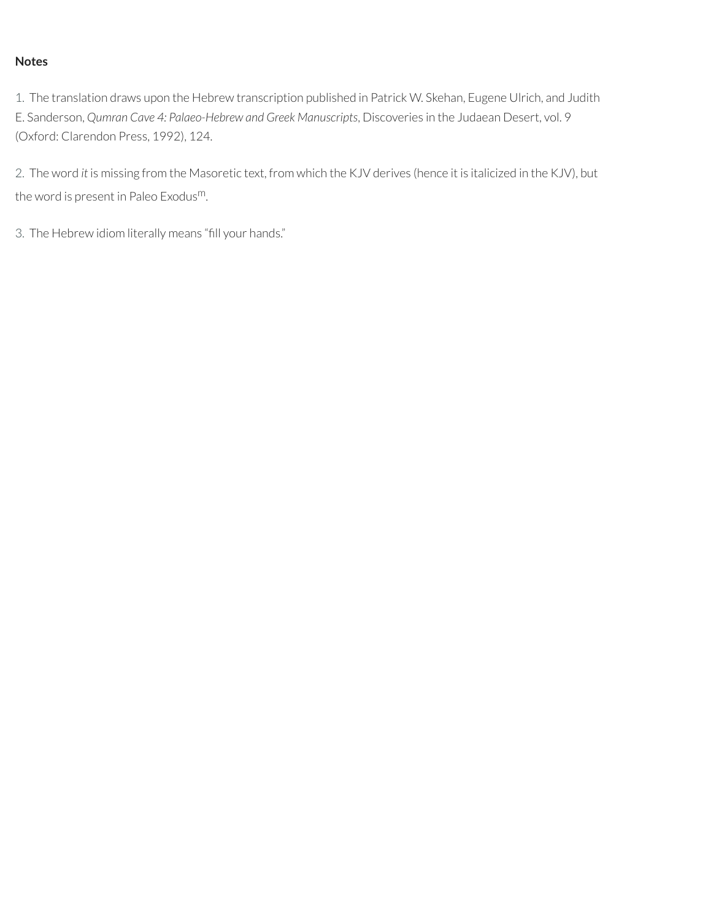**Notes**

1. The translation draws upon the Hebrew transcription published in Patrick W. Skehan, Eugene Ulrich, and Judith E. Sanderson, *Qumran Cave 4: Palaeo-Hebrew and Greek Manuscripts*, Discoveries in the Judaean Desert, vol. 9 (Oxford: Clarendon Press, 1992), 124.

2. The word *it* is missing from the Masoretic text, from which the KJV derives (hence it is italicized in the KJV), but the word is present in Paleo Exodus$^{m}$.

3. The Hebrew idiom literally means “fill your hands.”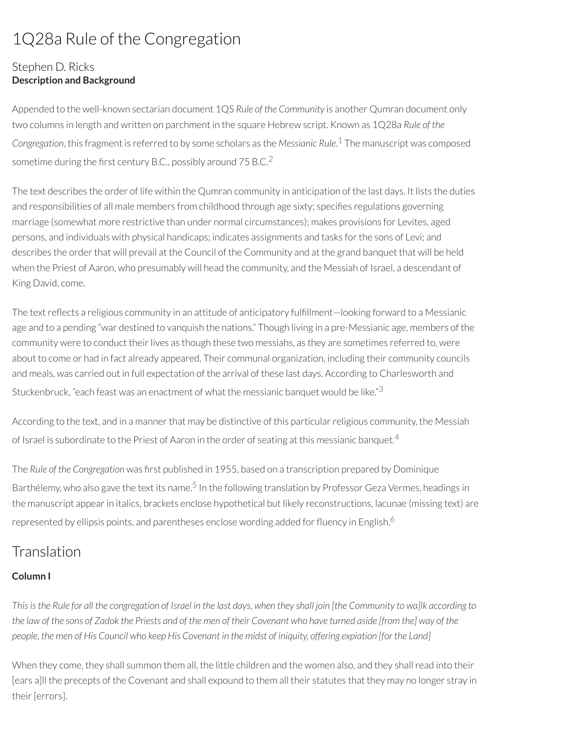# 1Q28a Rule of the Congregation

Stephen D. Ricks

**Description and Background**

Appended to the well-known sectarian document 1QS *Rule of the Community* is another Qumran document only two columns in length and written on parchment in the square Hebrew script. Known as 1Q28a *Rule of the Congregation*, this fragment is referred to by some scholars as the *Messianic Rule*.[1] The manuscript was composed sometime during the first century B.C., possibly around 75 B.C.[2]

The text describes the order of life within the Qumran community in anticipation of the last days. It lists the duties and responsibilities of all male members from childhood through age sixty; specifies regulations governing marriage (somewhat more restrictive than under normal circumstances); makes provisions for Levites, aged persons, and individuals with physical handicaps; indicates assignments and tasks for the sons of Levi; and describes the order that will prevail at the Council of the Community and at the grand banquet that will be held when the Priest of Aaron, who presumably will head the community, and the Messiah of Israel, a descendant of King David, come.

The text reflects a religious community in an attitude of anticipatory fulfillment—looking forward to a Messianic age and to a pending "war destined to vanquish the nations." Though living in a pre-Messianic age, members of the community were to conduct their lives as though these two messiahs, as they are sometimes referred to, were about to come or had in fact already appeared. Their communal organization, including their community councils and meals, was carried out in full expectation of the arrival of these last days. According to Charlesworth and Stuckenbruck, "each feast was an enactment of what the messianic banquet would be like."[3]

According to the text, and in a manner that may be distinctive of this particular religious community, the Messiah of Israel is subordinate to the Priest of Aaron in the order of seating at this messianic banquet.[4]

The *Rule of the Congregation* was first published in 1955, based on a transcription prepared by Dominique Barthélemy, who also gave the text its name.[5] In the following translation by Professor Geza Vermes, headings in the manuscript appear in italics, brackets enclose hypothetical but likely reconstructions, lacunae (missing text) are represented by ellipsis points, and parentheses enclose wording added for fluency in English.[6]

## Translation

**Column I**

*This is the Rule for all the congregation of Israel in the last days, when they shall join [the Community to wa]lk according to the law of the sons of Zadok the Priests and of the men of their Covenant who have turned aside [from the] way of the people, the men of His Council who keep His Covenant in the midst of iniquity, offering expiation [for the Land]*

When they come, they shall summon them all, the little children and the women also, and they shall read into their [ears a]ll the precepts of the Covenant and shall expound to them all their statutes that they may no longer stray in their [errors].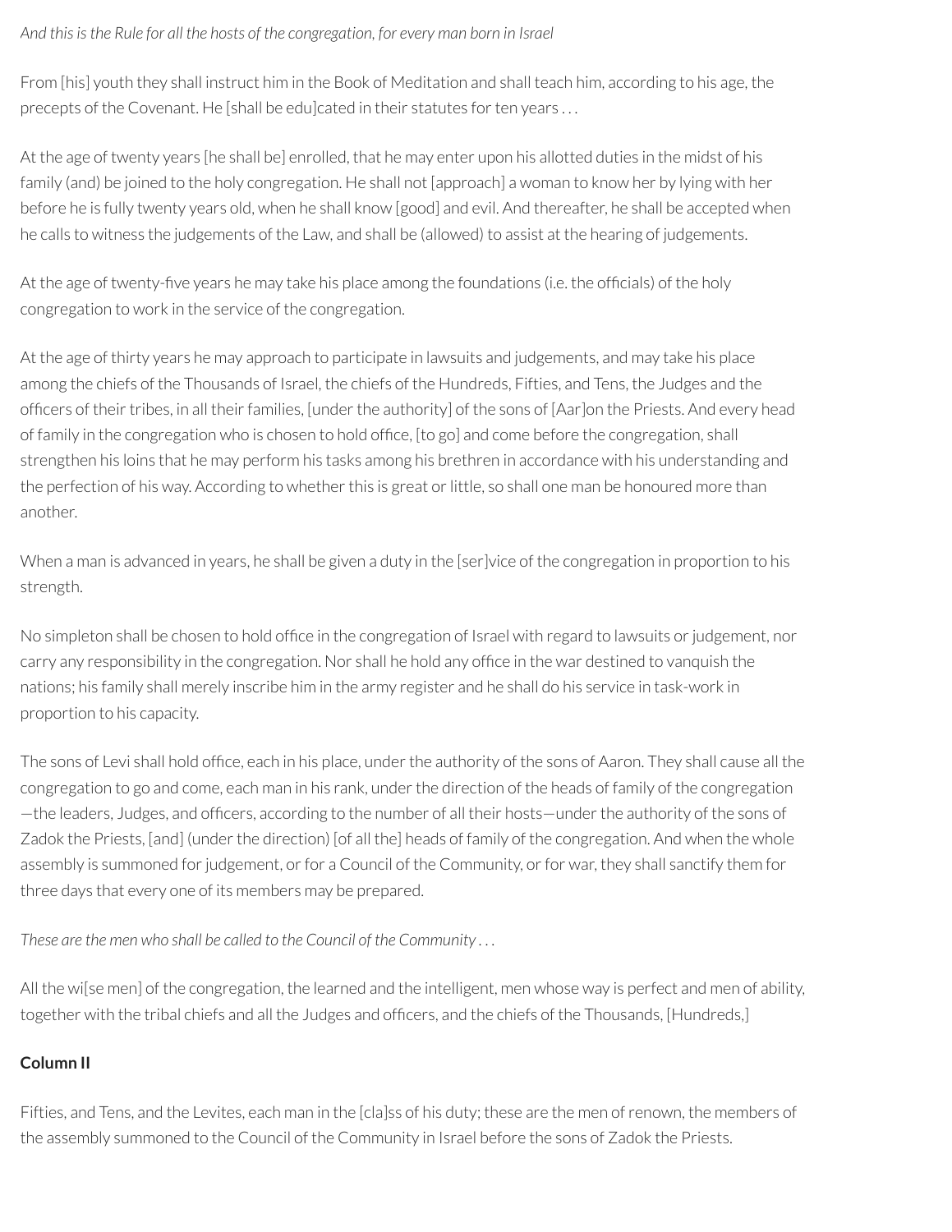*And this is the Rule for all the hosts of the congregation, for every man born in Israel*

From [his] youth they shall instruct him in the Book of Meditation and shall teach him, according to his age, the precepts of the Covenant. He [shall be edu]cated in their statutes for ten years . . .

At the age of twenty years [he shall be] enrolled, that he may enter upon his allotted duties in the midst of his family (and) be joined to the holy congregation. He shall not [approach] a woman to know her by lying with her before he is fully twenty years old, when he shall know [good] and evil. And thereafter, he shall be accepted when he calls to witness the judgements of the Law, and shall be (allowed) to assist at the hearing of judgements.

At the age of twenty-five years he may take his place among the foundations (i.e. the officials) of the holy congregation to work in the service of the congregation.

At the age of thirty years he may approach to participate in lawsuits and judgements, and may take his place among the chiefs of the Thousands of Israel, the chiefs of the Hundreds, Fifties, and Tens, the Judges and the officers of their tribes, in all their families, [under the authority] of the sons of [Aar]on the Priests. And every head of family in the congregation who is chosen to hold office, [to go] and come before the congregation, shall strengthen his loins that he may perform his tasks among his brethren in accordance with his understanding and the perfection of his way. According to whether this is great or little, so shall one man be honoured more than another.

When a man is advanced in years, he shall be given a duty in the [ser]vice of the congregation in proportion to his strength.

No simpleton shall be chosen to hold office in the congregation of Israel with regard to lawsuits or judgement, nor carry any responsibility in the congregation. Nor shall he hold any office in the war destined to vanquish the nations; his family shall merely inscribe him in the army register and he shall do his service in task-work in proportion to his capacity.

The sons of Levi shall hold office, each in his place, under the authority of the sons of Aaron. They shall cause all the congregation to go and come, each man in his rank, under the direction of the heads of family of the congregation—the leaders, Judges, and officers, according to the number of all their hosts—under the authority of the sons of Zadok the Priests, [and] (under the direction) [of all the] heads of family of the congregation. And when the whole assembly is summoned for judgement, or for a Council of the Community, or for war, they shall sanctify them for three days that every one of its members may be prepared.

*These are the men who shall be called to the Council of the Community . . .*

All the wi[se men] of the congregation, the learned and the intelligent, men whose way is perfect and men of ability, together with the tribal chiefs and all the Judges and officers, and the chiefs of the Thousands, [Hundreds,]

**Column II**

Fifties, and Tens, and the Levites, each man in the [cla]ss of his duty; these are the men of renown, the members of the assembly summoned to the Council of the Community in Israel before the sons of Zadok the Priests.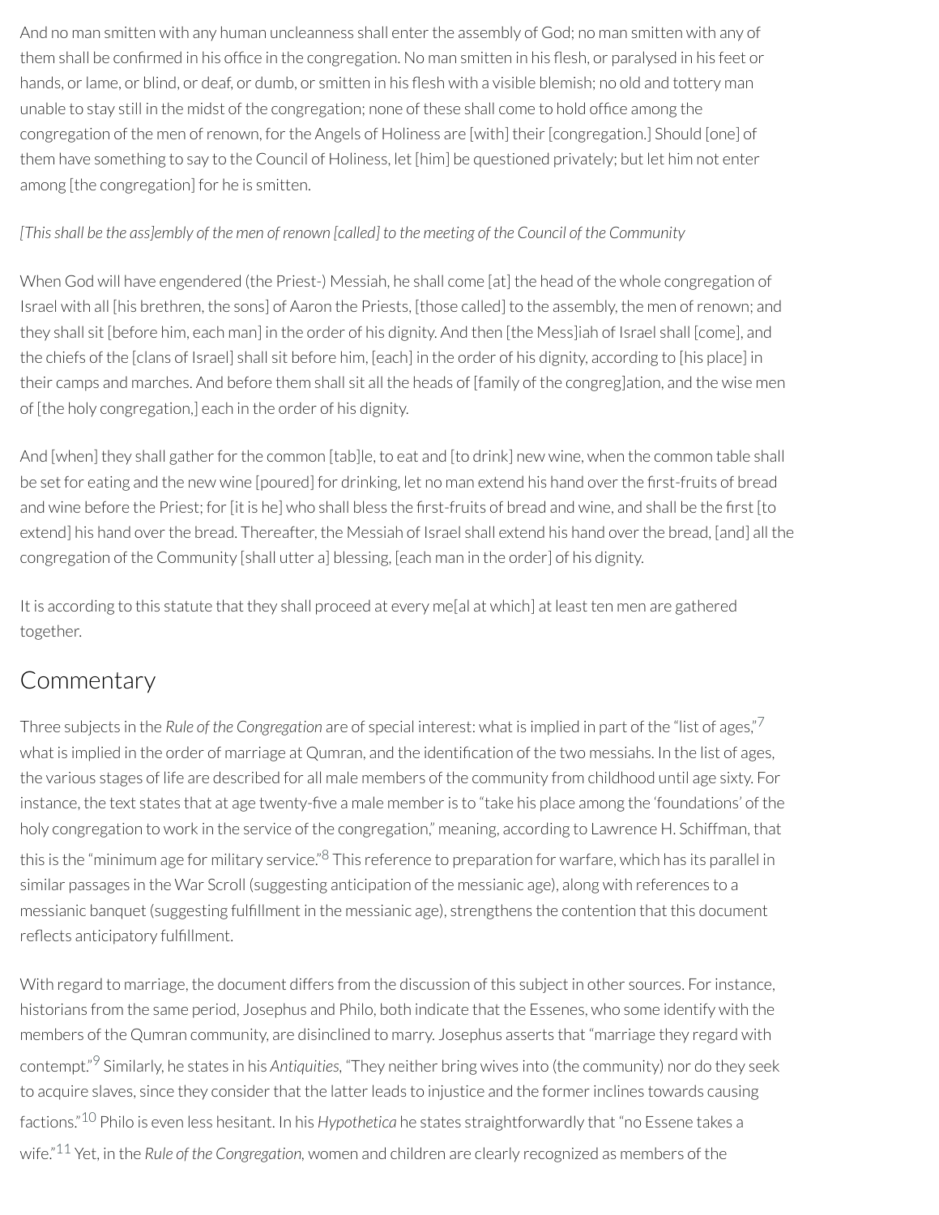And no man smitten with any human uncleanness shall enter the assembly of God; no man smitten with any of them shall be confirmed in his office in the congregation. No man smitten in his flesh, or paralysed in his feet or hands, or lame, or blind, or deaf, or dumb, or smitten in his flesh with a visible blemish; no old and tottery man unable to stay still in the midst of the congregation; none of these shall come to hold office among the congregation of the men of renown, for the Angels of Holiness are [with] their [congregation.] Should [one] of them have something to say to the Council of Holiness, let [him] be questioned privately; but let him not enter among [the congregation] for he is smitten.

*[This shall be the ass]embly of the men of renown [called] to the meeting of the Council of the Community*

When God will have engendered (the Priest-) Messiah, he shall come [at] the head of the whole congregation of Israel with all [his brethren, the sons] of Aaron the Priests, [those called] to the assembly, the men of renown; and they shall sit [before him, each man] in the order of his dignity. And then [the Mess]iah of Israel shall [come], and the chiefs of the [clans of Israel] shall sit before him, [each] in the order of his dignity, according to [his place] in their camps and marches. And before them shall sit all the heads of [family of the congreg]ation, and the wise men of [the holy congregation,] each in the order of his dignity.

And [when] they shall gather for the common [tab]le, to eat and [to drink] new wine, when the common table shall be set for eating and the new wine [poured] for drinking, let no man extend his hand over the first-fruits of bread and wine before the Priest; for [it is he] who shall bless the first-fruits of bread and wine, and shall be the first [to extend] his hand over the bread. Thereafter, the Messiah of Israel shall extend his hand over the bread, [and] all the congregation of the Community [shall utter a] blessing, [each man in the order] of his dignity.

It is according to this statute that they shall proceed at every me[al at which] at least ten men are gathered together.

## Commentary

Three subjects in the *Rule of the Congregation* are of special interest: what is implied in part of the "list of ages,"[7] what is implied in the order of marriage at Qumran, and the identification of the two messiahs. In the list of ages, the various stages of life are described for all male members of the community from childhood until age sixty. For instance, the text states that at age twenty-five a male member is to "take his place among the 'foundations' of the holy congregation to work in the service of the congregation," meaning, according to Lawrence H. Schiffman, that this is the "minimum age for military service."[8] This reference to preparation for warfare, which has its parallel in similar passages in the War Scroll (suggesting anticipation of the messianic age), along with references to a messianic banquet (suggesting fulfillment in the messianic age), strengthens the contention that this document reflects anticipatory fulfillment.

With regard to marriage, the document differs from the discussion of this subject in other sources. For instance, historians from the same period, Josephus and Philo, both indicate that the Essenes, who some identify with the members of the Qumran community, are disinclined to marry. Josephus asserts that "marriage they regard with contempt."[9] Similarly, he states in his *Antiquities*, "They neither bring wives into (the community) nor do they seek to acquire slaves, since they consider that the latter leads to injustice and the former inclines towards causing factions."[10] Philo is even less hesitant. In his *Hypothetica* he states straightforwardly that "no Essene takes a wife."[11] Yet, in the *Rule of the Congregation*, women and children are clearly recognized as members of the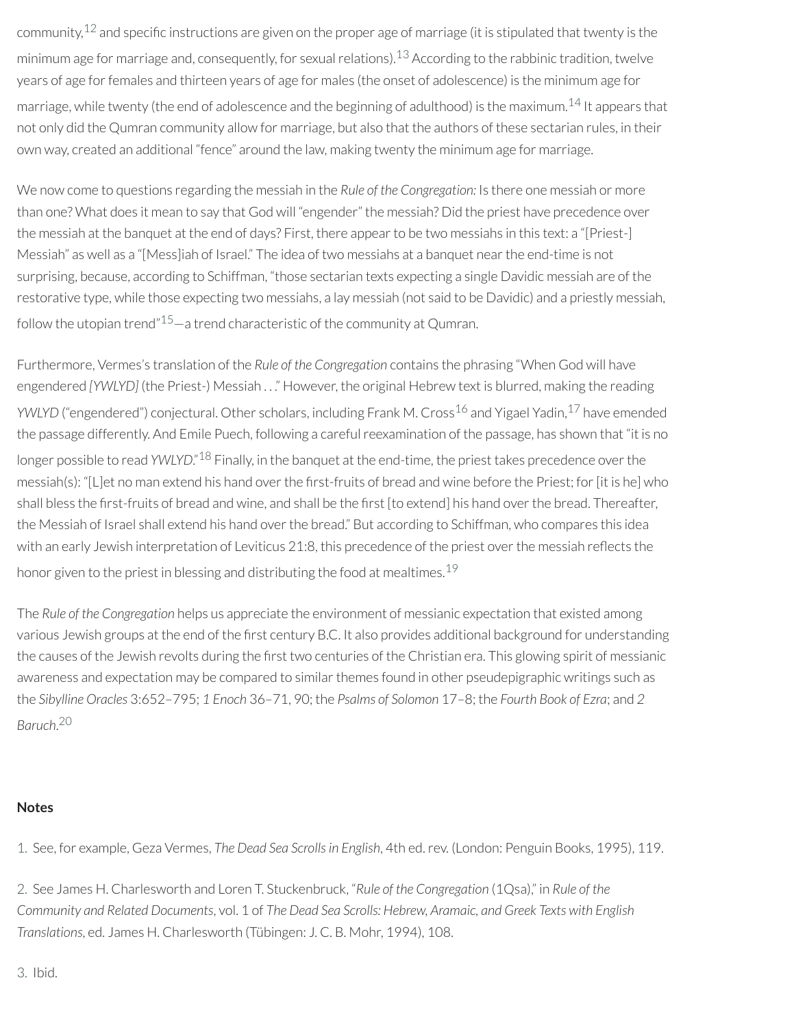community,[12] and specific instructions are given on the proper age of marriage (it is stipulated that twenty is the minimum age for marriage and, consequently, for sexual relations).[13] According to the rabbinic tradition, twelve years of age for females and thirteen years of age for males (the onset of adolescence) is the minimum age for marriage, while twenty (the end of adolescence and the beginning of adulthood) is the maximum.[14] It appears that not only did the Qumran community allow for marriage, but also that the authors of these sectarian rules, in their own way, created an additional "fence" around the law, making twenty the minimum age for marriage.

We now come to questions regarding the messiah in the *Rule of the Congregation:* Is there one messiah or more than one? What does it mean to say that God will "engender" the messiah? Did the priest have precedence over the messiah at the banquet at the end of days? First, there appear to be two messiahs in this text: a "[Priest-] Messiah" as well as a "[Mess]iah of Israel." The idea of two messiahs at a banquet near the end-time is not surprising, because, according to Schiffman, "those sectarian texts expecting a single Davidic messiah are of the restorative type, while those expecting two messiahs, a lay messiah (not said to be Davidic) and a priestly messiah, follow the utopian trend"[15]—a trend characteristic of the community at Qumran.

Furthermore, Vermes's translation of the *Rule of the Congregation* contains the phrasing "When God will have engendered *[YWLYD]* (the Priest-) Messiah . . ." However, the original Hebrew text is blurred, making the reading *YWLYD* ("engendered") conjectural. Other scholars, including Frank M. Cross[16] and Yigael Yadin,[17] have emended the passage differently. And Emile Puech, following a careful reexamination of the passage, has shown that "it is no longer possible to read *YWLYD*."[18] Finally, in the banquet at the end-time, the priest takes precedence over the messiah(s): "[L]et no man extend his hand over the first-fruits of bread and wine before the Priest; for [it is he] who shall bless the first-fruits of bread and wine, and shall be the first [to extend] his hand over the bread. Thereafter, the Messiah of Israel shall extend his hand over the bread." But according to Schiffman, who compares this idea with an early Jewish interpretation of Leviticus 21:8, this precedence of the priest over the messiah reflects the honor given to the priest in blessing and distributing the food at mealtimes.[19]

The *Rule of the Congregation* helps us appreciate the environment of messianic expectation that existed among various Jewish groups at the end of the first century B.C. It also provides additional background for understanding the causes of the Jewish revolts during the first two centuries of the Christian era. This glowing spirit of messianic awareness and expectation may be compared to similar themes found in other pseudepigraphic writings such as the *Sibylline Oracles* 3:652–795; *1 Enoch* 36–71, 90; the *Psalms of Solomon* 17–8; the *Fourth Book of Ezra*; and *2 Baruch*.[20]

**Notes**

1. See, for example, Geza Vermes, *The Dead Sea Scrolls in English*, 4th ed. rev. (London: Penguin Books, 1995), 119.

2. See James H. Charlesworth and Loren T. Stuckenbruck, "*Rule of the Congregation* (1Qsa)," in *Rule of the Community and Related Documents*, vol. 1 of *The Dead Sea Scrolls: Hebrew, Aramaic, and Greek Texts with English Translations*, ed. James H. Charlesworth (Tübingen: J. C. B. Mohr, 1994), 108.

3. Ibid.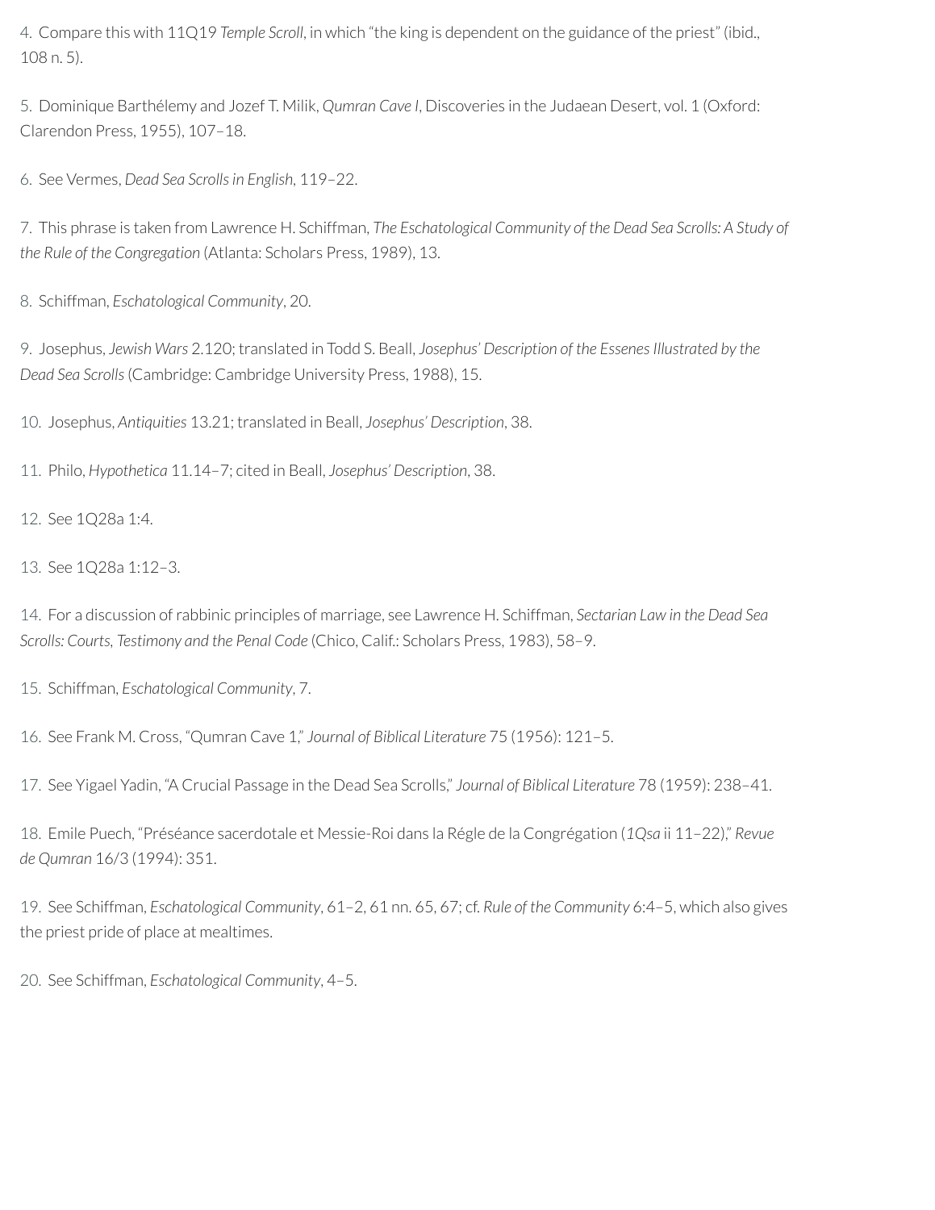4. Compare this with 11Q19 *Temple Scroll*, in which "the king is dependent on the guidance of the priest" (ibid., 108 n. 5).

5. Dominique Barthélemy and Jozef T. Milik, *Qumran Cave I*, Discoveries in the Judaean Desert, vol. 1 (Oxford: Clarendon Press, 1955), 107–18.

6. See Vermes, *Dead Sea Scrolls in English*, 119–22.

7. This phrase is taken from Lawrence H. Schiffman, *The Eschatological Community of the Dead Sea Scrolls: A Study of the Rule of the Congregation* (Atlanta: Scholars Press, 1989), 13.

8. Schiffman, *Eschatological Community*, 20.

9. Josephus, *Jewish Wars* 2.120; translated in Todd S. Beall, *Josephus' Description of the Essenes Illustrated by the Dead Sea Scrolls* (Cambridge: Cambridge University Press, 1988), 15.

10. Josephus, *Antiquities* 13.21; translated in Beall, *Josephus' Description*, 38.

11. Philo, *Hypothetica* 11.14–7; cited in Beall, *Josephus' Description*, 38.

12. See 1Q28a 1:4.

13. See 1Q28a 1:12–3.

14. For a discussion of rabbinic principles of marriage, see Lawrence H. Schiffman, *Sectarian Law in the Dead Sea Scrolls: Courts, Testimony and the Penal Code* (Chico, Calif.: Scholars Press, 1983), 58–9.

15. Schiffman, *Eschatological Community*, 7.

16. See Frank M. Cross, "Qumran Cave 1," *Journal of Biblical Literature* 75 (1956): 121–5.

17. See Yigael Yadin, "A Crucial Passage in the Dead Sea Scrolls," *Journal of Biblical Literature* 78 (1959): 238–41.

18. Emile Puech, "Préséance sacerdotale et Messie-Roi dans la Régle de la Congrégation (*1Qsa* ii 11–22)," *Revue de Qumran* 16/3 (1994): 351.

19. See Schiffman, *Eschatological Community*, 61–2, 61 nn. 65, 67; cf. *Rule of the Community* 6:4–5, which also gives the priest pride of place at mealtimes.

20. See Schiffman, *Eschatological Community*, 4–5.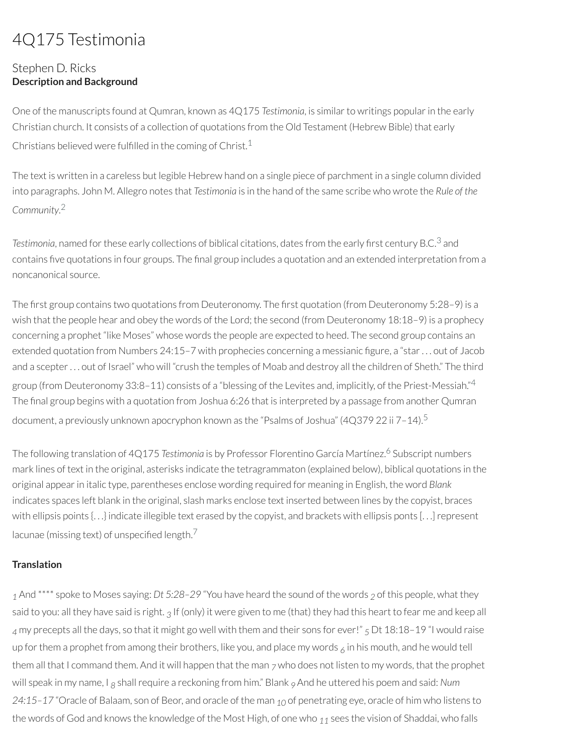# 4Q175 Testimonia

Stephen D. Ricks

**Description and Background**

One of the manuscripts found at Qumran, known as 4Q175 *Testimonia*, is similar to writings popular in the early Christian church. It consists of a collection of quotations from the Old Testament (Hebrew Bible) that early Christians believed were fulfilled in the coming of Christ.[1]

The text is written in a careless but legible Hebrew hand on a single piece of parchment in a single column divided into paragraphs. John M. Allegro notes that *Testimonia* is in the hand of the same scribe who wrote the *Rule of the Community*.[2]

*Testimonia*, named for these early collections of biblical citations, dates from the early first century B.C.[3] and contains five quotations in four groups. The final group includes a quotation and an extended interpretation from a noncanonical source.

The first group contains two quotations from Deuteronomy. The first quotation (from Deuteronomy 5:28–9) is a wish that the people hear and obey the words of the Lord; the second (from Deuteronomy 18:18–9) is a prophecy concerning a prophet "like Moses" whose words the people are expected to heed. The second group contains an extended quotation from Numbers 24:15–7 with prophecies concerning a messianic figure, a "star . . . out of Jacob and a scepter . . . out of Israel" who will "crush the temples of Moab and destroy all the children of Sheth." The third group (from Deuteronomy 33:8–11) consists of a "blessing of the Levites and, implicitly, of the Priest-Messiah."[4] The final group begins with a quotation from Joshua 6:26 that is interpreted by a passage from another Qumran document, a previously unknown apocryphon known as the "Psalms of Joshua" (4Q379 22 ii 7–14).[5]

The following translation of 4Q175 *Testimonia* is by Professor Florentino García Martínez.[6] Subscript numbers mark lines of text in the original, asterisks indicate the tetragrammaton (explained below), biblical quotations in the original appear in italic type, parentheses enclose wording required for meaning in English, the word *Blank* indicates spaces left blank in the original, slash marks enclose text inserted between lines by the copyist, braces with ellipsis points {. . .} indicate illegible text erased by the copyist, and brackets with ellipsis ponts [. . .] represent lacunae (missing text) of unspecified length.[7]

**Translation**

$_1$ And **** spoke to Moses saying: *Dt 5:28–29* "You have heard the sound of the words $_2$ of this people, what they said to you: all they have said is right. $_3$ If (only) it were given to me (that) they had this heart to fear me and keep all $_4$ my precepts all the days, so that it might go well with them and their sons for ever!" $_5$ Dt 18:18–19 "I would raise up for them a prophet from among their brothers, like you, and place my words $_6$ in his mouth, and he would tell them all that I command them. And it will happen that the man $_7$ who does not listen to my words, that the prophet will speak in my name, I $_8$ shall require a reckoning from him." Blank $_9$ And he uttered his poem and said: *Num 24:15–17* "Oracle of Balaam, son of Beor, and oracle of the man $_{10}$ of penetrating eye, oracle of him who listens to the words of God and knows the knowledge of the Most High, of one who $_{11}$ sees the vision of Shaddai, who falls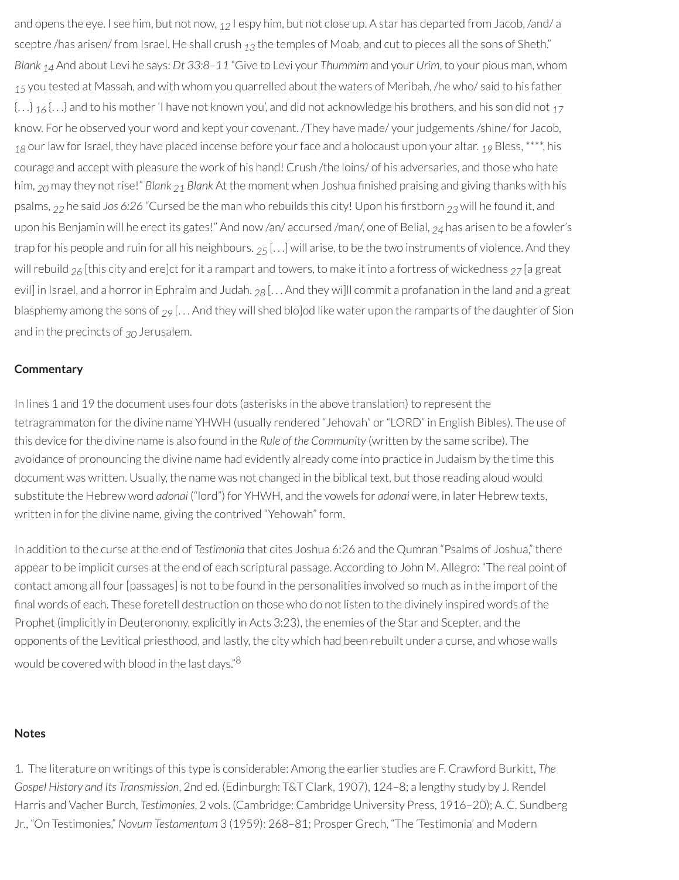and opens the eye. I see him, but not now, *12* I espy him, but not close up. A star has departed from Jacob, /and/ a sceptre /has arisen/ from Israel. He shall crush *13* the temples of Moab, and cut to pieces all the sons of Sheth." *Blank* *14* And about Levi he says: *Dt 33:8–11* "Give to Levi your *Thummim* and your *Urim*, to your pious man, whom *15* you tested at Massah, and with whom you quarrelled about the waters of Meribah, /he who/ said to his father {. . .} *16* {. . .} and to his mother 'I have not known you', and did not acknowledge his brothers, and his son did not *17* know. For he observed your word and kept your covenant. /They have made/ your judgements /shine/ for Jacob, *18* our law for Israel, they have placed incense before your face and a holocaust upon your altar. *19* Bless, ****, his courage and accept with pleasure the work of his hand! Crush /the loins/ of his adversaries, and those who hate him, *20* may they not rise!" *Blank* *21* *Blank* At the moment when Joshua finished praising and giving thanks with his psalms, *22* he said *Jos 6:26* "Cursed be the man who rebuilds this city! Upon his firstborn *23* will he found it, and upon his Benjamin will he erect its gates!" And now /an/ accursed /man/, one of Belial, *24* has arisen to be a fowler's trap for his people and ruin for all his neighbours. *25* [. . .] will arise, to be the two instruments of violence. And they will rebuild *26* [this city and ere]ct for it a rampart and towers, to make it into a fortress of wickedness *27* [a great evil] in Israel, and a horror in Ephraim and Judah. *28* [. . . And they wi]ll commit a profanation in the land and a great blasphemy among the sons of *29* [. . . And they will shed blo]od like water upon the ramparts of the daughter of Sion and in the precincts of *30* Jerusalem.

## Commentary

In lines 1 and 19 the document uses four dots (asterisks in the above translation) to represent the tetragrammaton for the divine name YHWH (usually rendered "Jehovah" or "LORD" in English Bibles). The use of this device for the divine name is also found in the *Rule of the Community* (written by the same scribe). The avoidance of pronouncing the divine name had evidently already come into practice in Judaism by the time this document was written. Usually, the name was not changed in the biblical text, but those reading aloud would substitute the Hebrew word *adonai* ("lord") for YHWH, and the vowels for *adonai* were, in later Hebrew texts, written in for the divine name, giving the contrived "Yehowah" form.

In addition to the curse at the end of *Testimonia* that cites Joshua 6:26 and the Qumran "Psalms of Joshua," there appear to be implicit curses at the end of each scriptural passage. According to John M. Allegro: "The real point of contact among all four [passages] is not to be found in the personalities involved so much as in the import of the final words of each. These foretell destruction on those who do not listen to the divinely inspired words of the Prophet (implicitly in Deuteronomy, explicitly in Acts 3:23), the enemies of the Star and Scepter, and the opponents of the Levitical priesthood, and lastly, the city which had been rebuilt under a curse, and whose walls would be covered with blood in the last days."[8]

## Notes

1. The literature on writings of this type is considerable: Among the earlier studies are F. Crawford Burkitt, *The Gospel History and Its Transmission*, 2nd ed. (Edinburgh: T&T Clark, 1907), 124–8; a lengthy study by J. Rendel Harris and Vacher Burch, *Testimonies*, 2 vols. (Cambridge: Cambridge University Press, 1916–20); A. C. Sundberg Jr., "On Testimonies," *Novum Testamentum* 3 (1959): 268–81; Prosper Grech, "The 'Testimonia' and Modern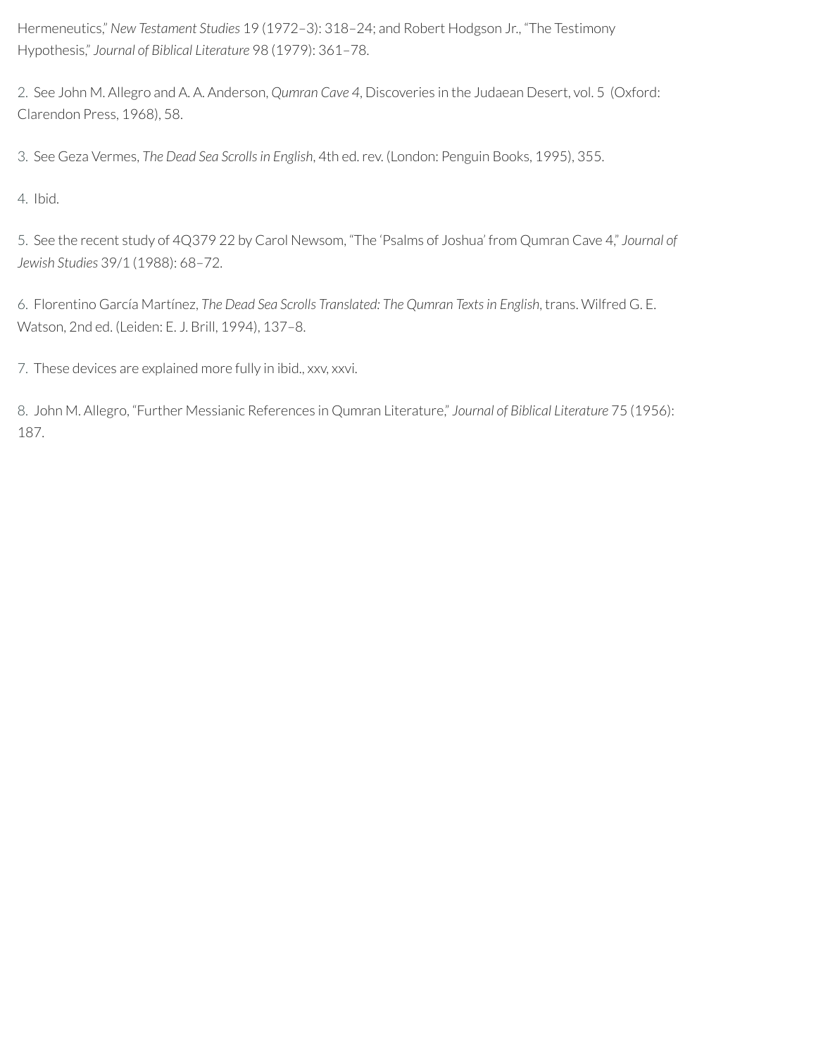Hermeneutics," *New Testament Studies* 19 (1972–3): 318–24; and Robert Hodgson Jr., "The Testimony Hypothesis," *Journal of Biblical Literature* 98 (1979): 361–78.

2. See John M. Allegro and A. A. Anderson, *Qumran Cave 4*, Discoveries in the Judaean Desert, vol. 5 (Oxford: Clarendon Press, 1968), 58.

3. See Geza Vermes, *The Dead Sea Scrolls in English*, 4th ed. rev. (London: Penguin Books, 1995), 355.

4. Ibid.

5. See the recent study of 4Q379 22 by Carol Newsom, "The 'Psalms of Joshua' from Qumran Cave 4," *Journal of Jewish Studies* 39/1 (1988): 68–72.

6. Florentino García Martínez, *The Dead Sea Scrolls Translated: The Qumran Texts in English*, trans. Wilfred G. E. Watson, 2nd ed. (Leiden: E. J. Brill, 1994), 137–8.

7. These devices are explained more fully in ibid., xxv, xxvi.

8. John M. Allegro, "Further Messianic References in Qumran Literature," *Journal of Biblical Literature* 75 (1956): 187.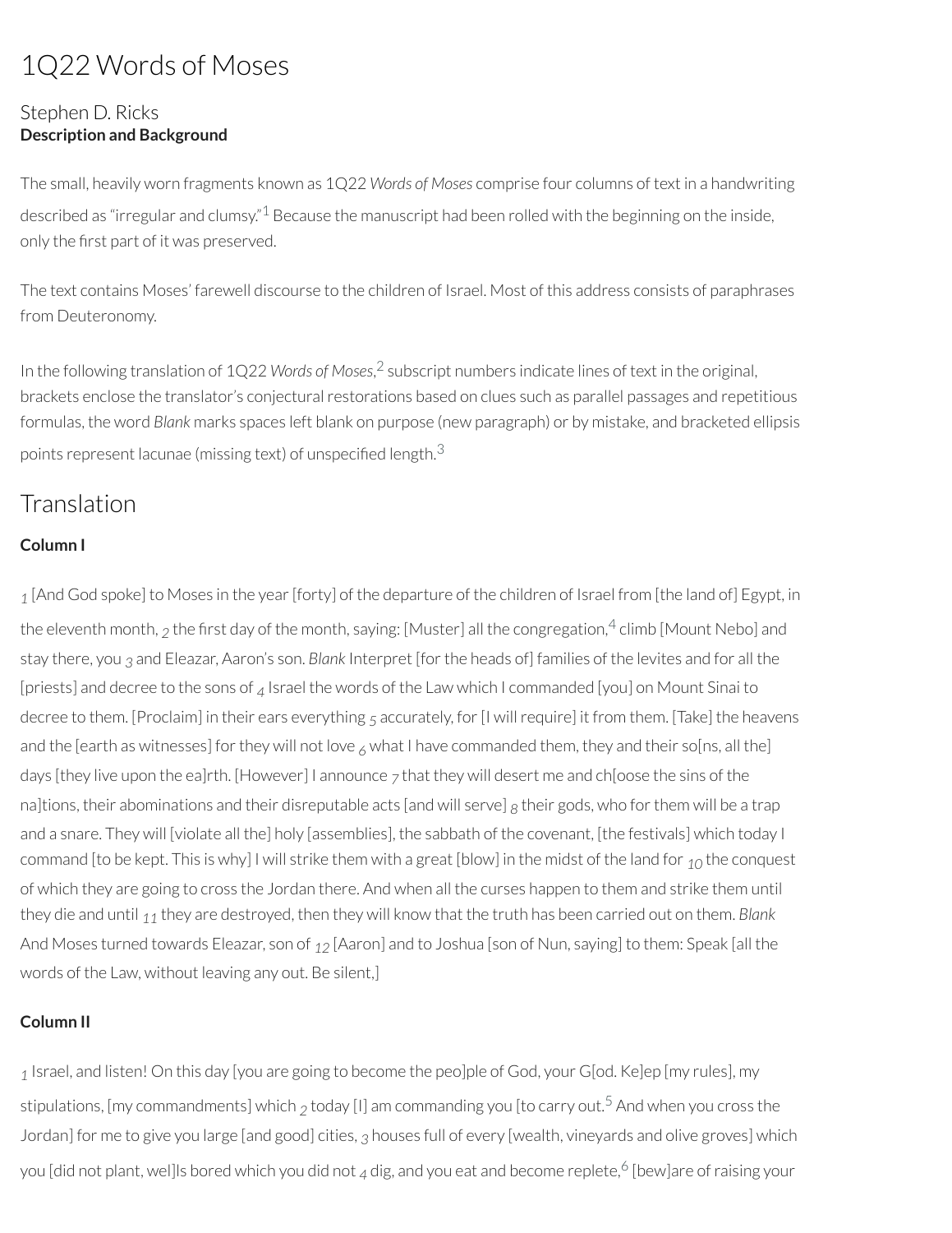# 1Q22 Words of Moses

Stephen D. Ricks

**Description and Background**

The small, heavily worn fragments known as 1Q22 *Words of Moses* comprise four columns of text in a handwriting described as "irregular and clumsy."[1] Because the manuscript had been rolled with the beginning on the inside, only the first part of it was preserved.

The text contains Moses' farewell discourse to the children of Israel. Most of this address consists of paraphrases from Deuteronomy.

In the following translation of 1Q22 *Words of Moses*,[2] subscript numbers indicate lines of text in the original, brackets enclose the translator's conjectural restorations based on clues such as parallel passages and repetitious formulas, the word *Blank* marks spaces left blank on purpose (new paragraph) or by mistake, and bracketed ellipsis points represent lacunae (missing text) of unspecified length.[3]

## Translation

### Column I

$_1$ [And God spoke] to Moses in the year [forty] of the departure of the children of Israel from [the land of] Egypt, in the eleventh month, $_2$ the first day of the month, saying: [Muster] all the congregation,[4] climb [Mount Nebo] and stay there, you $_3$ and Eleazar, Aaron's son. *Blank* Interpret [for the heads of] families of the levites and for all the [priests] and decree to the sons of $_4$ Israel the words of the Law which I commanded [you] on Mount Sinai to decree to them. [Proclaim] in their ears everything $_5$ accurately, for [I will require] it from them. [Take] the heavens and the [earth as witnesses] for they will not love $_6$ what I have commanded them, they and their so[ns, all the] days [they live upon the ea]rth. [However] I announce $_7$ that they will desert me and ch[oose the sins of the na]tions, their abominations and their disreputable acts [and will serve] $_8$ their gods, who for them will be a trap and a snare. They will [violate all the] holy [assemblies], the sabbath of the covenant, [the festivals] which today I command [to be kept. This is why] I will strike them with a great [blow] in the midst of the land for $_{10}$ the conquest of which they are going to cross the Jordan there. And when all the curses happen to them and strike them until they die and until $_{11}$ they are destroyed, then they will know that the truth has been carried out on them. *Blank* And Moses turned towards Eleazar, son of $_{12}$ [Aaron] and to Joshua [son of Nun, saying] to them: Speak [all the words of the Law, without leaving any out. Be silent,]

### Column II

$_1$ Israel, and listen! On this day [you are going to become the peo]ple of God, your G[od. Ke]ep [my rules], my stipulations, [my commandments] which $_2$ today [I] am commanding you [to carry out.[5] And when you cross the Jordan] for me to give you large [and good] cities, $_3$ houses full of every [wealth, vineyards and olive groves] which you [did not plant, wel]ls bored which you did not $_4$ dig, and you eat and become replete,[6] [bew]are of raising your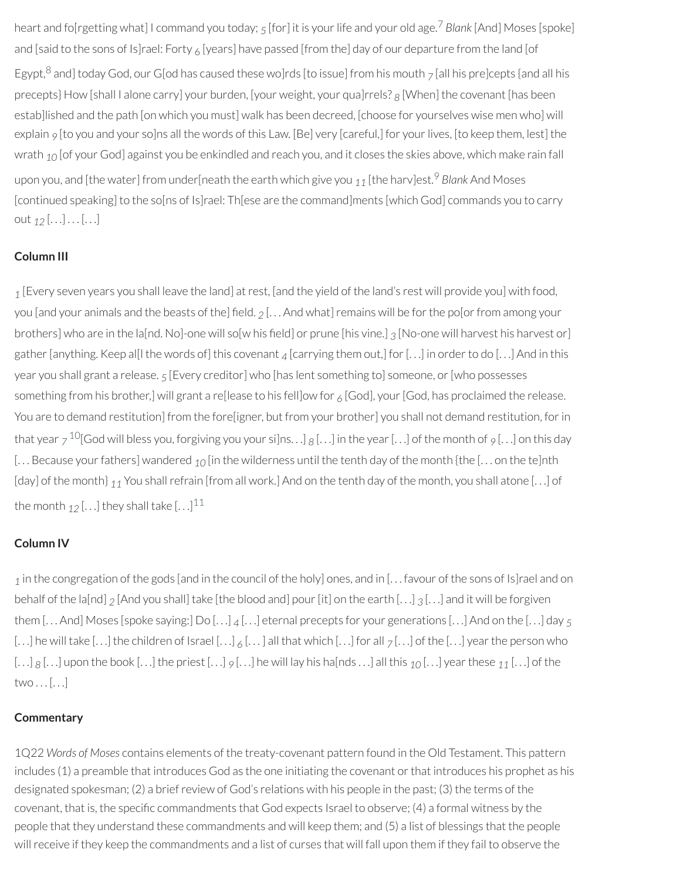heart and fo[rgetting what] I command you today; 5 [for] it is your life and your old age.[7] *Blank* [And] Moses [spoke] and [said to the sons of Is]rael: Forty 6 [years] have passed [from the] day of our departure from the land [of Egypt,[8] and] today God, our G[od has caused these wo]rds [to issue] from his mouth 7 [all his pre]cepts {and all his precepts} How [shall I alone carry] your burden, [your weight, your qua]rrels? 8 [When] the covenant [has been estab]lished and the path [on which you must] walk has been decreed, [choose for yourselves wise men who] will explain 9 [to you and your so]ns all the words of this Law. [Be] very [careful,] for your lives, [to keep them, lest] the wrath 10 [of your God] against you be enkindled and reach you, and it closes the skies above, which make rain fall upon you, and [the water] from under[neath the earth which give you 11 [the harv]est.[9] *Blank* And Moses [continued speaking] to the so[ns of Is]rael: Th[ese are the command]ments [which God] commands you to carry out 12 [. . .] . . . [. . .]

### Column III

1 [Every seven years you shall leave the land] at rest, [and the yield of the land's rest will provide you] with food, you [and your animals and the beasts of the] field. 2 [. . . And what] remains will be for the po[or from among your brothers] who are in the la[nd. No]-one will so[w his field] or prune [his vine.] 3 [No-one will harvest his harvest or] gather [anything. Keep al[l the words of] this covenant 4 [carrying them out,] for [. . .] in order to do [. . .] And in this year you shall grant a release. 5 [Every creditor] who [has lent something to] someone, or [who possesses something from his brother,] will grant a re[lease to his fell]ow for 6 [God], your [God, has proclaimed the release. You are to demand restitution] from the fore[igner, but from your brother] you shall not demand restitution, for in that year 7 [10][God will bless you, forgiving you your si]ns. . .] 8 [. . .] in the year [. . .] of the month of 9 [. . .] on this day [. . . Because your fathers] wandered 10 [in the wilderness until the tenth day of the month {the [. . . on the te]nth [day] of the month} 11 You shall refrain [from all work.] And on the tenth day of the month, you shall atone [. . .] of the month 12 [. . .] they shall take [. . .][11]

### Column IV

1 in the congregation of the gods [and in the council of the holy] ones, and in [. . . favour of the sons of Is]rael and on behalf of the la[nd] 2 [And you shall] take [the blood and] pour [it] on the earth [. . .] 3 [. . .] and it will be forgiven them [. . . And] Moses [spoke saying:] Do [. . .] 4 [. . .] eternal precepts for your generations [. . .] And on the [. . .] day 5 [. . .] he will take [. . .] the children of Israel [. . .] 6 [. . . ] all that which [. . .] for all 7 [. . .] of the [. . .] year the person who [. . .] 8 [. . .] upon the book [. . .] the priest [. . .] 9 [. . .] he will lay his ha[nds . . .] all this 10 [. . .] year these 11 [. . .] of the two . . . [. . .]

### Commentary

1Q22 *Words of Moses* contains elements of the treaty-covenant pattern found in the Old Testament. This pattern includes (1) a preamble that introduces God as the one initiating the covenant or that introduces his prophet as his designated spokesman; (2) a brief review of God's relations with his people in the past; (3) the terms of the covenant, that is, the specific commandments that God expects Israel to observe; (4) a formal witness by the people that they understand these commandments and will keep them; and (5) a list of blessings that the people will receive if they keep the commandments and a list of curses that will fall upon them if they fail to observe the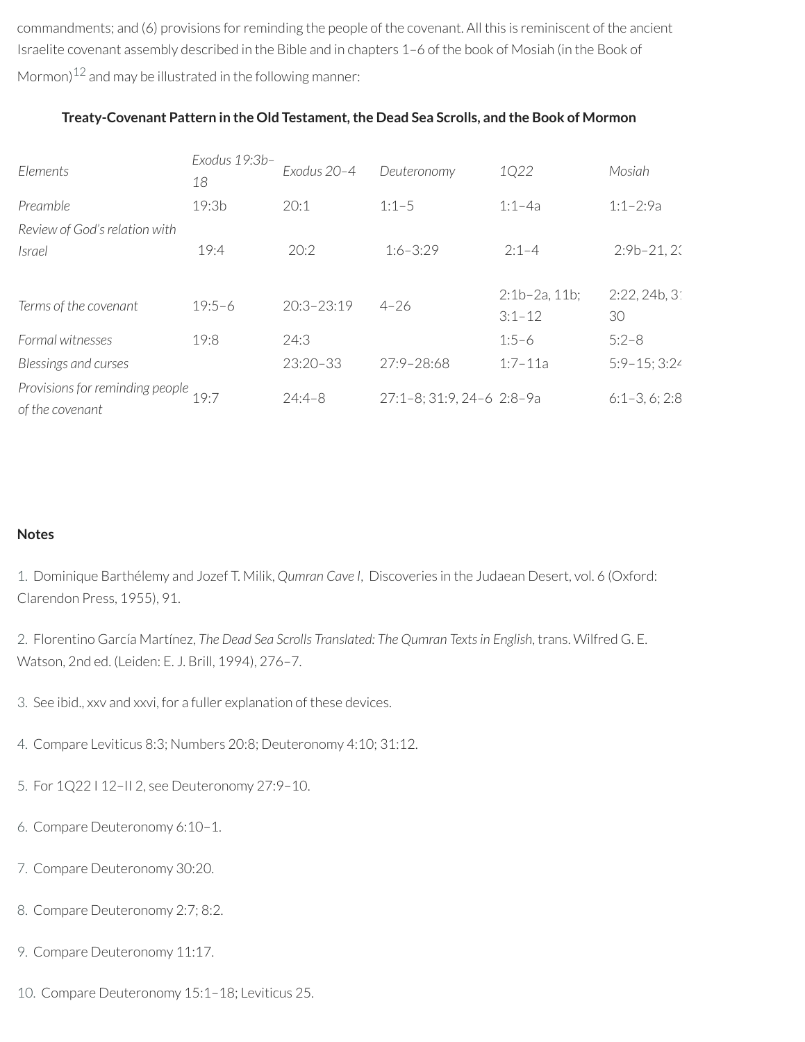commandments; and (6) provisions for reminding the people of the covenant. All this is reminiscent of the ancient Israelite covenant assembly described in the Bible and in chapters 1–6 of the book of Mosiah (in the Book of Mormon)[12] and may be illustrated in the following manner:

**Treaty-Covenant Pattern in the Old Testament, the Dead Sea Scrolls, and the Book of Mormon**

| *Elements* | *Exodus 19:3b–18* | *Exodus 20–4* | *Deuteronomy* | *1Q22* | *Mosiah* |
|---|---|---|---|---|---|
| *Preamble* | 19:3b | 20:1 | 1:1–5 | 1:1–4a | 1:1–2:9a |
| *Review of God's relation with Israel* | 19:4 | 20:2 | 1:6–3:29 | 2:1–4 | 2:9b–21, 2: |
| *Terms of the covenant* | 19:5–6 | 20:3–23:19 | 4–26 | 2:1b–2a, 11b; 3:1–12 | 2:22, 24b, 3: 30 |
| *Formal witnesses* | 19:8 | 24:3 | | 1:5–6 | 5:2–8 |
| *Blessings and curses* | | 23:20–33 | 27:9–28:68 | 1:7–11a | 5:9–15; 3:24 |
| *Provisions for reminding people of the covenant* | 19:7 | 24:4–8 | 27:1–8; 31:9, 24–6 | 2:8–9a | 6:1–3, 6; 2:8 |

**Notes**

1. Dominique Barthélemy and Jozef T. Milik, *Qumran Cave I*, Discoveries in the Judaean Desert, vol. 6 (Oxford: Clarendon Press, 1955), 91.

2. Florentino García Martínez, *The Dead Sea Scrolls Translated: The Qumran Texts in English*, trans. Wilfred G. E. Watson, 2nd ed. (Leiden: E. J. Brill, 1994), 276–7.

3. See ibid., xxv and xxvi, for a fuller explanation of these devices.

4. Compare Leviticus 8:3; Numbers 20:8; Deuteronomy 4:10; 31:12.

5. For 1Q22 I 12–II 2, see Deuteronomy 27:9–10.

6. Compare Deuteronomy 6:10–1.

7. Compare Deuteronomy 30:20.

8. Compare Deuteronomy 2:7; 8:2.

9. Compare Deuteronomy 11:17.

10. Compare Deuteronomy 15:1–18; Leviticus 25.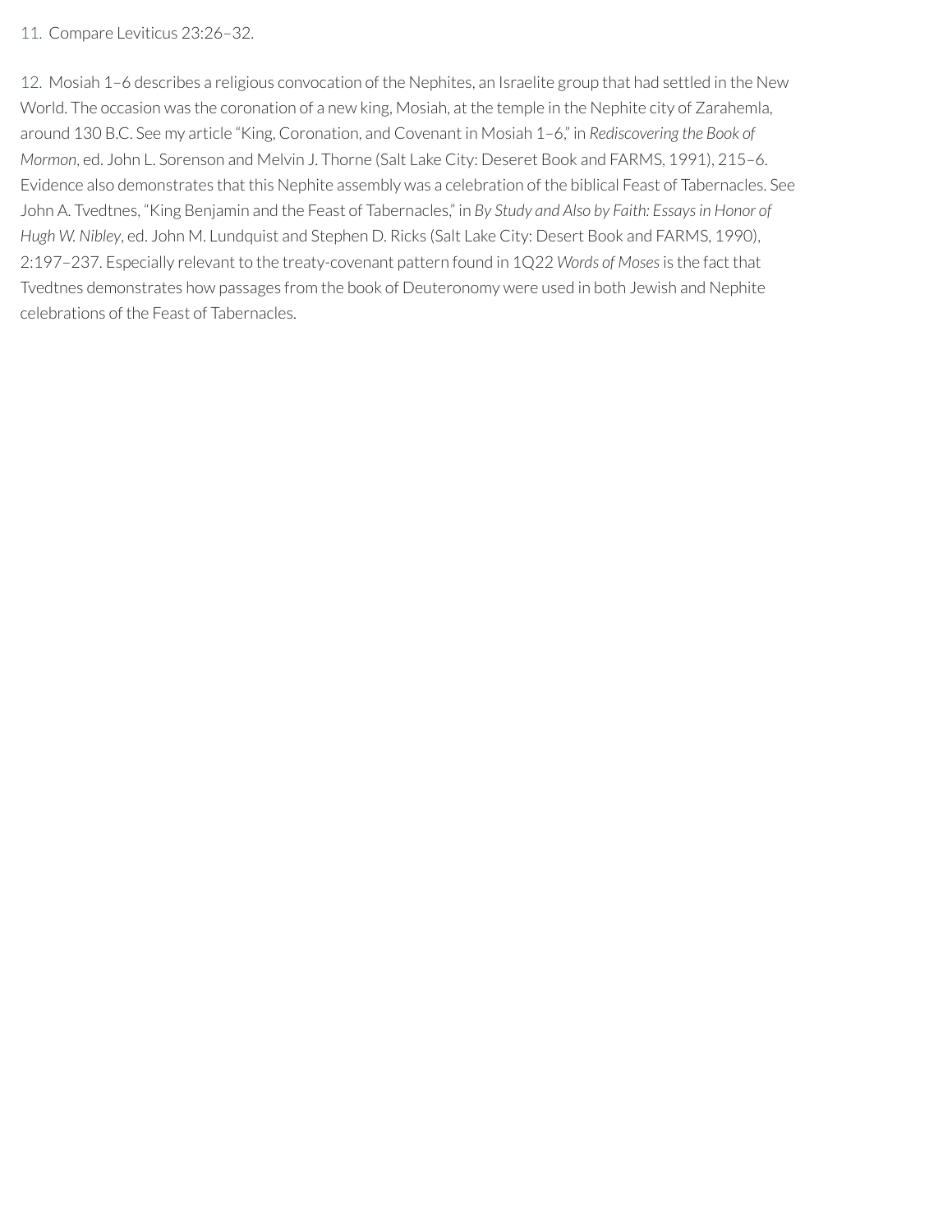11. Compare Leviticus 23:26–32.

12. Mosiah 1–6 describes a religious convocation of the Nephites, an Israelite group that had settled in the New World. The occasion was the coronation of a new king, Mosiah, at the temple in the Nephite city of Zarahemla, around 130 B.C. See my article "King, Coronation, and Covenant in Mosiah 1–6," in *Rediscovering the Book of Mormon*, ed. John L. Sorenson and Melvin J. Thorne (Salt Lake City: Deseret Book and FARMS, 1991), 215–6. Evidence also demonstrates that this Nephite assembly was a celebration of the biblical Feast of Tabernacles. See John A. Tvedtnes, "King Benjamin and the Feast of Tabernacles," in *By Study and Also by Faith: Essays in Honor of Hugh W. Nibley*, ed. John M. Lundquist and Stephen D. Ricks (Salt Lake City: Desert Book and FARMS, 1990), 2:197–237. Especially relevant to the treaty-covenant pattern found in 1Q22 *Words of Moses* is the fact that Tvedtnes demonstrates how passages from the book of Deuteronomy were used in both Jewish and Nephite celebrations of the Feast of Tabernacles.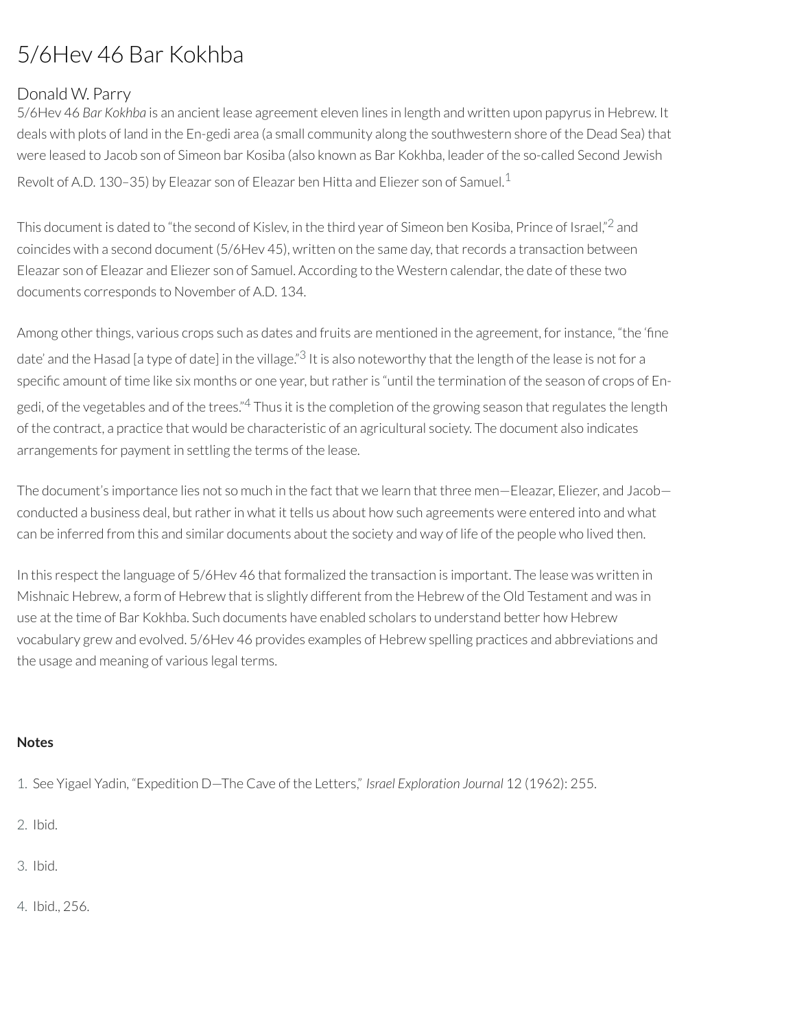# 5/6Hev 46 Bar Kokhba

## Donald W. Parry

5/6Hev 46 *Bar Kokhba* is an ancient lease agreement eleven lines in length and written upon papyrus in Hebrew. It deals with plots of land in the En-gedi area (a small community along the southwestern shore of the Dead Sea) that were leased to Jacob son of Simeon bar Kosiba (also known as Bar Kokhba, leader of the so-called Second Jewish Revolt of A.D. 130–35) by Eleazar son of Eleazar ben Hitta and Eliezer son of Samuel.[1]

This document is dated to "the second of Kislev, in the third year of Simeon ben Kosiba, Prince of Israel,"[2] and coincides with a second document (5/6Hev 45), written on the same day, that records a transaction between Eleazar son of Eleazar and Eliezer son of Samuel. According to the Western calendar, the date of these two documents corresponds to November of A.D. 134.

Among other things, various crops such as dates and fruits are mentioned in the agreement, for instance, "the 'fine date' and the Hasad [a type of date] in the village."[3] It is also noteworthy that the length of the lease is not for a specific amount of time like six months or one year, but rather is "until the termination of the season of crops of En-gedi, of the vegetables and of the trees."[4] Thus it is the completion of the growing season that regulates the length of the contract, a practice that would be characteristic of an agricultural society. The document also indicates arrangements for payment in settling the terms of the lease.

The document's importance lies not so much in the fact that we learn that three men—Eleazar, Eliezer, and Jacob—conducted a business deal, but rather in what it tells us about how such agreements were entered into and what can be inferred from this and similar documents about the society and way of life of the people who lived then.

In this respect the language of 5/6Hev 46 that formalized the transaction is important. The lease was written in Mishnaic Hebrew, a form of Hebrew that is slightly different from the Hebrew of the Old Testament and was in use at the time of Bar Kokhba. Such documents have enabled scholars to understand better how Hebrew vocabulary grew and evolved. 5/6Hev 46 provides examples of Hebrew spelling practices and abbreviations and the usage and meaning of various legal terms.

**Notes**

1. See Yigael Yadin, "Expedition D—The Cave of the Letters," *Israel Exploration Journal* 12 (1962): 255.
2. Ibid.
3. Ibid.
4. Ibid., 256.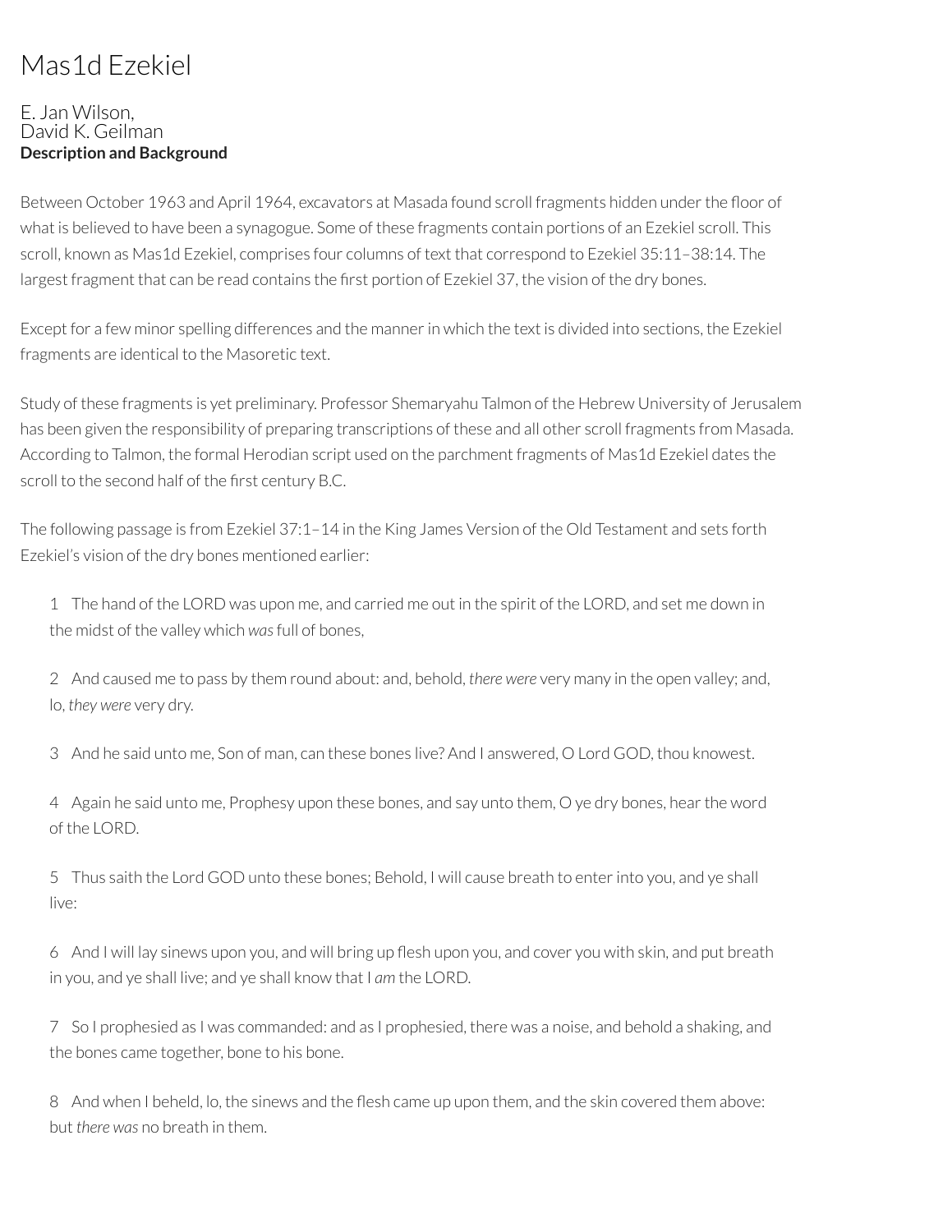# Mas1d Ezekiel

E. Jan Wilson,
David K. Geilman

**Description and Background**

Between October 1963 and April 1964, excavators at Masada found scroll fragments hidden under the floor of what is believed to have been a synagogue. Some of these fragments contain portions of an Ezekiel scroll. This scroll, known as Mas1d Ezekiel, comprises four columns of text that correspond to Ezekiel 35:11–38:14. The largest fragment that can be read contains the first portion of Ezekiel 37, the vision of the dry bones.

Except for a few minor spelling differences and the manner in which the text is divided into sections, the Ezekiel fragments are identical to the Masoretic text.

Study of these fragments is yet preliminary. Professor Shemaryahu Talmon of the Hebrew University of Jerusalem has been given the responsibility of preparing transcriptions of these and all other scroll fragments from Masada. According to Talmon, the formal Herodian script used on the parchment fragments of Mas1d Ezekiel dates the scroll to the second half of the first century B.C.

The following passage is from Ezekiel 37:1–14 in the King James Version of the Old Testament and sets forth Ezekiel's vision of the dry bones mentioned earlier:

> 1 The hand of the LORD was upon me, and carried me out in the spirit of the LORD, and set me down in the midst of the valley which *was* full of bones,
>
> 2 And caused me to pass by them round about: and, behold, *there were* very many in the open valley; and, lo, *they were* very dry.
>
> 3 And he said unto me, Son of man, can these bones live? And I answered, O Lord GOD, thou knowest.
>
> 4 Again he said unto me, Prophesy upon these bones, and say unto them, O ye dry bones, hear the word of the LORD.
>
> 5 Thus saith the Lord GOD unto these bones; Behold, I will cause breath to enter into you, and ye shall live:
>
> 6 And I will lay sinews upon you, and will bring up flesh upon you, and cover you with skin, and put breath in you, and ye shall live; and ye shall know that I *am* the LORD.
>
> 7 So I prophesied as I was commanded: and as I prophesied, there was a noise, and behold a shaking, and the bones came together, bone to his bone.
>
> 8 And when I beheld, lo, the sinews and the flesh came up upon them, and the skin covered them above: but *there was* no breath in them.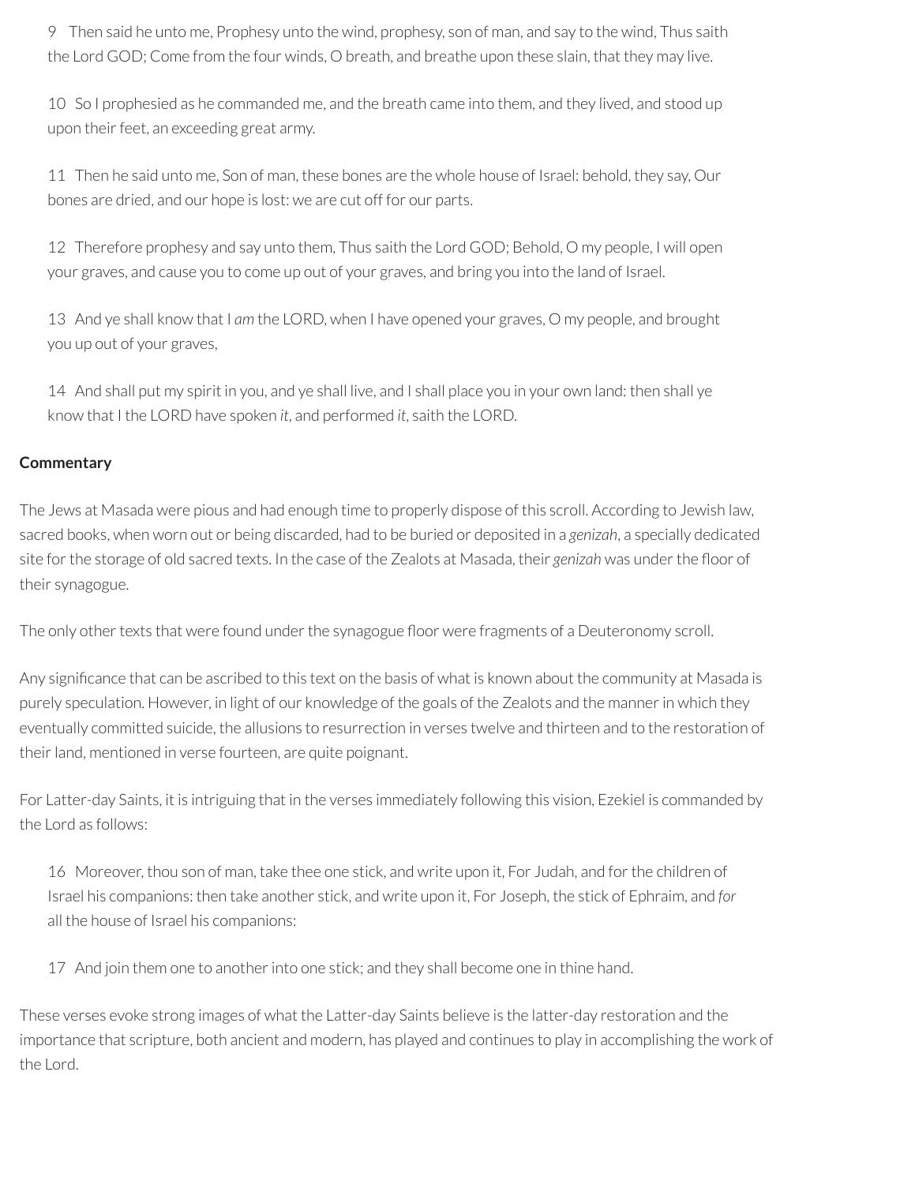> 9 Then said he unto me, Prophesy unto the wind, prophesy, son of man, and say to the wind, Thus saith the Lord GOD; Come from the four winds, O breath, and breathe upon these slain, that they may live.
>
> 10 So I prophesied as he commanded me, and the breath came into them, and they lived, and stood up upon their feet, an exceeding great army.
>
> 11 Then he said unto me, Son of man, these bones are the whole house of Israel: behold, they say, Our bones are dried, and our hope is lost: we are cut off for our parts.
>
> 12 Therefore prophesy and say unto them, Thus saith the Lord GOD; Behold, O my people, I will open your graves, and cause you to come up out of your graves, and bring you into the land of Israel.
>
> 13 And ye shall know that I *am* the LORD, when I have opened your graves, O my people, and brought you up out of your graves,
>
> 14 And shall put my spirit in you, and ye shall live, and I shall place you in your own land: then shall ye know that I the LORD have spoken *it*, and performed *it*, saith the LORD.

**Commentary**

The Jews at Masada were pious and had enough time to properly dispose of this scroll. According to Jewish law, sacred books, when worn out or being discarded, had to be buried or deposited in a *genizah*, a specially dedicated site for the storage of old sacred texts. In the case of the Zealots at Masada, their *genizah* was under the floor of their synagogue.

The only other texts that were found under the synagogue floor were fragments of a Deuteronomy scroll.

Any significance that can be ascribed to this text on the basis of what is known about the community at Masada is purely speculation. However, in light of our knowledge of the goals of the Zealots and the manner in which they eventually committed suicide, the allusions to resurrection in verses twelve and thirteen and to the restoration of their land, mentioned in verse fourteen, are quite poignant.

For Latter-day Saints, it is intriguing that in the verses immediately following this vision, Ezekiel is commanded by the Lord as follows:

> 16 Moreover, thou son of man, take thee one stick, and write upon it, For Judah, and for the children of Israel his companions: then take another stick, and write upon it, For Joseph, the stick of Ephraim, and *for* all the house of Israel his companions:
>
> 17 And join them one to another into one stick; and they shall become one in thine hand.

These verses evoke strong images of what the Latter-day Saints believe is the latter-day restoration and the importance that scripture, both ancient and modern, has played and continues to play in accomplishing the work of the Lord.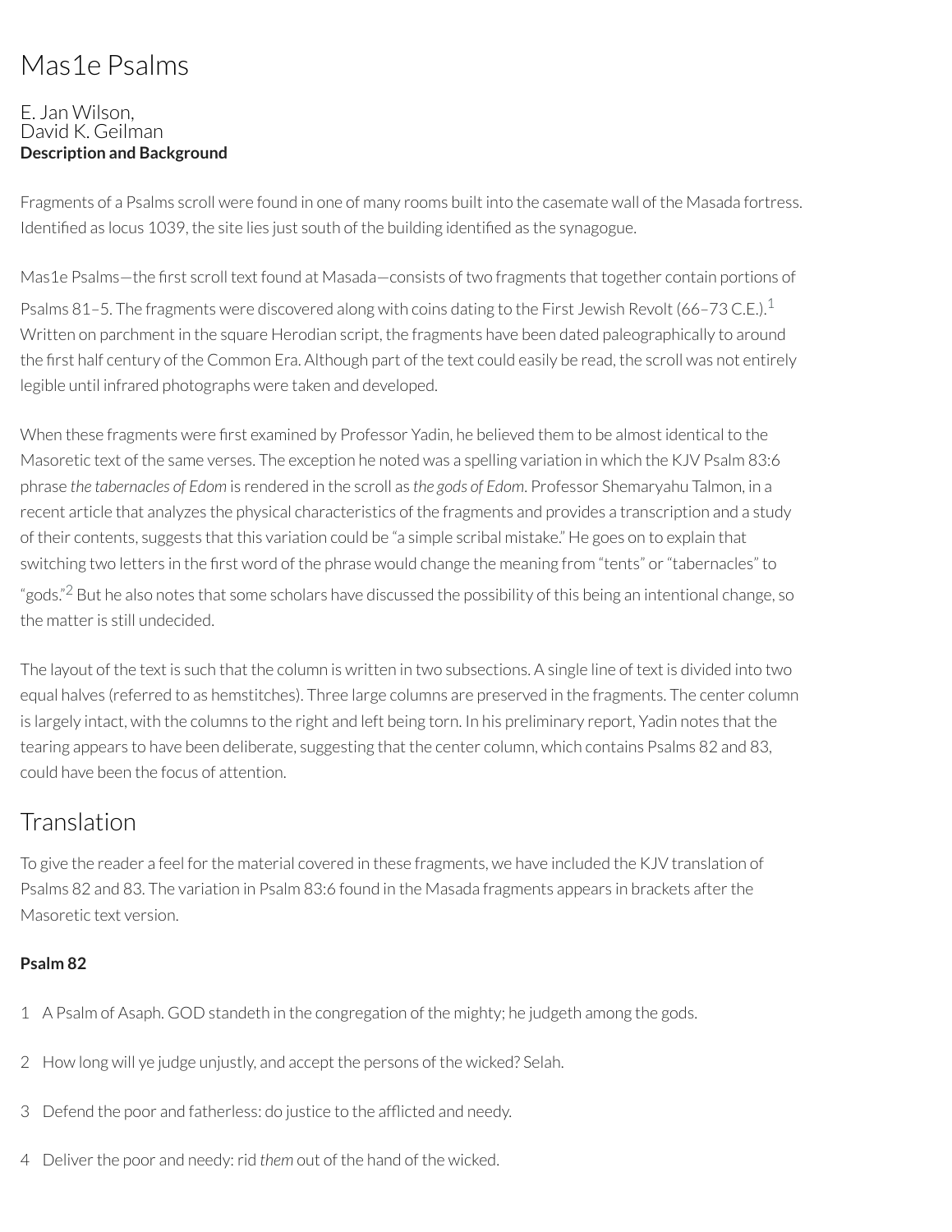# Mas1e Psalms

E. Jan Wilson,
David K. Geilman

**Description and Background**

Fragments of a Psalms scroll were found in one of many rooms built into the casemate wall of the Masada fortress. Identified as locus 1039, the site lies just south of the building identified as the synagogue.

Mas1e Psalms—the first scroll text found at Masada—consists of two fragments that together contain portions of Psalms 81–5. The fragments were discovered along with coins dating to the First Jewish Revolt (66–73 C.E.).[1] Written on parchment in the square Herodian script, the fragments have been dated paleographically to around the first half century of the Common Era. Although part of the text could easily be read, the scroll was not entirely legible until infrared photographs were taken and developed.

When these fragments were first examined by Professor Yadin, he believed them to be almost identical to the Masoretic text of the same verses. The exception he noted was a spelling variation in which the KJV Psalm 83:6 phrase *the tabernacles of Edom* is rendered in the scroll as *the gods of Edom*. Professor Shemaryahu Talmon, in a recent article that analyzes the physical characteristics of the fragments and provides a transcription and a study of their contents, suggests that this variation could be "a simple scribal mistake." He goes on to explain that switching two letters in the first word of the phrase would change the meaning from "tents" or "tabernacles" to "gods."[2] But he also notes that some scholars have discussed the possibility of this being an intentional change, so the matter is still undecided.

The layout of the text is such that the column is written in two subsections. A single line of text is divided into two equal halves (referred to as hemstitches). Three large columns are preserved in the fragments. The center column is largely intact, with the columns to the right and left being torn. In his preliminary report, Yadin notes that the tearing appears to have been deliberate, suggesting that the center column, which contains Psalms 82 and 83, could have been the focus of attention.

## Translation

To give the reader a feel for the material covered in these fragments, we have included the KJV translation of Psalms 82 and 83. The variation in Psalm 83:6 found in the Masada fragments appears in brackets after the Masoretic text version.

**Psalm 82**

1 A Psalm of Asaph. GOD standeth in the congregation of the mighty; he judgeth among the gods.

2 How long will ye judge unjustly, and accept the persons of the wicked? Selah.

3 Defend the poor and fatherless: do justice to the afflicted and needy.

4 Deliver the poor and needy: rid *them* out of the hand of the wicked.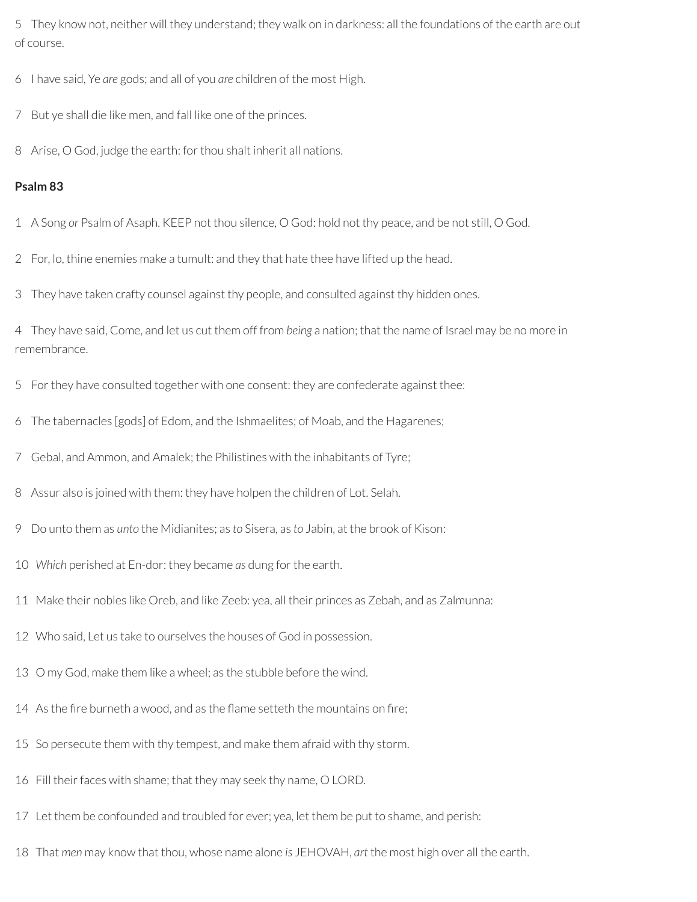5 They know not, neither will they understand; they walk on in darkness: all the foundations of the earth are out of course.

6 I have said, Ye *are* gods; and all of you *are* children of the most High.

7 But ye shall die like men, and fall like one of the princes.

8 Arise, O God, judge the earth: for thou shalt inherit all nations.

**Psalm 83**

1 A Song *or* Psalm of Asaph. KEEP not thou silence, O God: hold not thy peace, and be not still, O God.

2 For, lo, thine enemies make a tumult: and they that hate thee have lifted up the head.

3 They have taken crafty counsel against thy people, and consulted against thy hidden ones.

4 They have said, Come, and let us cut them off from *being* a nation; that the name of Israel may be no more in remembrance.

5 For they have consulted together with one consent: they are confederate against thee:

6 The tabernacles [gods] of Edom, and the Ishmaelites; of Moab, and the Hagarenes;

7 Gebal, and Ammon, and Amalek; the Philistines with the inhabitants of Tyre;

8 Assur also is joined with them: they have holpen the children of Lot. Selah.

9 Do unto them as *unto* the Midianites; as *to* Sisera, as *to* Jabin, at the brook of Kison:

10 *Which* perished at En-dor: they became *as* dung for the earth.

11 Make their nobles like Oreb, and like Zeeb: yea, all their princes as Zebah, and as Zalmunna:

12 Who said, Let us take to ourselves the houses of God in possession.

13 O my God, make them like a wheel; as the stubble before the wind.

14 As the fire burneth a wood, and as the flame setteth the mountains on fire;

15 So persecute them with thy tempest, and make them afraid with thy storm.

16 Fill their faces with shame; that they may seek thy name, O LORD.

17 Let them be confounded and troubled for ever; yea, let them be put to shame, and perish:

18 That *men* may know that thou, whose name alone *is* JEHOVAH, *art* the most high over all the earth.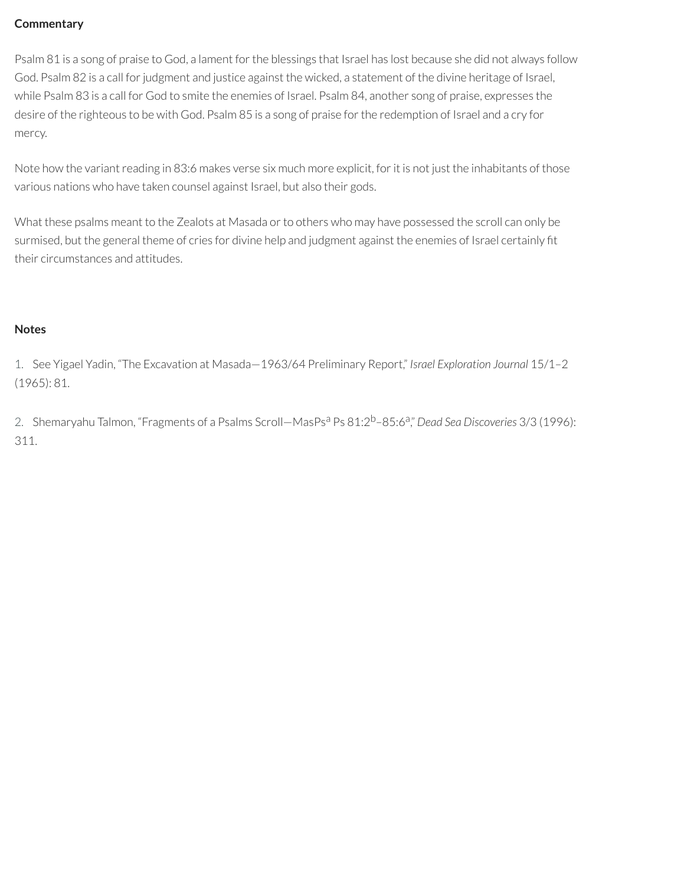## Commentary

Psalm 81 is a song of praise to God, a lament for the blessings that Israel has lost because she did not always follow God. Psalm 82 is a call for judgment and justice against the wicked, a statement of the divine heritage of Israel, while Psalm 83 is a call for God to smite the enemies of Israel. Psalm 84, another song of praise, expresses the desire of the righteous to be with God. Psalm 85 is a song of praise for the redemption of Israel and a cry for mercy.

Note how the variant reading in 83:6 makes verse six much more explicit, for it is not just the inhabitants of those various nations who have taken counsel against Israel, but also their gods.

What these psalms meant to the Zealots at Masada or to others who may have possessed the scroll can only be surmised, but the general theme of cries for divine help and judgment against the enemies of Israel certainly fit their circumstances and attitudes.

## Notes

1. See Yigael Yadin, "The Excavation at Masada—1963/64 Preliminary Report," *Israel Exploration Journal* 15/1–2 (1965): 81.

2. Shemaryahu Talmon, "Fragments of a Psalms Scroll—MasPs[a] Ps 81:2[b]–85:6[a]," *Dead Sea Discoveries* 3/3 (1996): 311.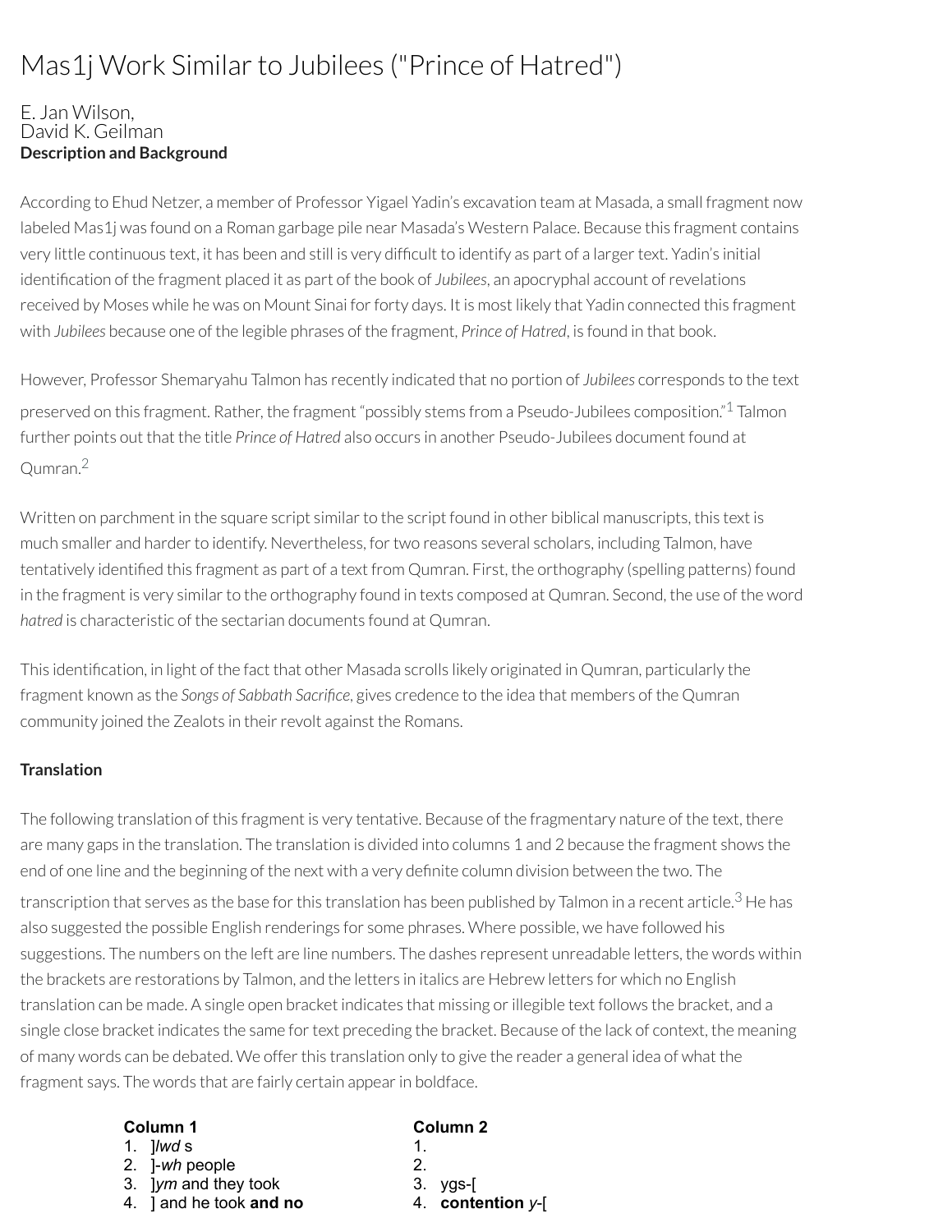# Mas1j Work Similar to Jubilees ("Prince of Hatred")

E. Jan Wilson,
David K. Geilman

**Description and Background**

According to Ehud Netzer, a member of Professor Yigael Yadin's excavation team at Masada, a small fragment now labeled Mas1j was found on a Roman garbage pile near Masada's Western Palace. Because this fragment contains very little continuous text, it has been and still is very difficult to identify as part of a larger text. Yadin's initial identification of the fragment placed it as part of the book of *Jubilees*, an apocryphal account of revelations received by Moses while he was on Mount Sinai for forty days. It is most likely that Yadin connected this fragment with *Jubilees* because one of the legible phrases of the fragment, *Prince of Hatred*, is found in that book.

However, Professor Shemaryahu Talmon has recently indicated that no portion of *Jubilees* corresponds to the text preserved on this fragment. Rather, the fragment "possibly stems from a Pseudo-Jubilees composition."[1] Talmon further points out that the title *Prince of Hatred* also occurs in another Pseudo-Jubilees document found at Qumran.[2]

Written on parchment in the square script similar to the script found in other biblical manuscripts, this text is much smaller and harder to identify. Nevertheless, for two reasons several scholars, including Talmon, have tentatively identified this fragment as part of a text from Qumran. First, the orthography (spelling patterns) found in the fragment is very similar to the orthography found in texts composed at Qumran. Second, the use of the word *hatred* is characteristic of the sectarian documents found at Qumran.

This identification, in light of the fact that other Masada scrolls likely originated in Qumran, particularly the fragment known as the *Songs of Sabbath Sacrifice*, gives credence to the idea that members of the Qumran community joined the Zealots in their revolt against the Romans.

**Translation**

The following translation of this fragment is very tentative. Because of the fragmentary nature of the text, there are many gaps in the translation. The translation is divided into columns 1 and 2 because the fragment shows the end of one line and the beginning of the next with a very definite column division between the two. The transcription that serves as the base for this translation has been published by Talmon in a recent article.[3] He has also suggested the possible English renderings for some phrases. Where possible, we have followed his suggestions. The numbers on the left are line numbers. The dashes represent unreadable letters, the words within the brackets are restorations by Talmon, and the letters in italics are Hebrew letters for which no English translation can be made. A single open bracket indicates that missing or illegible text follows the bracket, and a single close bracket indicates the same for text preceding the bracket. Because of the lack of context, the meaning of many words can be debated. We offer this translation only to give the reader a general idea of what the fragment says. The words that are fairly certain appear in boldface.

| Column 1 | Column 2 |
|---|---|
| 1. ]*lwd* s | 1. |
| 2. ]-*wh* people | 2. |
| 3. ]*ym* and they took | 3. ygs-[ |
| 4. ] and he took **and no** | 4. **contention** *y*-[ |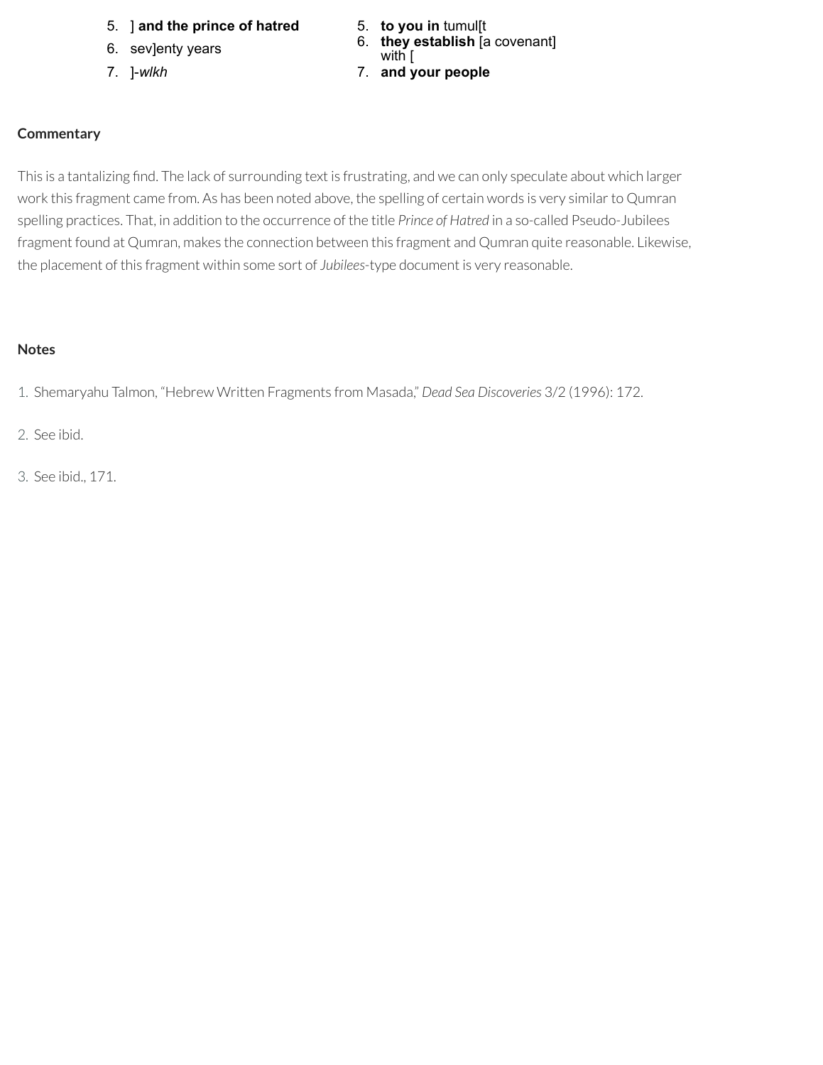5. ] **and the prince of hatred**
6. sev]enty years
7. ]-*wlkh*

5. **to you in** tumul[t
6. **they establish** [a covenant] with [
7. **and your people**

## Commentary

This is a tantalizing find. The lack of surrounding text is frustrating, and we can only speculate about which larger work this fragment came from. As has been noted above, the spelling of certain words is very similar to Qumran spelling practices. That, in addition to the occurrence of the title *Prince of Hatred* in a so-called Pseudo-Jubilees fragment found at Qumran, makes the connection between this fragment and Qumran quite reasonable. Likewise, the placement of this fragment within some sort of *Jubilees*-type document is very reasonable.

## Notes

1. Shemaryahu Talmon, "Hebrew Written Fragments from Masada," *Dead Sea Discoveries* 3/2 (1996): 172.
2. See ibid.
3. See ibid., 171.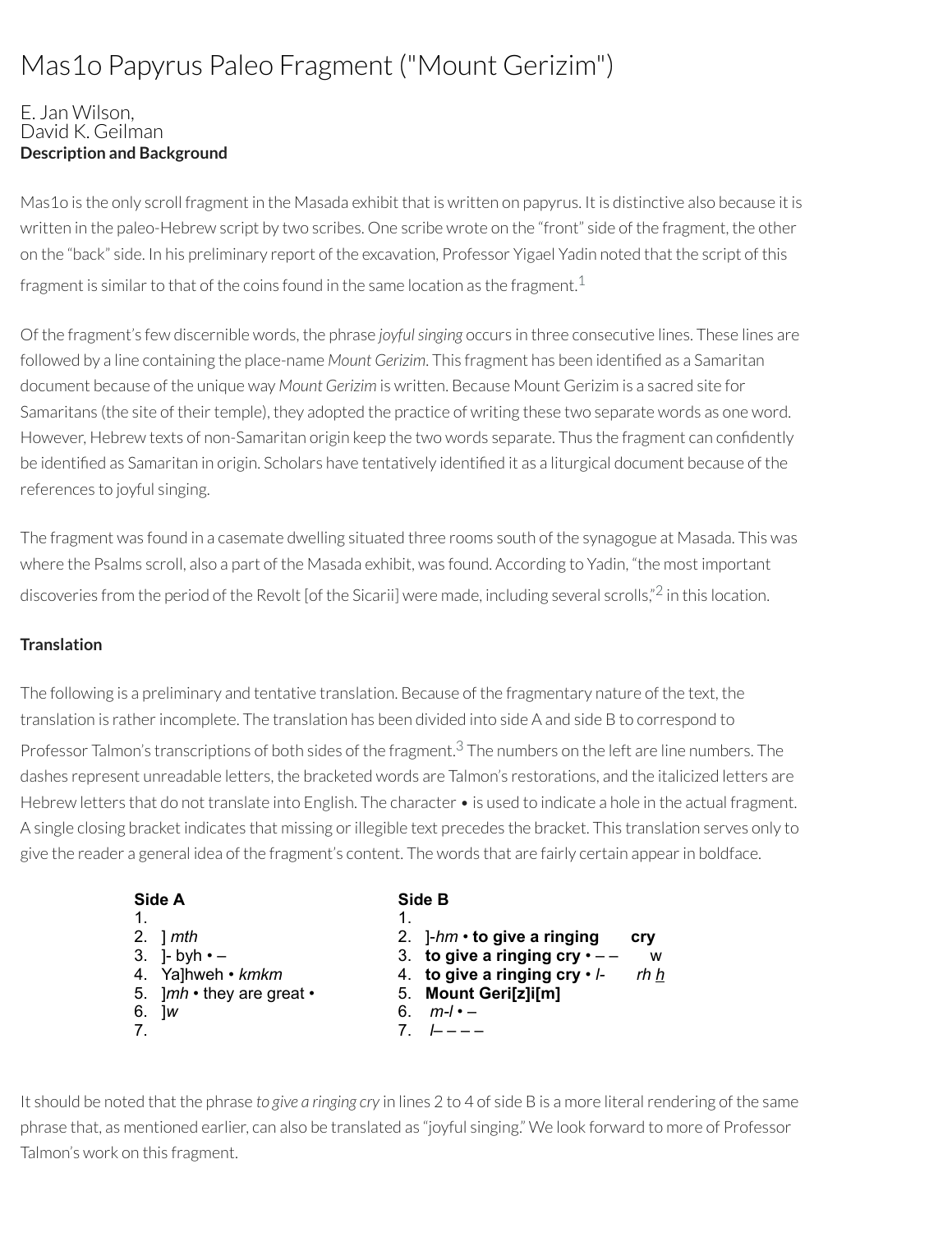# Mas1o Papyrus Paleo Fragment ("Mount Gerizim")

E. Jan Wilson,
David K. Geilman

**Description and Background**

Mas1o is the only scroll fragment in the Masada exhibit that is written on papyrus. It is distinctive also because it is written in the paleo-Hebrew script by two scribes. One scribe wrote on the "front" side of the fragment, the other on the "back" side. In his preliminary report of the excavation, Professor Yigael Yadin noted that the script of this fragment is similar to that of the coins found in the same location as the fragment.[1]

Of the fragment's few discernible words, the phrase *joyful singing* occurs in three consecutive lines. These lines are followed by a line containing the place-name *Mount Gerizim*. This fragment has been identified as a Samaritan document because of the unique way *Mount Gerizim* is written. Because Mount Gerizim is a sacred site for Samaritans (the site of their temple), they adopted the practice of writing these two separate words as one word. However, Hebrew texts of non-Samaritan origin keep the two words separate. Thus the fragment can confidently be identified as Samaritan in origin. Scholars have tentatively identified it as a liturgical document because of the references to joyful singing.

The fragment was found in a casemate dwelling situated three rooms south of the synagogue at Masada. This was where the Psalms scroll, also a part of the Masada exhibit, was found. According to Yadin, "the most important discoveries from the period of the Revolt [of the Sicarii] were made, including several scrolls,"[2] in this location.

**Translation**

The following is a preliminary and tentative translation. Because of the fragmentary nature of the text, the translation is rather incomplete. The translation has been divided into side A and side B to correspond to Professor Talmon's transcriptions of both sides of the fragment.[3] The numbers on the left are line numbers. The dashes represent unreadable letters, the bracketed words are Talmon's restorations, and the italicized letters are Hebrew letters that do not translate into English. The character • is used to indicate a hole in the actual fragment. A single closing bracket indicates that missing or illegible text precedes the bracket. This translation serves only to give the reader a general idea of the fragment's content. The words that are fairly certain appear in boldface.

| **Side A** | **Side B** |
|---|---|
| 1. | 1. |
| 2. ] *mth* | 2. ]-*hm* • **to give a ringing cry** |
| 3. ]- byh • – | 3. **to give a ringing cry** • – – w |
| 4. Ya]hweh • *kmkm* | 4. **to give a ringing cry** • *l*- *rh* <u>*h*</u> |
| 5. ]*mh* • they are great • | 5. **Mount Geri[z]i[m]** |
| 6. ]*w* | 6. *m-l* • – |
| 7. | 7. *l*– – – – |

It should be noted that the phrase *to give a ringing cry* in lines 2 to 4 of side B is a more literal rendering of the same phrase that, as mentioned earlier, can also be translated as "joyful singing." We look forward to more of Professor Talmon's work on this fragment.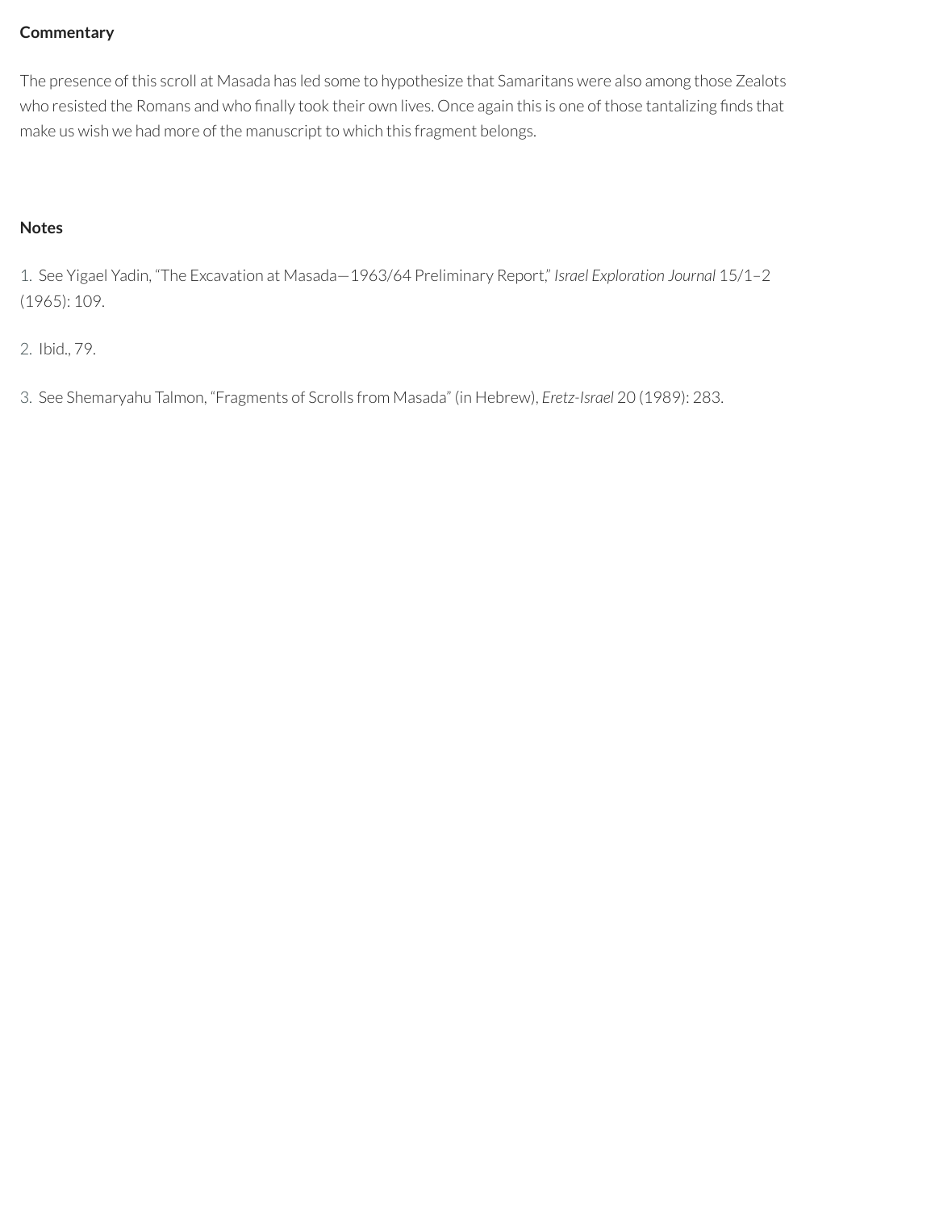**Commentary**

The presence of this scroll at Masada has led some to hypothesize that Samaritans were also among those Zealots who resisted the Romans and who finally took their own lives. Once again this is one of those tantalizing finds that make us wish we had more of the manuscript to which this fragment belongs.

**Notes**

1. See Yigael Yadin, "The Excavation at Masada—1963/64 Preliminary Report," *Israel Exploration Journal* 15/1–2 (1965): 109.

2. Ibid., 79.

3. See Shemaryahu Talmon, "Fragments of Scrolls from Masada" (in Hebrew), *Eretz-Israel* 20 (1989): 283.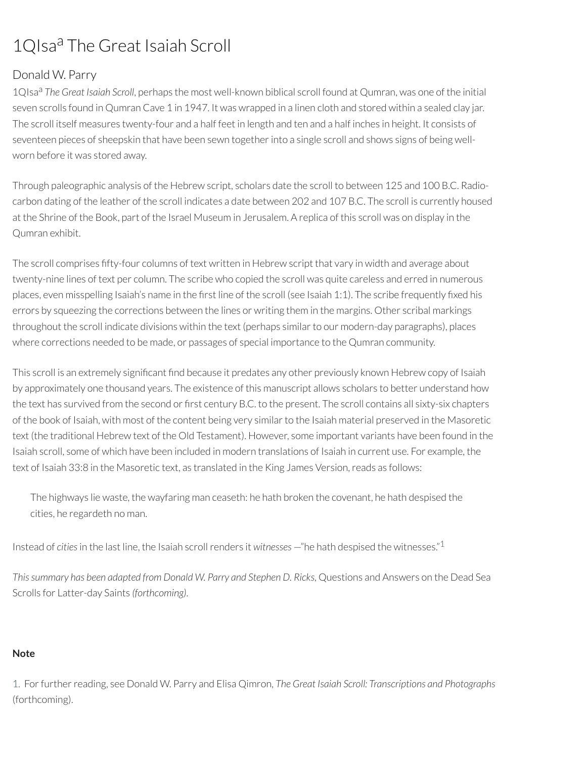# 1QIsa[a] The Great Isaiah Scroll

## Donald W. Parry

1QIsa[a] *The Great Isaiah Scroll*, perhaps the most well-known biblical scroll found at Qumran, was one of the initial seven scrolls found in Qumran Cave 1 in 1947. It was wrapped in a linen cloth and stored within a sealed clay jar. The scroll itself measures twenty-four and a half feet in length and ten and a half inches in height. It consists of seventeen pieces of sheepskin that have been sewn together into a single scroll and shows signs of being well-worn before it was stored away.

Through paleographic analysis of the Hebrew script, scholars date the scroll to between 125 and 100 B.C. Radio-carbon dating of the leather of the scroll indicates a date between 202 and 107 B.C. The scroll is currently housed at the Shrine of the Book, part of the Israel Museum in Jerusalem. A replica of this scroll was on display in the Qumran exhibit.

The scroll comprises fifty-four columns of text written in Hebrew script that vary in width and average about twenty-nine lines of text per column. The scribe who copied the scroll was quite careless and erred in numerous places, even misspelling Isaiah's name in the first line of the scroll (see Isaiah 1:1). The scribe frequently fixed his errors by squeezing the corrections between the lines or writing them in the margins. Other scribal markings throughout the scroll indicate divisions within the text (perhaps similar to our modern-day paragraphs), places where corrections needed to be made, or passages of special importance to the Qumran community.

This scroll is an extremely significant find because it predates any other previously known Hebrew copy of Isaiah by approximately one thousand years. The existence of this manuscript allows scholars to better understand how the text has survived from the second or first century B.C. to the present. The scroll contains all sixty-six chapters of the book of Isaiah, with most of the content being very similar to the Isaiah material preserved in the Masoretic text (the traditional Hebrew text of the Old Testament). However, some important variants have been found in the Isaiah scroll, some of which have been included in modern translations of Isaiah in current use. For example, the text of Isaiah 33:8 in the Masoretic text, as translated in the King James Version, reads as follows:

> The highways lie waste, the wayfaring man ceaseth: he hath broken the covenant, he hath despised the cities, he regardeth no man.

Instead of *cities* in the last line, the Isaiah scroll renders it *witnesses* —"he hath despised the witnesses."[1]

*This summary has been adapted from Donald W. Parry and Stephen D. Ricks,* Questions and Answers on the Dead Sea Scrolls for Latter-day Saints *(forthcoming).*

**Note**

1. For further reading, see Donald W. Parry and Elisa Qimron, *The Great Isaiah Scroll: Transcriptions and Photographs* (forthcoming).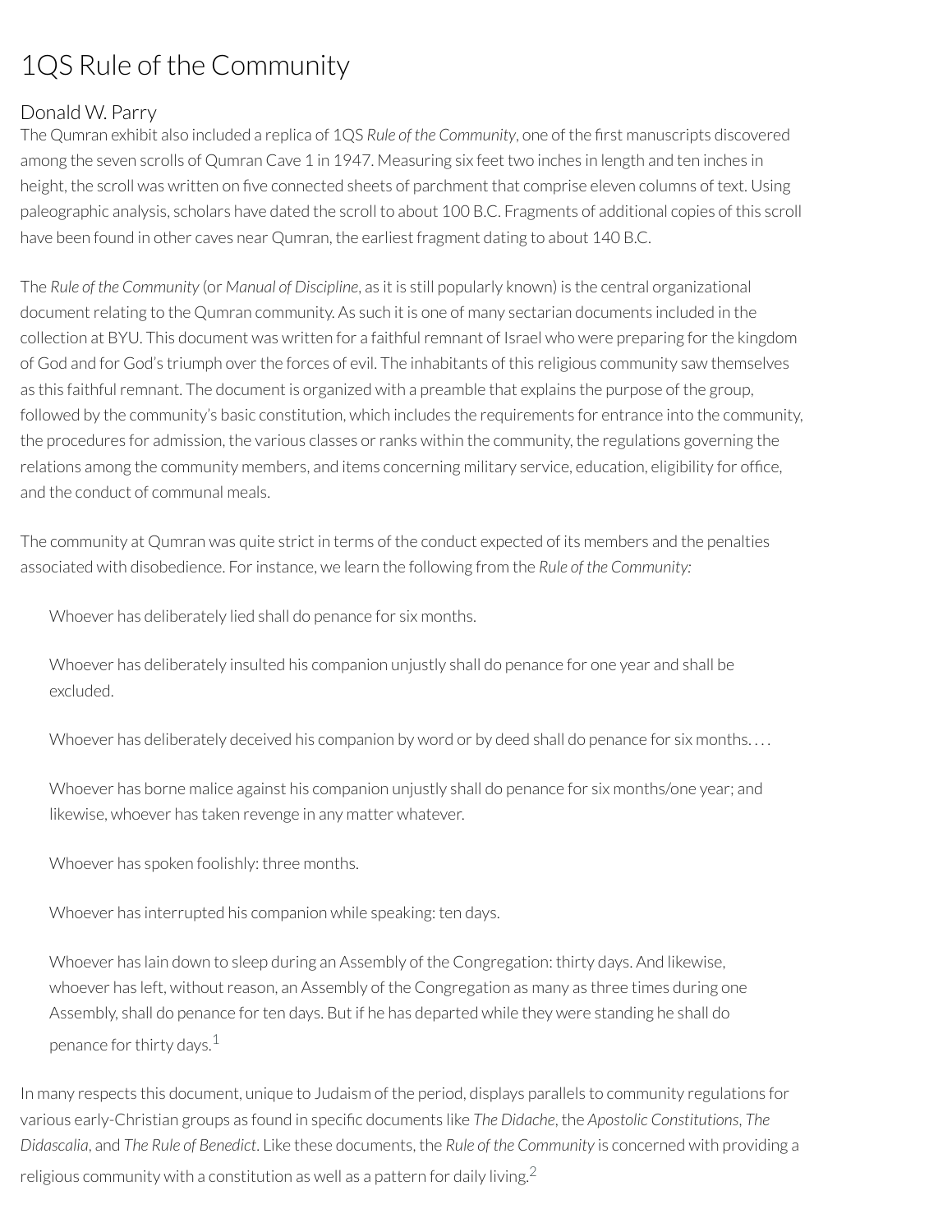# 1QS Rule of the Community

## Donald W. Parry

The Qumran exhibit also included a replica of 1QS *Rule of the Community*, one of the first manuscripts discovered among the seven scrolls of Qumran Cave 1 in 1947. Measuring six feet two inches in length and ten inches in height, the scroll was written on five connected sheets of parchment that comprise eleven columns of text. Using paleographic analysis, scholars have dated the scroll to about 100 B.C. Fragments of additional copies of this scroll have been found in other caves near Qumran, the earliest fragment dating to about 140 B.C.

The *Rule of the Community* (or *Manual of Discipline*, as it is still popularly known) is the central organizational document relating to the Qumran community. As such it is one of many sectarian documents included in the collection at BYU. This document was written for a faithful remnant of Israel who were preparing for the kingdom of God and for God's triumph over the forces of evil. The inhabitants of this religious community saw themselves as this faithful remnant. The document is organized with a preamble that explains the purpose of the group, followed by the community's basic constitution, which includes the requirements for entrance into the community, the procedures for admission, the various classes or ranks within the community, the regulations governing the relations among the community members, and items concerning military service, education, eligibility for office, and the conduct of communal meals.

The community at Qumran was quite strict in terms of the conduct expected of its members and the penalties associated with disobedience. For instance, we learn the following from the *Rule of the Community:*

> Whoever has deliberately lied shall do penance for six months.
>
> Whoever has deliberately insulted his companion unjustly shall do penance for one year and shall be excluded.
>
> Whoever has deliberately deceived his companion by word or by deed shall do penance for six months. . . .
>
> Whoever has borne malice against his companion unjustly shall do penance for six months/one year; and likewise, whoever has taken revenge in any matter whatever.
>
> Whoever has spoken foolishly: three months.
>
> Whoever has interrupted his companion while speaking: ten days.
>
> Whoever has lain down to sleep during an Assembly of the Congregation: thirty days. And likewise, whoever has left, without reason, an Assembly of the Congregation as many as three times during one Assembly, shall do penance for ten days. But if he has departed while they were standing he shall do penance for thirty days.[1]

In many respects this document, unique to Judaism of the period, displays parallels to community regulations for various early-Christian groups as found in specific documents like *The Didache*, the *Apostolic Constitutions*, *The Didascalia*, and *The Rule of Benedict*. Like these documents, the *Rule of the Community* is concerned with providing a religious community with a constitution as well as a pattern for daily living.[2]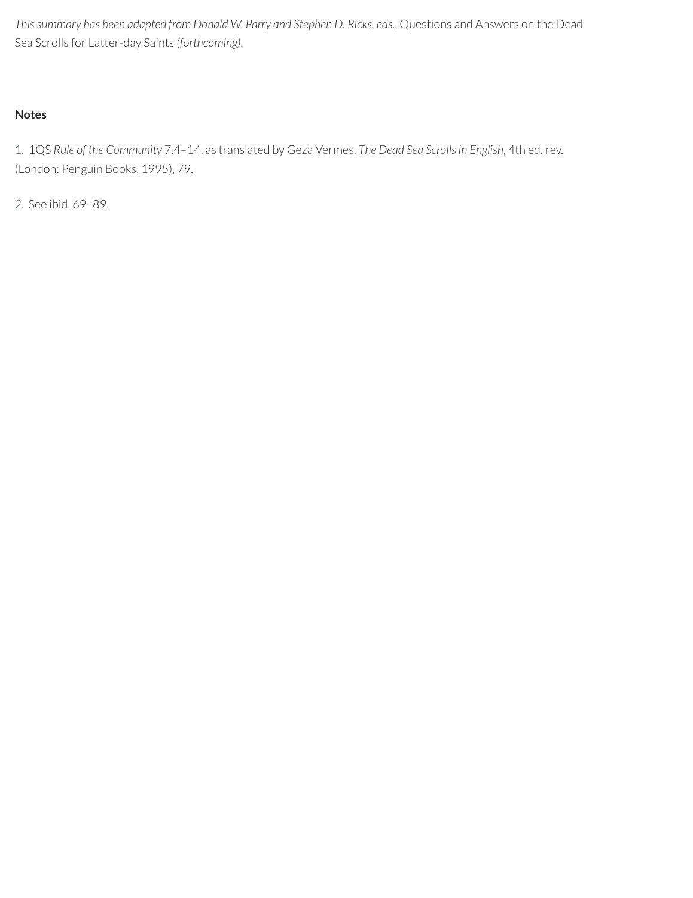*This summary has been adapted from Donald W. Parry and Stephen D. Ricks, eds.*, Questions and Answers on the Dead Sea Scrolls for Latter-day Saints *(forthcoming)*.

**Notes**

1. 1QS *Rule of the Community* 7.4–14, as translated by Geza Vermes, *The Dead Sea Scrolls in English*, 4th ed. rev. (London: Penguin Books, 1995), 79.

2. See ibid. 69–89.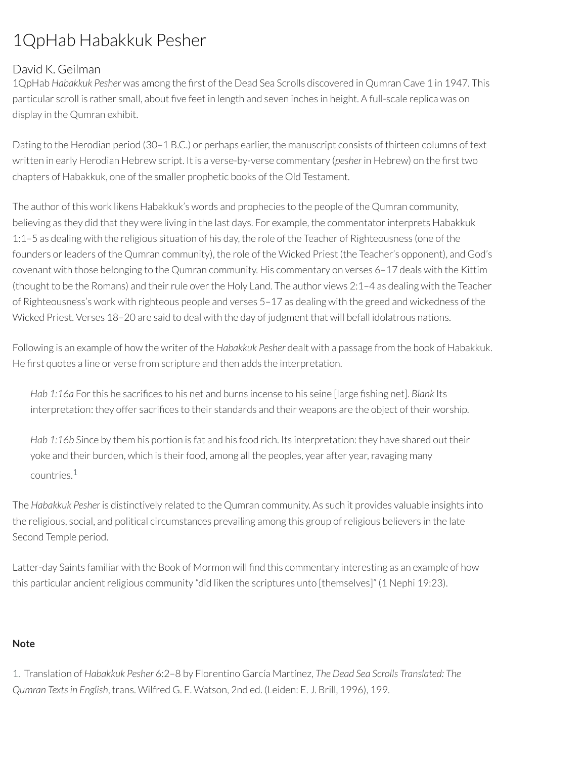# 1QpHab Habakkuk Pesher

## David K. Geilman

1QpHab *Habakkuk Pesher* was among the first of the Dead Sea Scrolls discovered in Qumran Cave 1 in 1947. This particular scroll is rather small, about five feet in length and seven inches in height. A full-scale replica was on display in the Qumran exhibit.

Dating to the Herodian period (30–1 B.C.) or perhaps earlier, the manuscript consists of thirteen columns of text written in early Herodian Hebrew script. It is a verse-by-verse commentary (*pesher* in Hebrew) on the first two chapters of Habakkuk, one of the smaller prophetic books of the Old Testament.

The author of this work likens Habakkuk's words and prophecies to the people of the Qumran community, believing as they did that they were living in the last days. For example, the commentator interprets Habakkuk 1:1–5 as dealing with the religious situation of his day, the role of the Teacher of Righteousness (one of the founders or leaders of the Qumran community), the role of the Wicked Priest (the Teacher's opponent), and God's covenant with those belonging to the Qumran community. His commentary on verses 6–17 deals with the Kittim (thought to be the Romans) and their rule over the Holy Land. The author views 2:1–4 as dealing with the Teacher of Righteousness's work with righteous people and verses 5–17 as dealing with the greed and wickedness of the Wicked Priest. Verses 18–20 are said to deal with the day of judgment that will befall idolatrous nations.

Following is an example of how the writer of the *Habakkuk Pesher* dealt with a passage from the book of Habakkuk. He first quotes a line or verse from scripture and then adds the interpretation.

> *Hab 1:16a* For this he sacrifices to his net and burns incense to his seine [large fishing net]. *Blank* Its interpretation: they offer sacrifices to their standards and their weapons are the object of their worship.
>
> *Hab 1:16b* Since by them his portion is fat and his food rich. Its interpretation: they have shared out their yoke and their burden, which is their food, among all the peoples, year after year, ravaging many countries.[1]

The *Habakkuk Pesher* is distinctively related to the Qumran community. As such it provides valuable insights into the religious, social, and political circumstances prevailing among this group of religious believers in the late Second Temple period.

Latter-day Saints familiar with the Book of Mormon will find this commentary interesting as an example of how this particular ancient religious community "did liken the scriptures unto [themselves]" (1 Nephi 19:23).

**Note**

1. Translation of *Habakkuk Pesher* 6:2–8 by Florentino García Martínez, *The Dead Sea Scrolls Translated: The Qumran Texts in English*, trans. Wilfred G. E. Watson, 2nd ed. (Leiden: E. J. Brill, 1996), 199.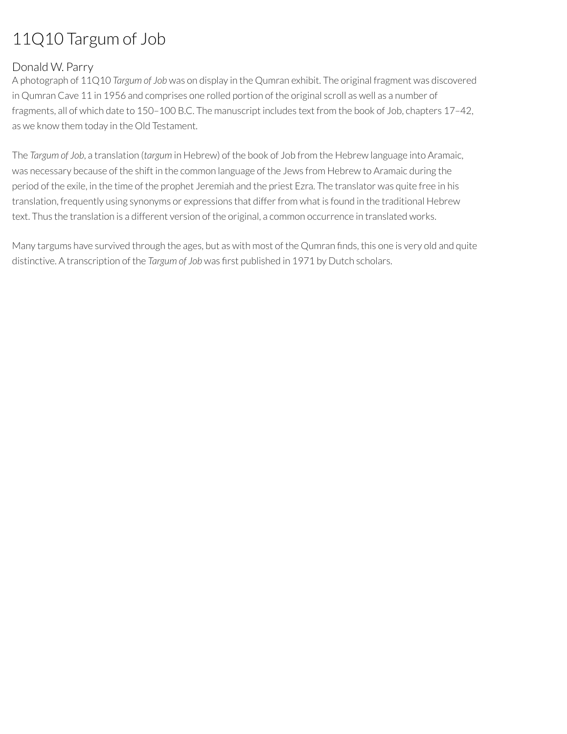# 11Q10 Targum of Job

## Donald W. Parry

A photograph of 11Q10 *Targum of Job* was on display in the Qumran exhibit. The original fragment was discovered in Qumran Cave 11 in 1956 and comprises one rolled portion of the original scroll as well as a number of fragments, all of which date to 150–100 B.C. The manuscript includes text from the book of Job, chapters 17–42, as we know them today in the Old Testament.

The *Targum of Job*, a translation (*targum* in Hebrew) of the book of Job from the Hebrew language into Aramaic, was necessary because of the shift in the common language of the Jews from Hebrew to Aramaic during the period of the exile, in the time of the prophet Jeremiah and the priest Ezra. The translator was quite free in his translation, frequently using synonyms or expressions that differ from what is found in the traditional Hebrew text. Thus the translation is a different version of the original, a common occurrence in translated works.

Many targums have survived through the ages, but as with most of the Qumran finds, this one is very old and quite distinctive. A transcription of the *Targum of Job* was first published in 1971 by Dutch scholars.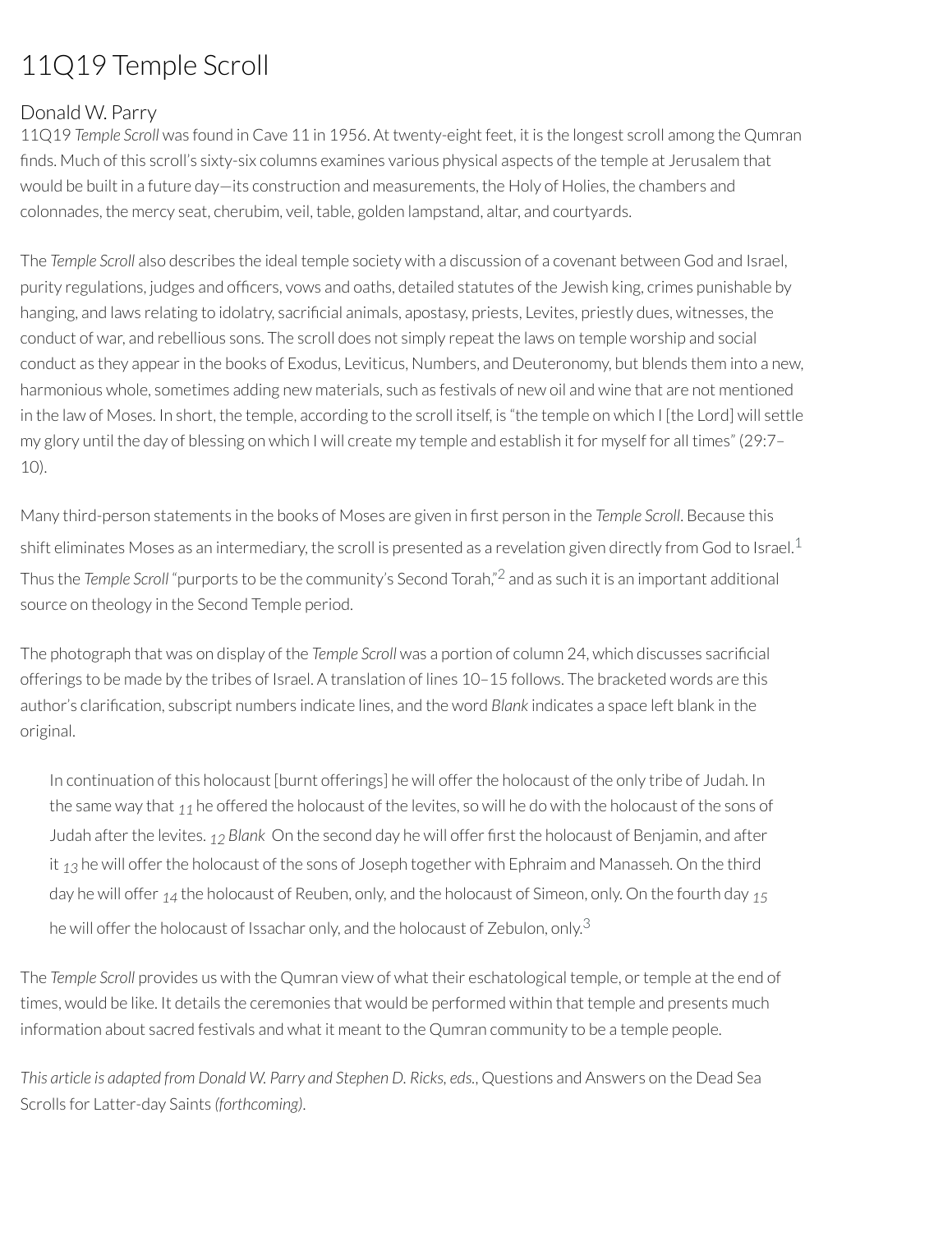# 11Q19 Temple Scroll

## Donald W. Parry

11Q19 *Temple Scroll* was found in Cave 11 in 1956. At twenty-eight feet, it is the longest scroll among the Qumran finds. Much of this scroll's sixty-six columns examines various physical aspects of the temple at Jerusalem that would be built in a future day—its construction and measurements, the Holy of Holies, the chambers and colonnades, the mercy seat, cherubim, veil, table, golden lampstand, altar, and courtyards.

The *Temple Scroll* also describes the ideal temple society with a discussion of a covenant between God and Israel, purity regulations, judges and officers, vows and oaths, detailed statutes of the Jewish king, crimes punishable by hanging, and laws relating to idolatry, sacrificial animals, apostasy, priests, Levites, priestly dues, witnesses, the conduct of war, and rebellious sons. The scroll does not simply repeat the laws on temple worship and social conduct as they appear in the books of Exodus, Leviticus, Numbers, and Deuteronomy, but blends them into a new, harmonious whole, sometimes adding new materials, such as festivals of new oil and wine that are not mentioned in the law of Moses. In short, the temple, according to the scroll itself, is "the temple on which I [the Lord] will settle my glory until the day of blessing on which I will create my temple and establish it for myself for all times" (29:7–10).

Many third-person statements in the books of Moses are given in first person in the *Temple Scroll*. Because this shift eliminates Moses as an intermediary, the scroll is presented as a revelation given directly from God to Israel.[1] Thus the *Temple Scroll* "purports to be the community's Second Torah,"[2] and as such it is an important additional source on theology in the Second Temple period.

The photograph that was on display of the *Temple Scroll* was a portion of column 24, which discusses sacrificial offerings to be made by the tribes of Israel. A translation of lines 10–15 follows. The bracketed words are this author's clarification, subscript numbers indicate lines, and the word *Blank* indicates a space left blank in the original.

> In continuation of this holocaust [burnt offerings] he will offer the holocaust of the only tribe of Judah. In the same way that $_{11}$ he offered the holocaust of the levites, so will he do with the holocaust of the sons of Judah after the levites. $_{12}$ *Blank* On the second day he will offer first the holocaust of Benjamin, and after it $_{13}$ he will offer the holocaust of the sons of Joseph together with Ephraim and Manasseh. On the third day he will offer $_{14}$ the holocaust of Reuben, only, and the holocaust of Simeon, only. On the fourth day $_{15}$ he will offer the holocaust of Issachar only, and the holocaust of Zebulon, only.[3]

The *Temple Scroll* provides us with the Qumran view of what their eschatological temple, or temple at the end of times, would be like. It details the ceremonies that would be performed within that temple and presents much information about sacred festivals and what it meant to the Qumran community to be a temple people.

*This article is adapted from Donald W. Parry and Stephen D. Ricks, eds.*, Questions and Answers on the Dead Sea Scrolls for Latter-day Saints *(forthcoming)*.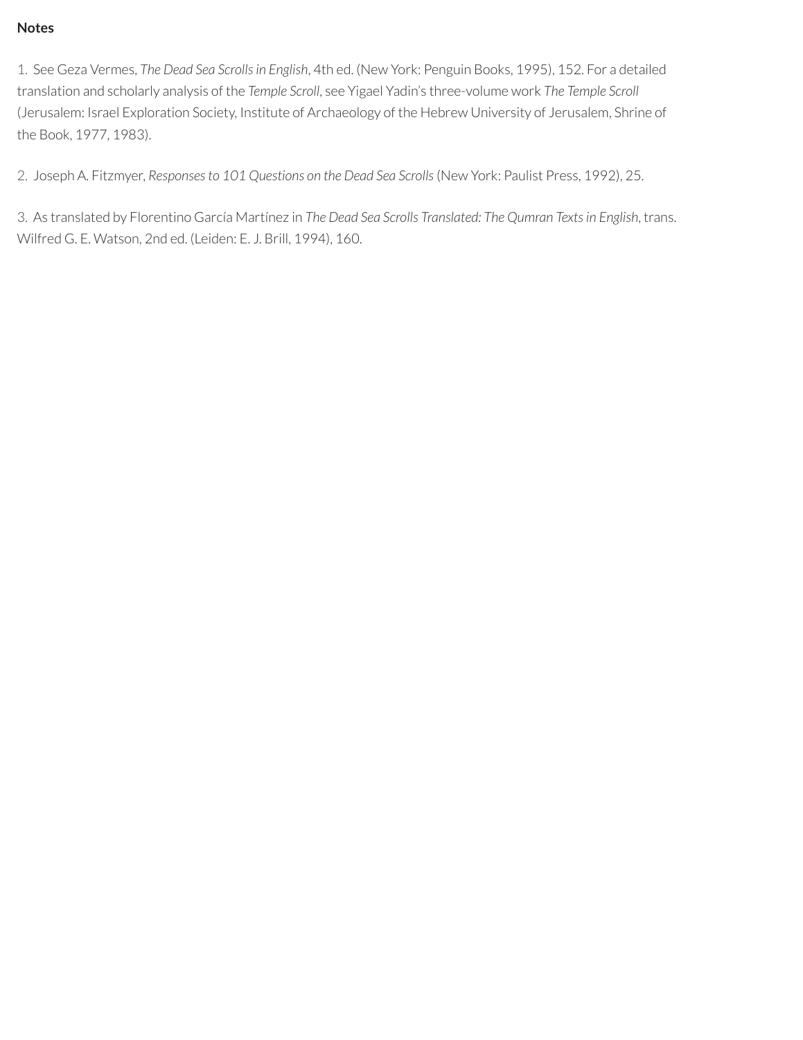**Notes**

1. See Geza Vermes, *The Dead Sea Scrolls in English*, 4th ed. (New York: Penguin Books, 1995), 152. For a detailed translation and scholarly analysis of the *Temple Scroll*, see Yigael Yadin's three-volume work *The Temple Scroll* (Jerusalem: Israel Exploration Society, Institute of Archaeology of the Hebrew University of Jerusalem, Shrine of the Book, 1977, 1983).

2. Joseph A. Fitzmyer, *Responses to 101 Questions on the Dead Sea Scrolls* (New York: Paulist Press, 1992), 25.

3. As translated by Florentino García Martínez in *The Dead Sea Scrolls Translated: The Qumran Texts in English*, trans. Wilfred G. E. Watson, 2nd ed. (Leiden: E. J. Brill, 1994), 160.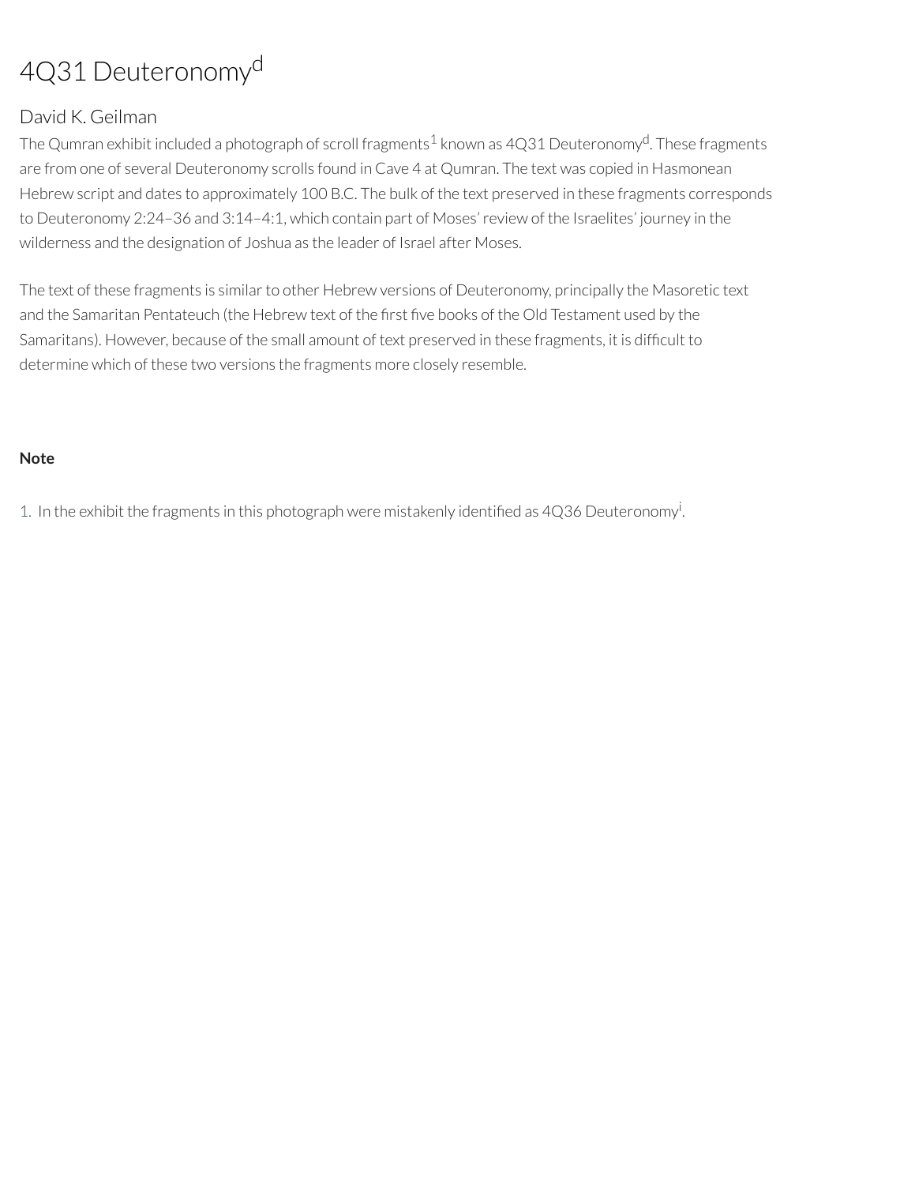# 4Q31 Deuteronomy[d]

## David K. Geilman

The Qumran exhibit included a photograph of scroll fragments[1] known as 4Q31 Deuteronomy[d]. These fragments are from one of several Deuteronomy scrolls found in Cave 4 at Qumran. The text was copied in Hasmonean Hebrew script and dates to approximately 100 B.C. The bulk of the text preserved in these fragments corresponds to Deuteronomy 2:24–36 and 3:14–4:1, which contain part of Moses' review of the Israelites' journey in the wilderness and the designation of Joshua as the leader of Israel after Moses.

The text of these fragments is similar to other Hebrew versions of Deuteronomy, principally the Masoretic text and the Samaritan Pentateuch (the Hebrew text of the first five books of the Old Testament used by the Samaritans). However, because of the small amount of text preserved in these fragments, it is difficult to determine which of these two versions the fragments more closely resemble.

**Note**

1. In the exhibit the fragments in this photograph were mistakenly identified as 4Q36 Deuteronomy[i].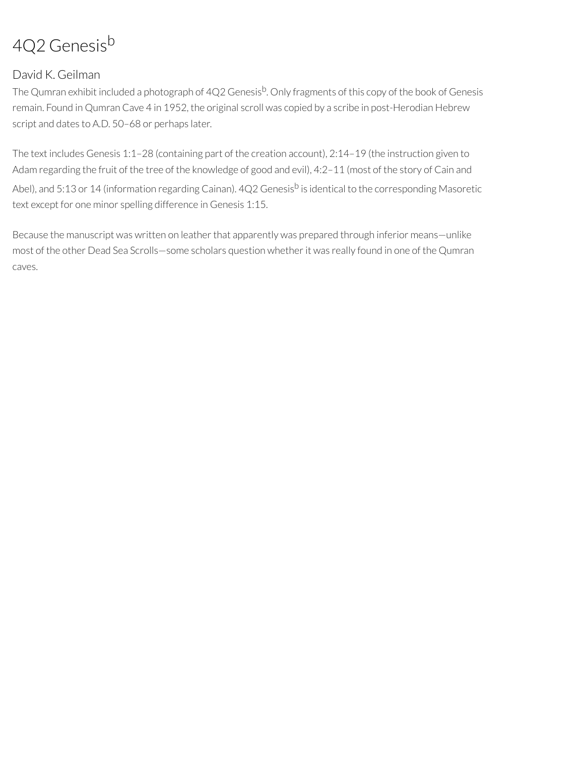# 4Q2 Genesis[b]

David K. Geilman

The Qumran exhibit included a photograph of 4Q2 Genesis[b]. Only fragments of this copy of the book of Genesis remain. Found in Qumran Cave 4 in 1952, the original scroll was copied by a scribe in post-Herodian Hebrew script and dates to A.D. 50–68 or perhaps later.

The text includes Genesis 1:1–28 (containing part of the creation account), 2:14–19 (the instruction given to Adam regarding the fruit of the tree of the knowledge of good and evil), 4:2–11 (most of the story of Cain and Abel), and 5:13 or 14 (information regarding Cainan). 4Q2 Genesis[b] is identical to the corresponding Masoretic text except for one minor spelling difference in Genesis 1:15.

Because the manuscript was written on leather that apparently was prepared through inferior means—unlike most of the other Dead Sea Scrolls—some scholars question whether it was really found in one of the Qumran caves.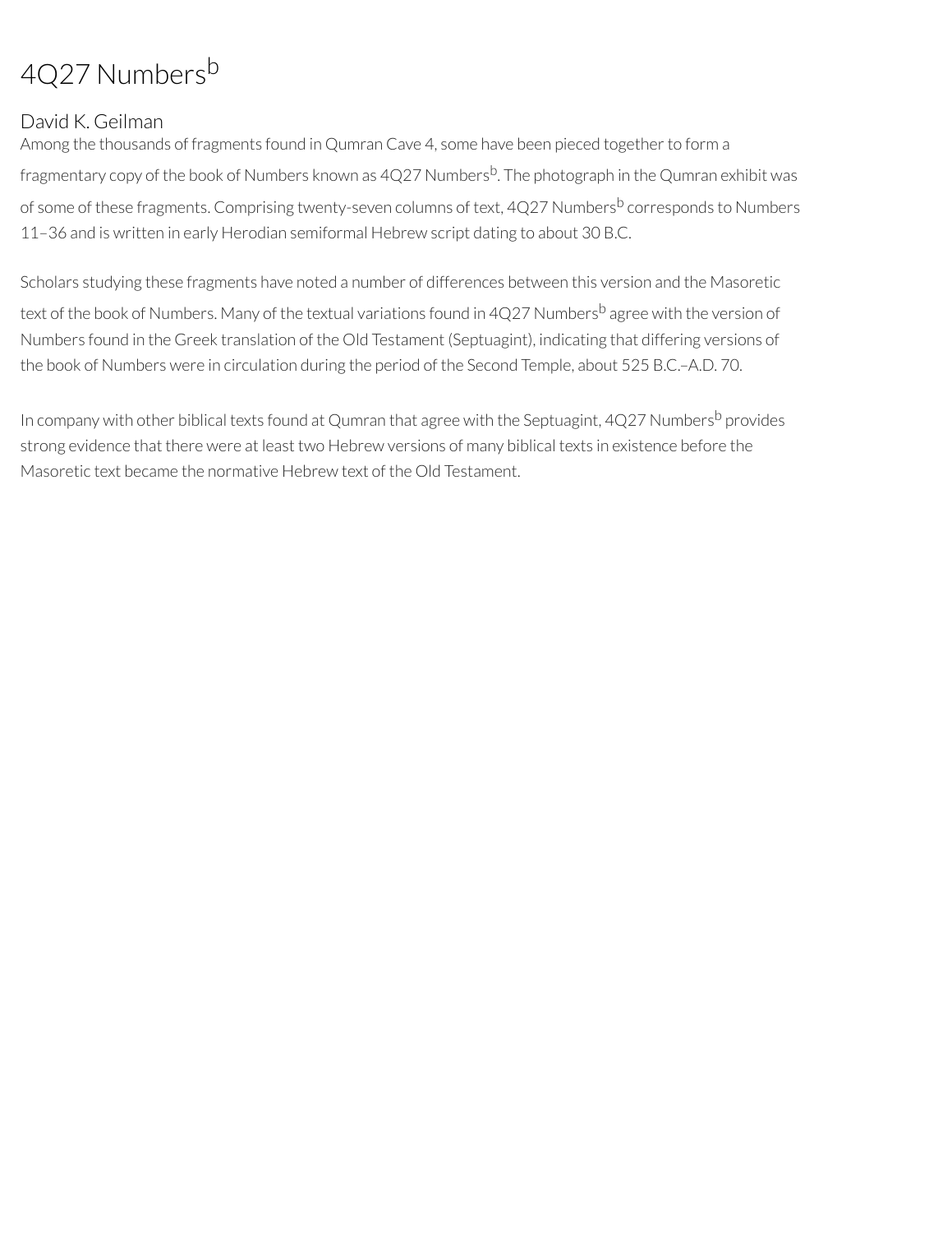# 4Q27 Numbers[b]

David K. Geilman

Among the thousands of fragments found in Qumran Cave 4, some have been pieced together to form a fragmentary copy of the book of Numbers known as 4Q27 Numbers[b]. The photograph in the Qumran exhibit was of some of these fragments. Comprising twenty-seven columns of text, 4Q27 Numbers[b] corresponds to Numbers 11–36 and is written in early Herodian semiformal Hebrew script dating to about 30 B.C.

Scholars studying these fragments have noted a number of differences between this version and the Masoretic text of the book of Numbers. Many of the textual variations found in 4Q27 Numbers[b] agree with the version of Numbers found in the Greek translation of the Old Testament (Septuagint), indicating that differing versions of the book of Numbers were in circulation during the period of the Second Temple, about 525 B.C.–A.D. 70.

In company with other biblical texts found at Qumran that agree with the Septuagint, 4Q27 Numbers[b] provides strong evidence that there were at least two Hebrew versions of many biblical texts in existence before the Masoretic text became the normative Hebrew text of the Old Testament.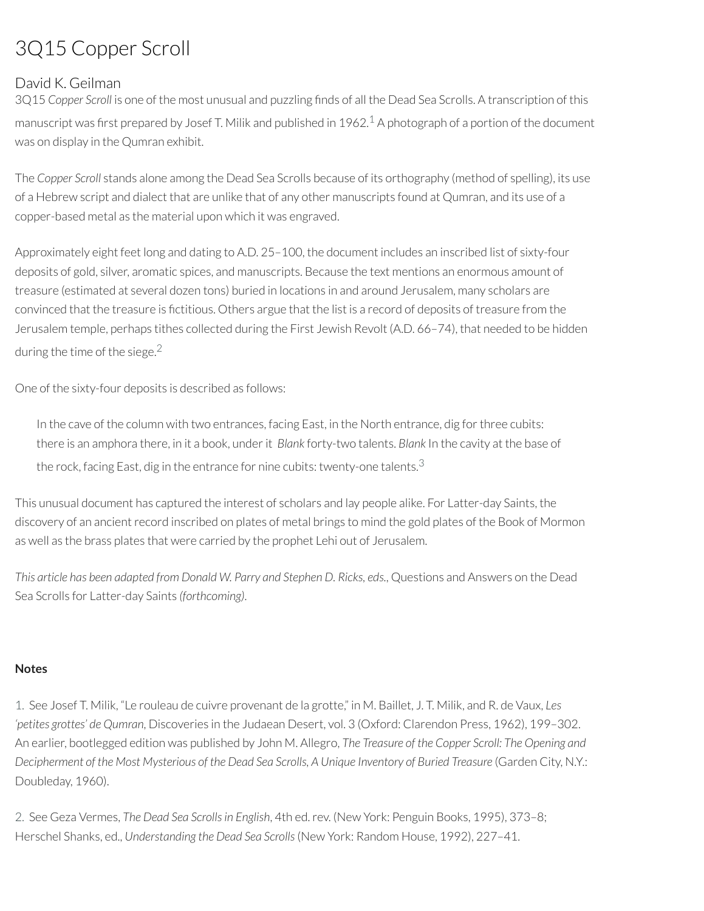# 3Q15 Copper Scroll

## David K. Geilman

3Q15 *Copper Scroll* is one of the most unusual and puzzling finds of all the Dead Sea Scrolls. A transcription of this manuscript was first prepared by Josef T. Milik and published in 1962.[1] A photograph of a portion of the document was on display in the Qumran exhibit.

The *Copper Scroll* stands alone among the Dead Sea Scrolls because of its orthography (method of spelling), its use of a Hebrew script and dialect that are unlike that of any other manuscripts found at Qumran, and its use of a copper-based metal as the material upon which it was engraved.

Approximately eight feet long and dating to A.D. 25–100, the document includes an inscribed list of sixty-four deposits of gold, silver, aromatic spices, and manuscripts. Because the text mentions an enormous amount of treasure (estimated at several dozen tons) buried in locations in and around Jerusalem, many scholars are convinced that the treasure is fictitious. Others argue that the list is a record of deposits of treasure from the Jerusalem temple, perhaps tithes collected during the First Jewish Revolt (A.D. 66–74), that needed to be hidden during the time of the siege.[2]

One of the sixty-four deposits is described as follows:

> In the cave of the column with two entrances, facing East, in the North entrance, dig for three cubits: there is an amphora there, in it a book, under it *Blank* forty-two talents. *Blank* In the cavity at the base of the rock, facing East, dig in the entrance for nine cubits: twenty-one talents.[3]

This unusual document has captured the interest of scholars and lay people alike. For Latter-day Saints, the discovery of an ancient record inscribed on plates of metal brings to mind the gold plates of the Book of Mormon as well as the brass plates that were carried by the prophet Lehi out of Jerusalem.

*This article has been adapted from Donald W. Parry and Stephen D. Ricks, eds.*, Questions and Answers on the Dead Sea Scrolls for Latter-day Saints *(forthcoming)*.

**Notes**

1. See Josef T. Milik, "Le rouleau de cuivre provenant de la grotte," in M. Baillet, J. T. Milik, and R. de Vaux, *Les 'petites grottes' de Qumran*, Discoveries in the Judaean Desert, vol. 3 (Oxford: Clarendon Press, 1962), 199–302. An earlier, bootlegged edition was published by John M. Allegro, *The Treasure of the Copper Scroll: The Opening and Decipherment of the Most Mysterious of the Dead Sea Scrolls, A Unique Inventory of Buried Treasure* (Garden City, N.Y.: Doubleday, 1960).

2. See Geza Vermes, *The Dead Sea Scrolls in English*, 4th ed. rev. (New York: Penguin Books, 1995), 373–8; Herschel Shanks, ed., *Understanding the Dead Sea Scrolls* (New York: Random House, 1992), 227–41.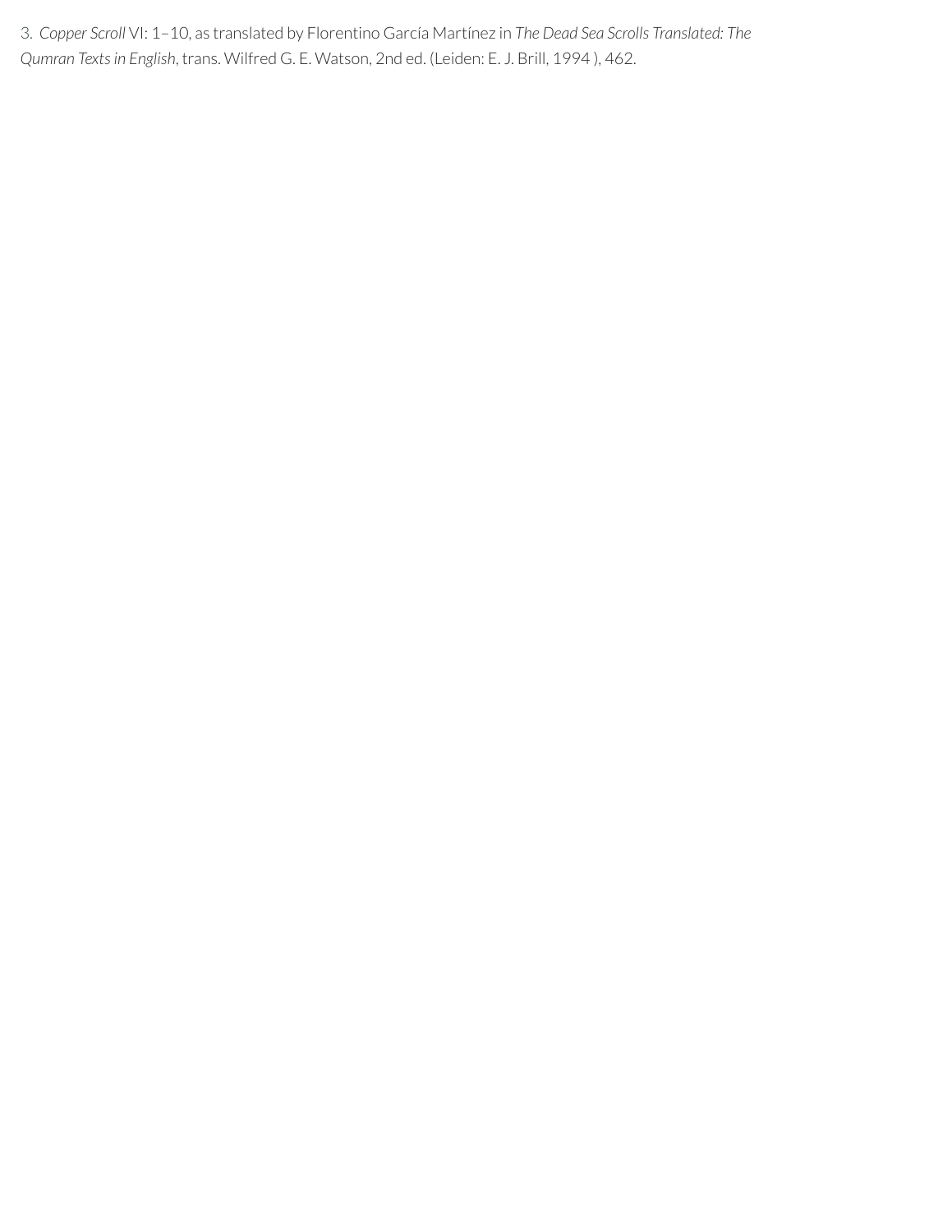3. *Copper Scroll* VI: 1–10, as translated by Florentino García Martínez in *The Dead Sea Scrolls Translated: The Qumran Texts in English*, trans. Wilfred G. E. Watson, 2nd ed. (Leiden: E. J. Brill, 1994 ), 462.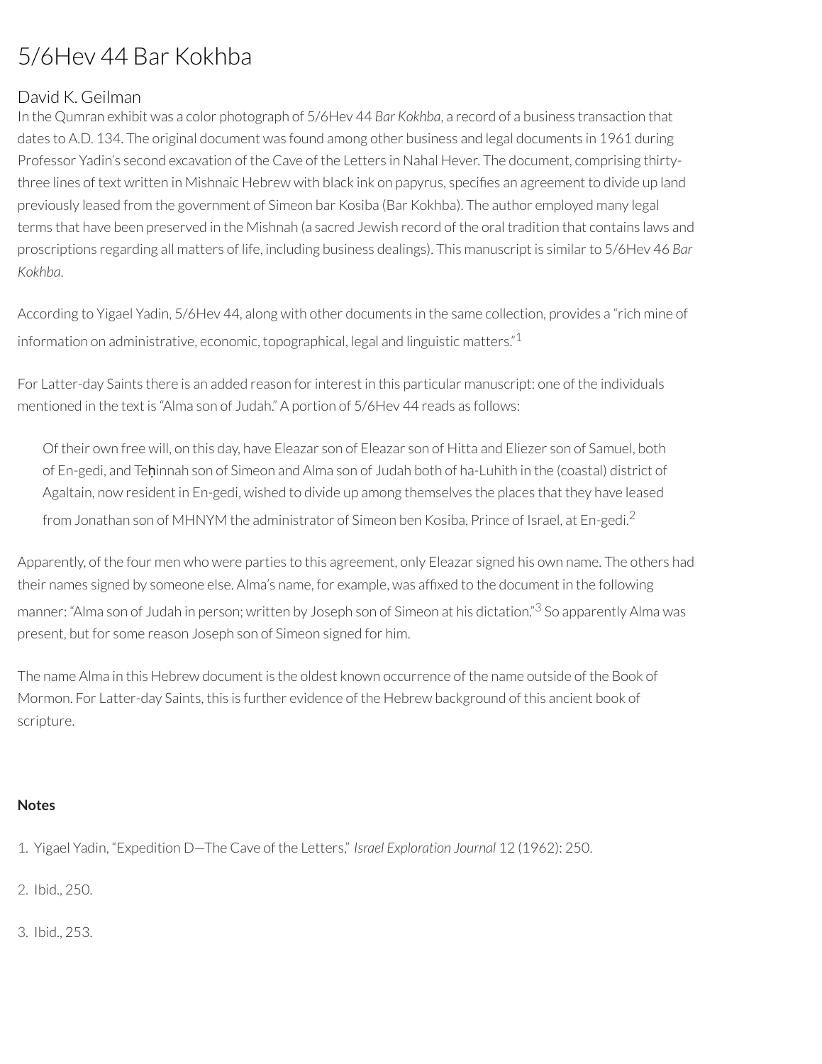# 5/6Hev 44 Bar Kokhba

## David K. Geilman

In the Qumran exhibit was a color photograph of 5/6Hev 44 *Bar Kokhba*, a record of a business transaction that dates to A.D. 134. The original document was found among other business and legal documents in 1961 during Professor Yadin's second excavation of the Cave of the Letters in Nahal Hever. The document, comprising thirty-three lines of text written in Mishnaic Hebrew with black ink on papyrus, specifies an agreement to divide up land previously leased from the government of Simeon bar Kosiba (Bar Kokhba). The author employed many legal terms that have been preserved in the Mishnah (a sacred Jewish record of the oral tradition that contains laws and proscriptions regarding all matters of life, including business dealings). This manuscript is similar to 5/6Hev 46 *Bar Kokhba*.

According to Yigael Yadin, 5/6Hev 44, along with other documents in the same collection, provides a "rich mine of information on administrative, economic, topographical, legal and linguistic matters."[1]

For Latter-day Saints there is an added reason for interest in this particular manuscript: one of the individuals mentioned in the text is "Alma son of Judah." A portion of 5/6Hev 44 reads as follows:

> Of their own free will, on this day, have Eleazar son of Eleazar son of Hitta and Eliezer son of Samuel, both of En-gedi, and Teḥinnah son of Simeon and Alma son of Judah both of ha-Luhith in the (coastal) district of Agaltain, now resident in En-gedi, wished to divide up among themselves the places that they have leased from Jonathan son of MHNYM the administrator of Simeon ben Kosiba, Prince of Israel, at En-gedi.[2]

Apparently, of the four men who were parties to this agreement, only Eleazar signed his own name. The others had their names signed by someone else. Alma's name, for example, was affixed to the document in the following manner: "Alma son of Judah in person; written by Joseph son of Simeon at his dictation."[3] So apparently Alma was present, but for some reason Joseph son of Simeon signed for him.

The name Alma in this Hebrew document is the oldest known occurrence of the name outside of the Book of Mormon. For Latter-day Saints, this is further evidence of the Hebrew background of this ancient book of scripture.

**Notes**

1. Yigael Yadin, "Expedition D—The Cave of the Letters," *Israel Exploration Journal* 12 (1962): 250.
2. Ibid., 250.
3. Ibid., 253.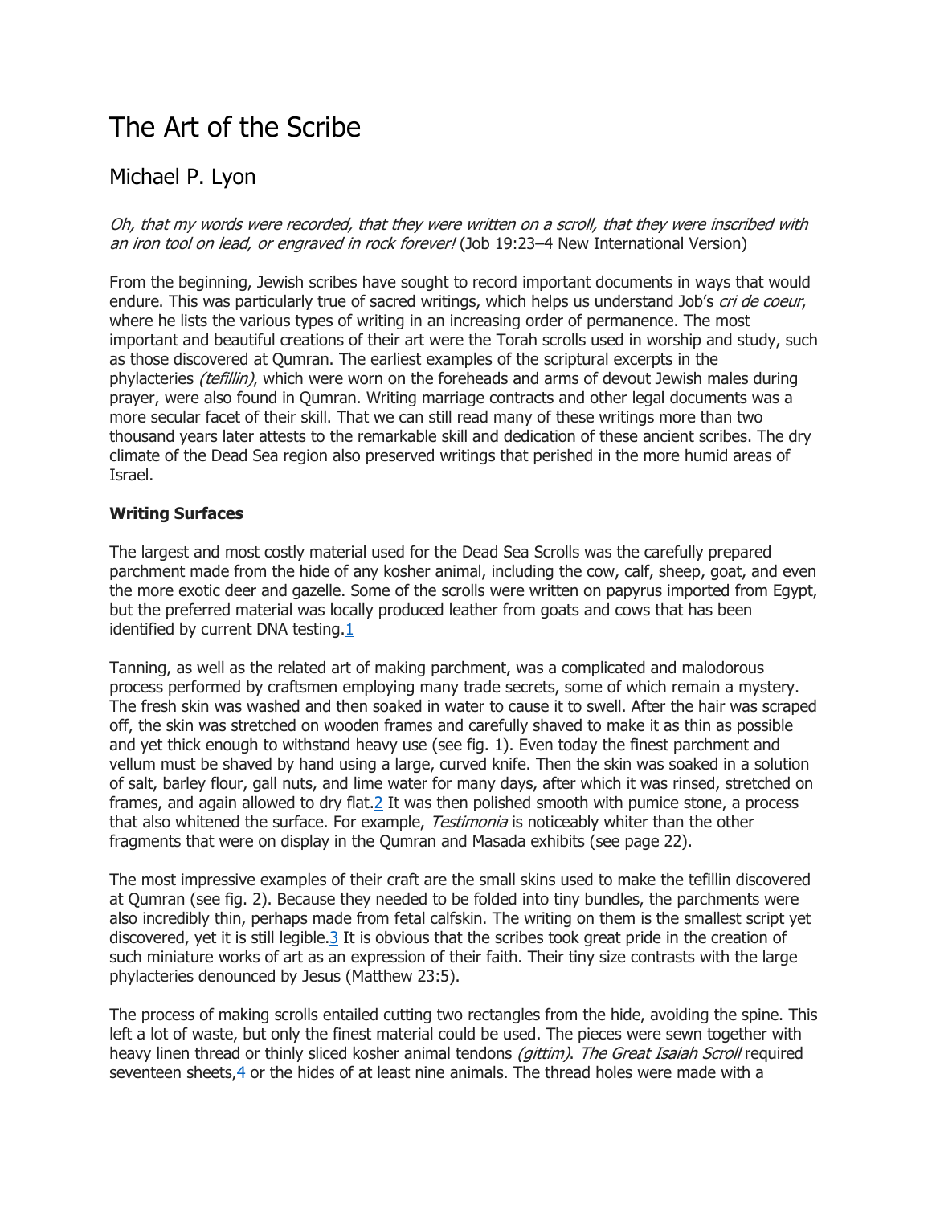# The Art of the Scribe

## Michael P. Lyon

*Oh, that my words were recorded, that they were written on a scroll, that they were inscribed with an iron tool on lead, or engraved in rock forever!* (Job 19:23–4 New International Version)

From the beginning, Jewish scribes have sought to record important documents in ways that would endure. This was particularly true of sacred writings, which helps us understand Job's *cri de coeur*, where he lists the various types of writing in an increasing order of permanence. The most important and beautiful creations of their art were the Torah scrolls used in worship and study, such as those discovered at Qumran. The earliest examples of the scriptural excerpts in the phylacteries *(tefillin)*, which were worn on the foreheads and arms of devout Jewish males during prayer, were also found in Qumran. Writing marriage contracts and other legal documents was a more secular facet of their skill. That we can still read many of these writings more than two thousand years later attests to the remarkable skill and dedication of these ancient scribes. The dry climate of the Dead Sea region also preserved writings that perished in the more humid areas of Israel.

**Writing Surfaces**

The largest and most costly material used for the Dead Sea Scrolls was the carefully prepared parchment made from the hide of any kosher animal, including the cow, calf, sheep, goat, and even the more exotic deer and gazelle. Some of the scrolls were written on papyrus imported from Egypt, but the preferred material was locally produced leather from goats and cows that has been identified by current DNA testing.[1]

Tanning, as well as the related art of making parchment, was a complicated and malodorous process performed by craftsmen employing many trade secrets, some of which remain a mystery. The fresh skin was washed and then soaked in water to cause it to swell. After the hair was scraped off, the skin was stretched on wooden frames and carefully shaved to make it as thin as possible and yet thick enough to withstand heavy use (see fig. 1). Even today the finest parchment and vellum must be shaved by hand using a large, curved knife. Then the skin was soaked in a solution of salt, barley flour, gall nuts, and lime water for many days, after which it was rinsed, stretched on frames, and again allowed to dry flat.[2] It was then polished smooth with pumice stone, a process that also whitened the surface. For example, *Testimonia* is noticeably whiter than the other fragments that were on display in the Qumran and Masada exhibits (see page 22).

The most impressive examples of their craft are the small skins used to make the tefillin discovered at Qumran (see fig. 2). Because they needed to be folded into tiny bundles, the parchments were also incredibly thin, perhaps made from fetal calfskin. The writing on them is the smallest script yet discovered, yet it is still legible.[3] It is obvious that the scribes took great pride in the creation of such miniature works of art as an expression of their faith. Their tiny size contrasts with the large phylacteries denounced by Jesus (Matthew 23:5).

The process of making scrolls entailed cutting two rectangles from the hide, avoiding the spine. This left a lot of waste, but only the finest material could be used. The pieces were sewn together with heavy linen thread or thinly sliced kosher animal tendons *(gittim)*. *The Great Isaiah Scroll* required seventeen sheets,[4] or the hides of at least nine animals. The thread holes were made with a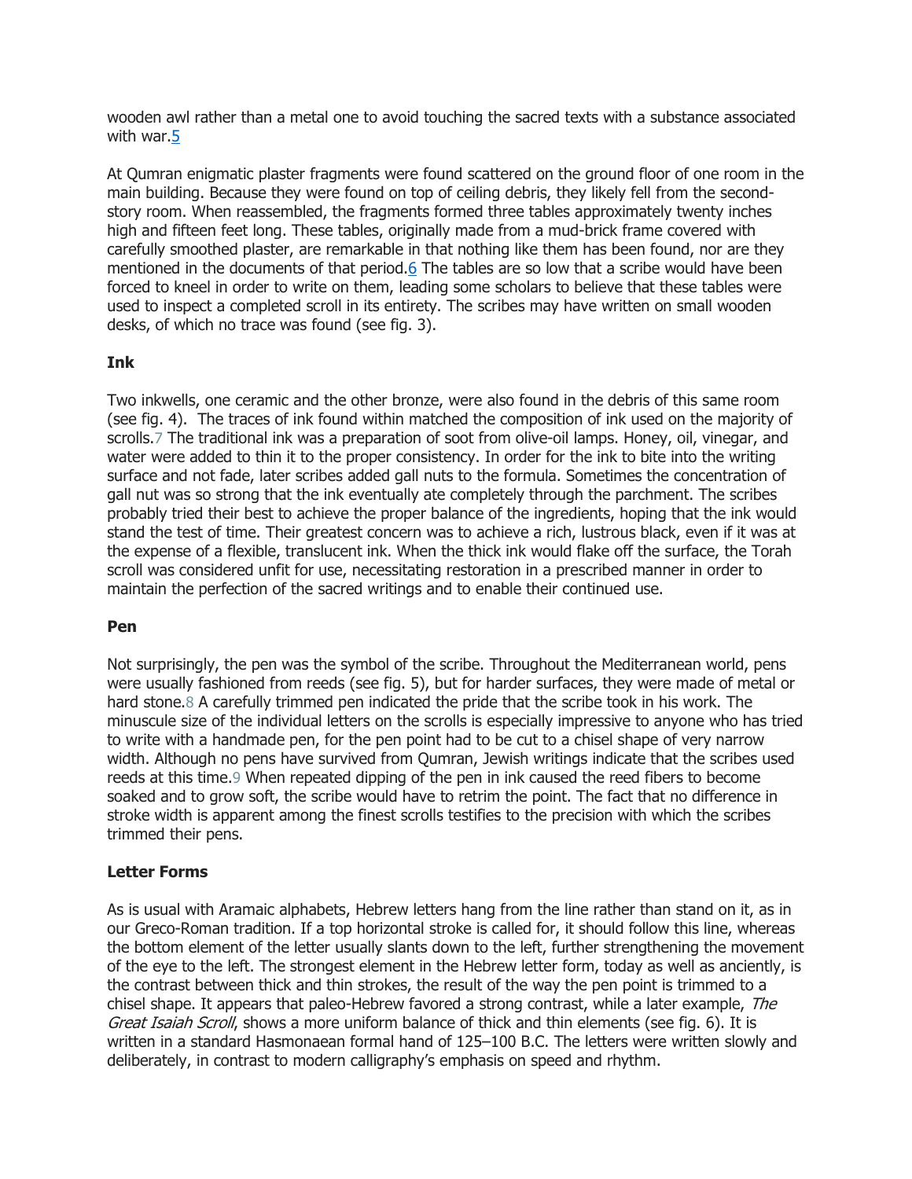wooden awl rather than a metal one to avoid touching the sacred texts with a substance associated with war.[5]

At Qumran enigmatic plaster fragments were found scattered on the ground floor of one room in the main building. Because they were found on top of ceiling debris, they likely fell from the second-story room. When reassembled, the fragments formed three tables approximately twenty inches high and fifteen feet long. These tables, originally made from a mud-brick frame covered with carefully smoothed plaster, are remarkable in that nothing like them has been found, nor are they mentioned in the documents of that period.[6] The tables are so low that a scribe would have been forced to kneel in order to write on them, leading some scholars to believe that these tables were used to inspect a completed scroll in its entirety. The scribes may have written on small wooden desks, of which no trace was found (see fig. 3).

**Ink**

Two inkwells, one ceramic and the other bronze, were also found in the debris of this same room (see fig. 4). The traces of ink found within matched the composition of ink used on the majority of scrolls.[7] The traditional ink was a preparation of soot from olive-oil lamps. Honey, oil, vinegar, and water were added to thin it to the proper consistency. In order for the ink to bite into the writing surface and not fade, later scribes added gall nuts to the formula. Sometimes the concentration of gall nut was so strong that the ink eventually ate completely through the parchment. The scribes probably tried their best to achieve the proper balance of the ingredients, hoping that the ink would stand the test of time. Their greatest concern was to achieve a rich, lustrous black, even if it was at the expense of a flexible, translucent ink. When the thick ink would flake off the surface, the Torah scroll was considered unfit for use, necessitating restoration in a prescribed manner in order to maintain the perfection of the sacred writings and to enable their continued use.

**Pen**

Not surprisingly, the pen was the symbol of the scribe. Throughout the Mediterranean world, pens were usually fashioned from reeds (see fig. 5), but for harder surfaces, they were made of metal or hard stone.[8] A carefully trimmed pen indicated the pride that the scribe took in his work. The minuscule size of the individual letters on the scrolls is especially impressive to anyone who has tried to write with a handmade pen, for the pen point had to be cut to a chisel shape of very narrow width. Although no pens have survived from Qumran, Jewish writings indicate that the scribes used reeds at this time.[9] When repeated dipping of the pen in ink caused the reed fibers to become soaked and to grow soft, the scribe would have to retrim the point. The fact that no difference in stroke width is apparent among the finest scrolls testifies to the precision with which the scribes trimmed their pens.

**Letter Forms**

As is usual with Aramaic alphabets, Hebrew letters hang from the line rather than stand on it, as in our Greco-Roman tradition. If a top horizontal stroke is called for, it should follow this line, whereas the bottom element of the letter usually slants down to the left, further strengthening the movement of the eye to the left. The strongest element in the Hebrew letter form, today as well as anciently, is the contrast between thick and thin strokes, the result of the way the pen point is trimmed to a chisel shape. It appears that paleo-Hebrew favored a strong contrast, while a later example, *The Great Isaiah Scroll*, shows a more uniform balance of thick and thin elements (see fig. 6). It is written in a standard Hasmonaean formal hand of 125–100 B.C. The letters were written slowly and deliberately, in contrast to modern calligraphy's emphasis on speed and rhythm.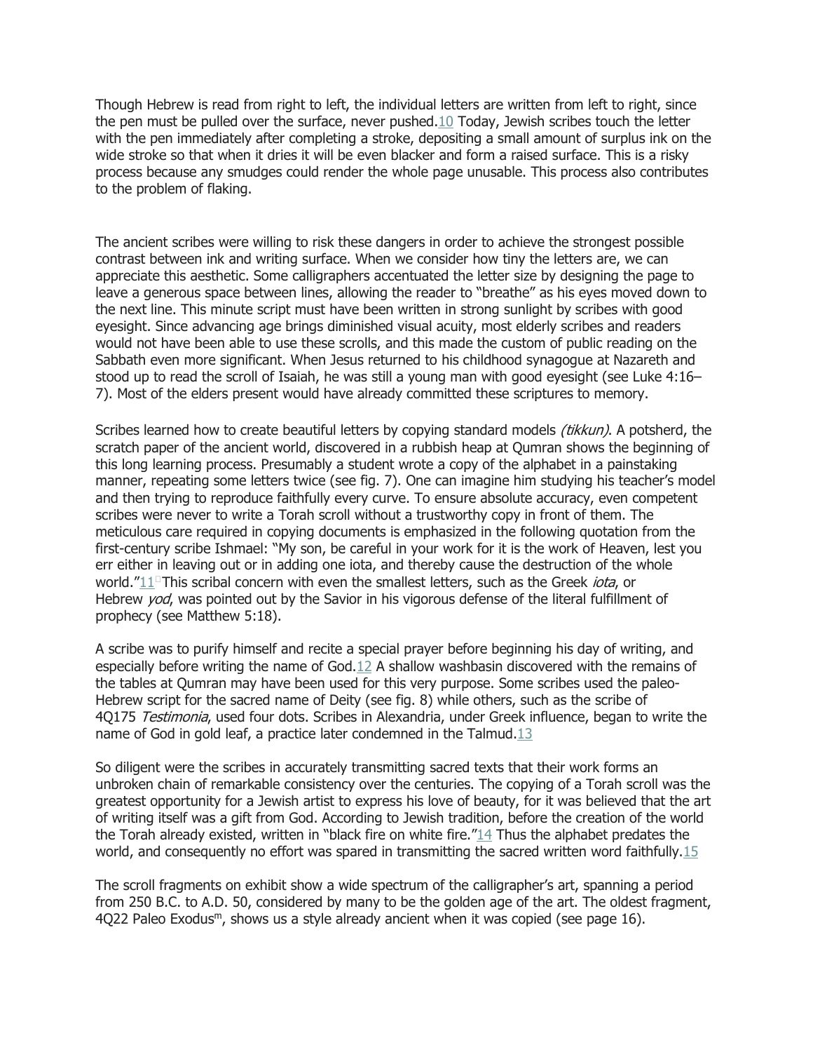Though Hebrew is read from right to left, the individual letters are written from left to right, since the pen must be pulled over the surface, never pushed.[10] Today, Jewish scribes touch the letter with the pen immediately after completing a stroke, depositing a small amount of surplus ink on the wide stroke so that when it dries it will be even blacker and form a raised surface. This is a risky process because any smudges could render the whole page unusable. This process also contributes to the problem of flaking.

The ancient scribes were willing to risk these dangers in order to achieve the strongest possible contrast between ink and writing surface. When we consider how tiny the letters are, we can appreciate this aesthetic. Some calligraphers accentuated the letter size by designing the page to leave a generous space between lines, allowing the reader to "breathe" as his eyes moved down to the next line. This minute script must have been written in strong sunlight by scribes with good eyesight. Since advancing age brings diminished visual acuity, most elderly scribes and readers would not have been able to use these scrolls, and this made the custom of public reading on the Sabbath even more significant. When Jesus returned to his childhood synagogue at Nazareth and stood up to read the scroll of Isaiah, he was still a young man with good eyesight (see Luke 4:16–7). Most of the elders present would have already committed these scriptures to memory.

Scribes learned how to create beautiful letters by copying standard models *(tikkun)*. A potsherd, the scratch paper of the ancient world, discovered in a rubbish heap at Qumran shows the beginning of this long learning process. Presumably a student wrote a copy of the alphabet in a painstaking manner, repeating some letters twice (see fig. 7). One can imagine him studying his teacher's model and then trying to reproduce faithfully every curve. To ensure absolute accuracy, even competent scribes were never to write a Torah scroll without a trustworthy copy in front of them. The meticulous care required in copying documents is emphasized in the following quotation from the first-century scribe Ishmael: "My son, be careful in your work for it is the work of Heaven, lest you err either in leaving out or in adding one iota, and thereby cause the destruction of the whole world."[11] This scribal concern with even the smallest letters, such as the Greek *iota*, or Hebrew *yod*, was pointed out by the Savior in his vigorous defense of the literal fulfillment of prophecy (see Matthew 5:18).

A scribe was to purify himself and recite a special prayer before beginning his day of writing, and especially before writing the name of God.[12] A shallow washbasin discovered with the remains of the tables at Qumran may have been used for this very purpose. Some scribes used the paleo-Hebrew script for the sacred name of Deity (see fig. 8) while others, such as the scribe of 4Q175 *Testimonia*, used four dots. Scribes in Alexandria, under Greek influence, began to write the name of God in gold leaf, a practice later condemned in the Talmud.[13]

So diligent were the scribes in accurately transmitting sacred texts that their work forms an unbroken chain of remarkable consistency over the centuries. The copying of a Torah scroll was the greatest opportunity for a Jewish artist to express his love of beauty, for it was believed that the art of writing itself was a gift from God. According to Jewish tradition, before the creation of the world the Torah already existed, written in "black fire on white fire."[14] Thus the alphabet predates the world, and consequently no effort was spared in transmitting the sacred written word faithfully.[15]

The scroll fragments on exhibit show a wide spectrum of the calligrapher's art, spanning a period from 250 B.C. to A.D. 50, considered by many to be the golden age of the art. The oldest fragment, 4Q22 Paleo Exodus$^{m}$, shows us a style already ancient when it was copied (see page 16).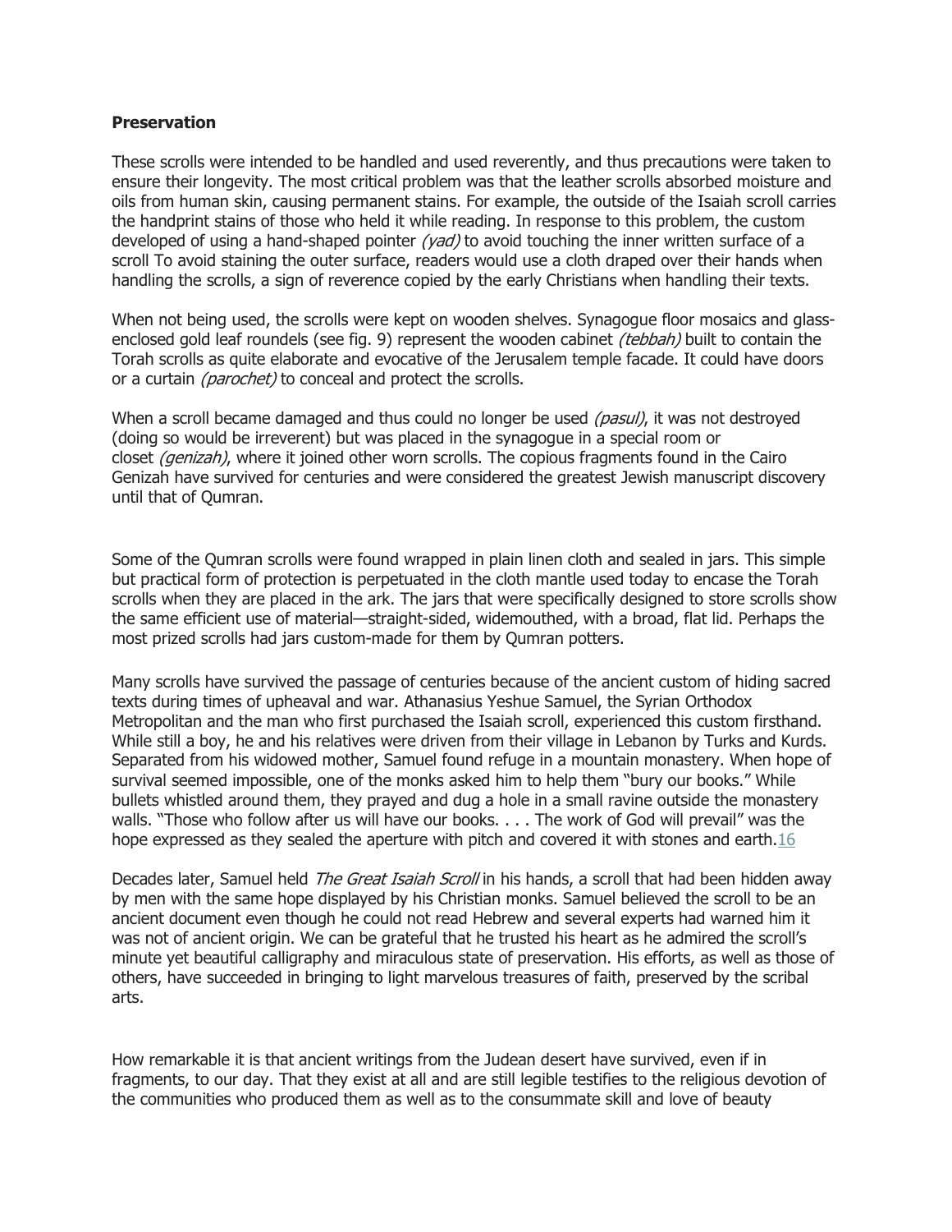**Preservation**

These scrolls were intended to be handled and used reverently, and thus precautions were taken to ensure their longevity. The most critical problem was that the leather scrolls absorbed moisture and oils from human skin, causing permanent stains. For example, the outside of the Isaiah scroll carries the handprint stains of those who held it while reading. In response to this problem, the custom developed of using a hand-shaped pointer *(yad)* to avoid touching the inner written surface of a scroll To avoid staining the outer surface, readers would use a cloth draped over their hands when handling the scrolls, a sign of reverence copied by the early Christians when handling their texts.

When not being used, the scrolls were kept on wooden shelves. Synagogue floor mosaics and glass-enclosed gold leaf roundels (see fig. 9) represent the wooden cabinet *(tebbah)* built to contain the Torah scrolls as quite elaborate and evocative of the Jerusalem temple facade. It could have doors or a curtain *(parochet)* to conceal and protect the scrolls.

When a scroll became damaged and thus could no longer be used *(pasul)*, it was not destroyed (doing so would be irreverent) but was placed in the synagogue in a special room or closet *(genizah)*, where it joined other worn scrolls. The copious fragments found in the Cairo Genizah have survived for centuries and were considered the greatest Jewish manuscript discovery until that of Qumran.

Some of the Qumran scrolls were found wrapped in plain linen cloth and sealed in jars. This simple but practical form of protection is perpetuated in the cloth mantle used today to encase the Torah scrolls when they are placed in the ark. The jars that were specifically designed to store scrolls show the same efficient use of material—straight-sided, widemouthed, with a broad, flat lid. Perhaps the most prized scrolls had jars custom-made for them by Qumran potters.

Many scrolls have survived the passage of centuries because of the ancient custom of hiding sacred texts during times of upheaval and war. Athanasius Yeshue Samuel, the Syrian Orthodox Metropolitan and the man who first purchased the Isaiah scroll, experienced this custom firsthand. While still a boy, he and his relatives were driven from their village in Lebanon by Turks and Kurds. Separated from his widowed mother, Samuel found refuge in a mountain monastery. When hope of survival seemed impossible, one of the monks asked him to help them "bury our books." While bullets whistled around them, they prayed and dug a hole in a small ravine outside the monastery walls. "Those who follow after us will have our books. . . . The work of God will prevail" was the hope expressed as they sealed the aperture with pitch and covered it with stones and earth.[16]

Decades later, Samuel held *The Great Isaiah Scroll* in his hands, a scroll that had been hidden away by men with the same hope displayed by his Christian monks. Samuel believed the scroll to be an ancient document even though he could not read Hebrew and several experts had warned him it was not of ancient origin. We can be grateful that he trusted his heart as he admired the scroll's minute yet beautiful calligraphy and miraculous state of preservation. His efforts, as well as those of others, have succeeded in bringing to light marvelous treasures of faith, preserved by the scribal arts.

How remarkable it is that ancient writings from the Judean desert have survived, even if in fragments, to our day. That they exist at all and are still legible testifies to the religious devotion of the communities who produced them as well as to the consummate skill and love of beauty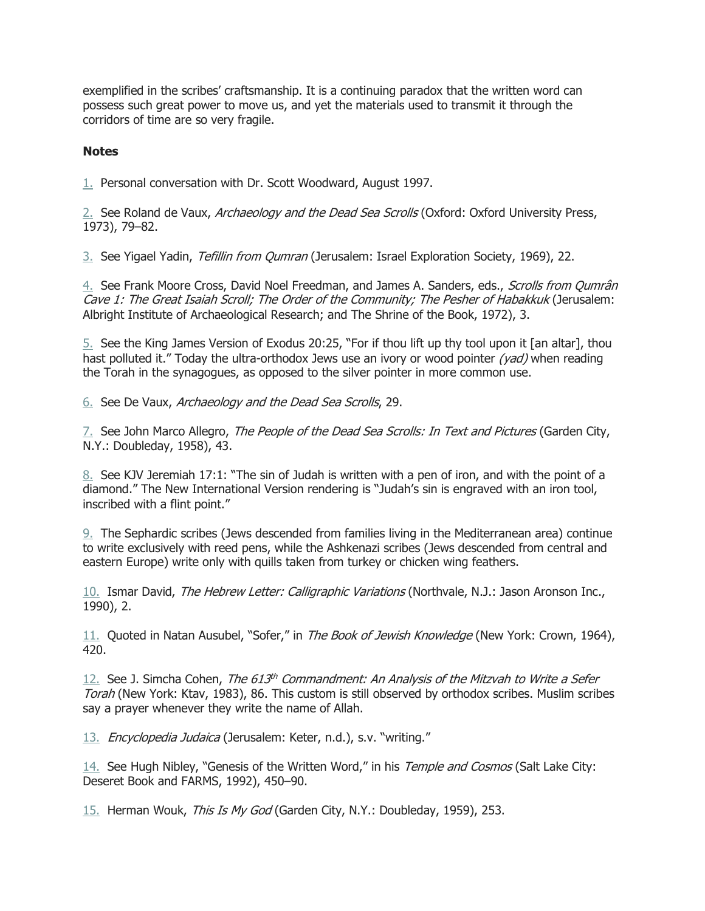exemplified in the scribes' craftsmanship. It is a continuing paradox that the written word can possess such great power to move us, and yet the materials used to transmit it through the corridors of time are so very fragile.

**Notes**

1. Personal conversation with Dr. Scott Woodward, August 1997.

2. See Roland de Vaux, *Archaeology and the Dead Sea Scrolls* (Oxford: Oxford University Press, 1973), 79–82.

3. See Yigael Yadin, *Tefillin from Qumran* (Jerusalem: Israel Exploration Society, 1969), 22.

4. See Frank Moore Cross, David Noel Freedman, and James A. Sanders, eds., *Scrolls from Qumrân Cave 1: The Great Isaiah Scroll; The Order of the Community; The Pesher of Habakkuk* (Jerusalem: Albright Institute of Archaeological Research; and The Shrine of the Book, 1972), 3.

5. See the King James Version of Exodus 20:25, "For if thou lift up thy tool upon it [an altar], thou hast polluted it." Today the ultra-orthodox Jews use an ivory or wood pointer *(yad)* when reading the Torah in the synagogues, as opposed to the silver pointer in more common use.

6. See De Vaux, *Archaeology and the Dead Sea Scrolls*, 29.

7. See John Marco Allegro, *The People of the Dead Sea Scrolls: In Text and Pictures* (Garden City, N.Y.: Doubleday, 1958), 43.

8. See KJV Jeremiah 17:1: "The sin of Judah is written with a pen of iron, and with the point of a diamond." The New International Version rendering is "Judah's sin is engraved with an iron tool, inscribed with a flint point."

9. The Sephardic scribes (Jews descended from families living in the Mediterranean area) continue to write exclusively with reed pens, while the Ashkenazi scribes (Jews descended from central and eastern Europe) write only with quills taken from turkey or chicken wing feathers.

10. Ismar David, *The Hebrew Letter: Calligraphic Variations* (Northvale, N.J.: Jason Aronson Inc., 1990), 2.

11. Quoted in Natan Ausubel, "Sofer," in *The Book of Jewish Knowledge* (New York: Crown, 1964), 420.

12. See J. Simcha Cohen, *The 613th Commandment: An Analysis of the Mitzvah to Write a Sefer Torah* (New York: Ktav, 1983), 86. This custom is still observed by orthodox scribes. Muslim scribes say a prayer whenever they write the name of Allah.

13. *Encyclopedia Judaica* (Jerusalem: Keter, n.d.), s.v. "writing."

14. See Hugh Nibley, "Genesis of the Written Word," in his *Temple and Cosmos* (Salt Lake City: Deseret Book and FARMS, 1992), 450–90.

15. Herman Wouk, *This Is My God* (Garden City, N.Y.: Doubleday, 1959), 253.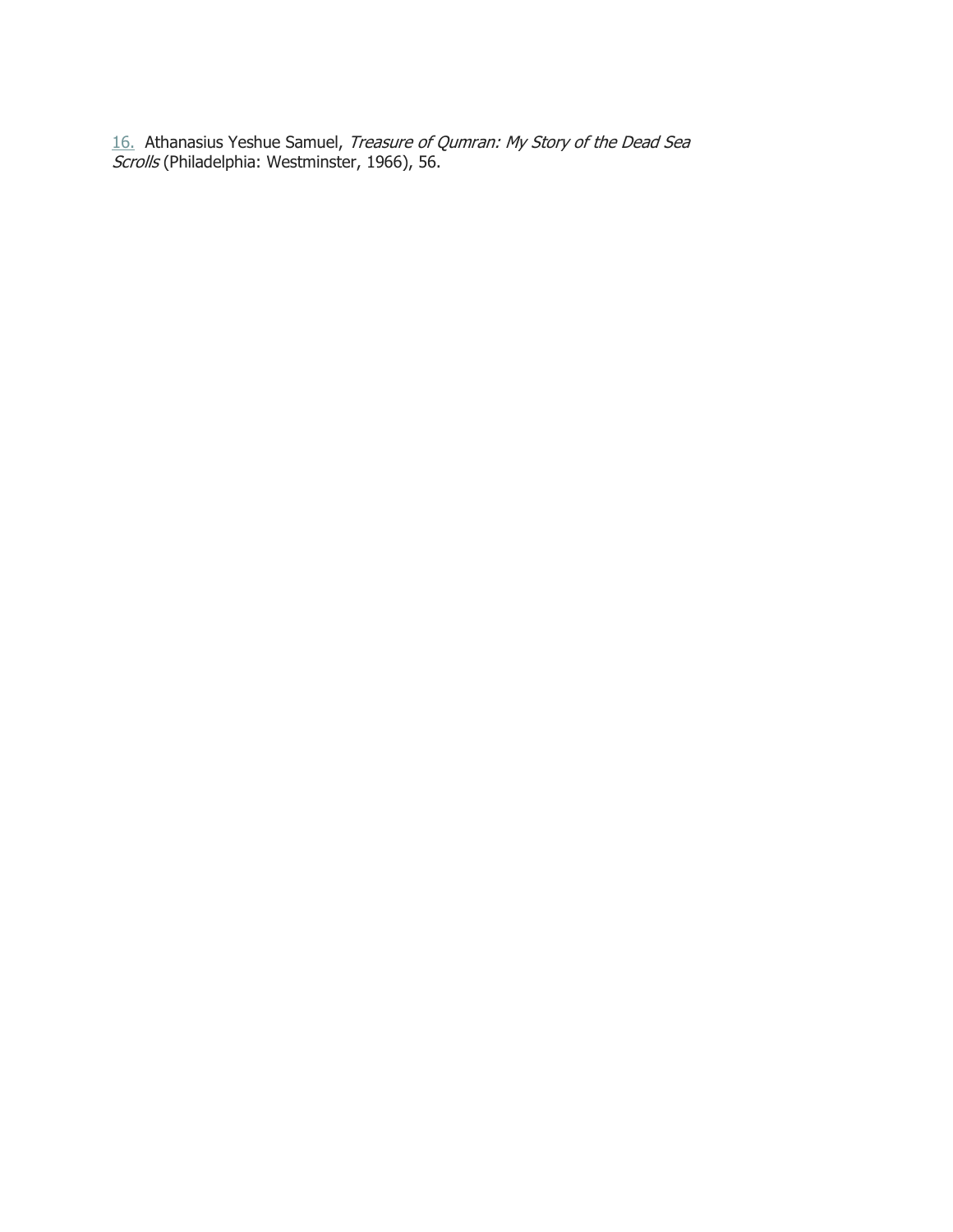16. Athanasius Yeshue Samuel, *Treasure of Qumran: My Story of the Dead Sea Scrolls* (Philadelphia: Westminster, 1966), 56.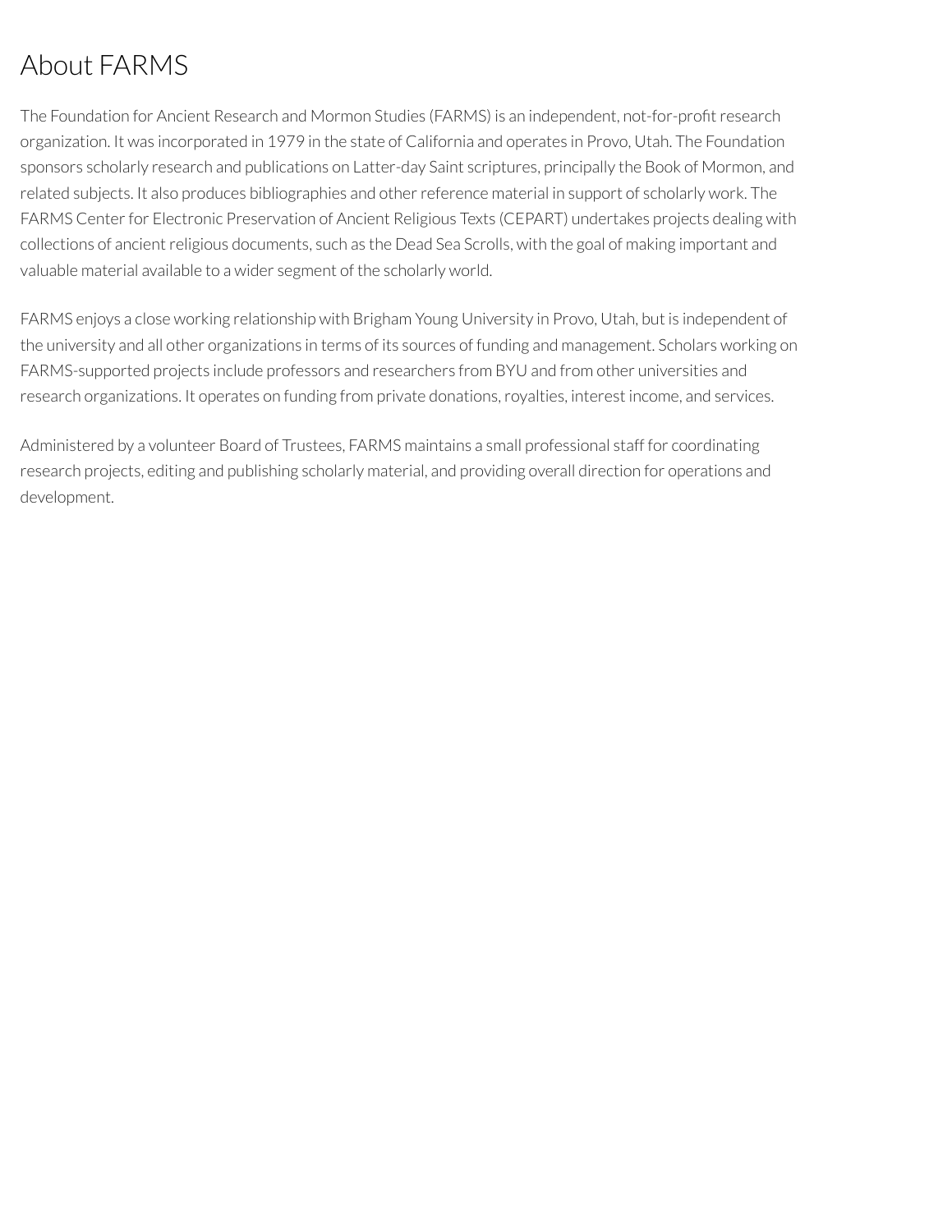# About FARMS

The Foundation for Ancient Research and Mormon Studies (FARMS) is an independent, not-for-profit research organization. It was incorporated in 1979 in the state of California and operates in Provo, Utah. The Foundation sponsors scholarly research and publications on Latter-day Saint scriptures, principally the Book of Mormon, and related subjects. It also produces bibliographies and other reference material in support of scholarly work. The FARMS Center for Electronic Preservation of Ancient Religious Texts (CEPART) undertakes projects dealing with collections of ancient religious documents, such as the Dead Sea Scrolls, with the goal of making important and valuable material available to a wider segment of the scholarly world.

FARMS enjoys a close working relationship with Brigham Young University in Provo, Utah, but is independent of the university and all other organizations in terms of its sources of funding and management. Scholars working on FARMS-supported projects include professors and researchers from BYU and from other universities and research organizations. It operates on funding from private donations, royalties, interest income, and services.

Administered by a volunteer Board of Trustees, FARMS maintains a small professional staff for coordinating research projects, editing and publishing scholarly material, and providing overall direction for operations and development.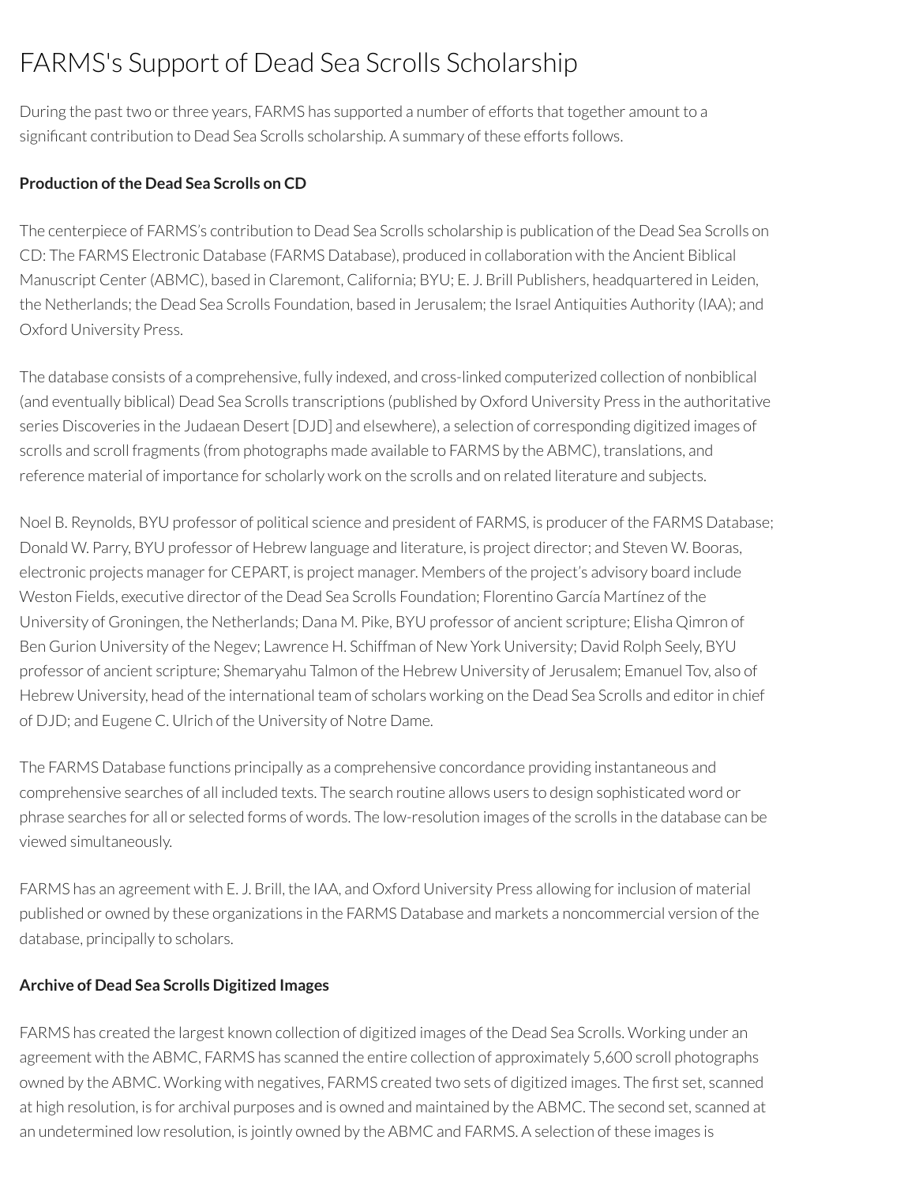# FARMS's Support of Dead Sea Scrolls Scholarship

During the past two or three years, FARMS has supported a number of efforts that together amount to a significant contribution to Dead Sea Scrolls scholarship. A summary of these efforts follows.

**Production of the Dead Sea Scrolls on CD**

The centerpiece of FARMS's contribution to Dead Sea Scrolls scholarship is publication of the Dead Sea Scrolls on CD: The FARMS Electronic Database (FARMS Database), produced in collaboration with the Ancient Biblical Manuscript Center (ABMC), based in Claremont, California; BYU; E. J. Brill Publishers, headquartered in Leiden, the Netherlands; the Dead Sea Scrolls Foundation, based in Jerusalem; the Israel Antiquities Authority (IAA); and Oxford University Press.

The database consists of a comprehensive, fully indexed, and cross-linked computerized collection of nonbiblical (and eventually biblical) Dead Sea Scrolls transcriptions (published by Oxford University Press in the authoritative series Discoveries in the Judaean Desert [DJD] and elsewhere), a selection of corresponding digitized images of scrolls and scroll fragments (from photographs made available to FARMS by the ABMC), translations, and reference material of importance for scholarly work on the scrolls and on related literature and subjects.

Noel B. Reynolds, BYU professor of political science and president of FARMS, is producer of the FARMS Database; Donald W. Parry, BYU professor of Hebrew language and literature, is project director; and Steven W. Booras, electronic projects manager for CEPART, is project manager. Members of the project's advisory board include Weston Fields, executive director of the Dead Sea Scrolls Foundation; Florentino García Martínez of the University of Groningen, the Netherlands; Dana M. Pike, BYU professor of ancient scripture; Elisha Qimron of Ben Gurion University of the Negev; Lawrence H. Schiffman of New York University; David Rolph Seely, BYU professor of ancient scripture; Shemaryahu Talmon of the Hebrew University of Jerusalem; Emanuel Tov, also of Hebrew University, head of the international team of scholars working on the Dead Sea Scrolls and editor in chief of DJD; and Eugene C. Ulrich of the University of Notre Dame.

The FARMS Database functions principally as a comprehensive concordance providing instantaneous and comprehensive searches of all included texts. The search routine allows users to design sophisticated word or phrase searches for all or selected forms of words. The low-resolution images of the scrolls in the database can be viewed simultaneously.

FARMS has an agreement with E. J. Brill, the IAA, and Oxford University Press allowing for inclusion of material published or owned by these organizations in the FARMS Database and markets a noncommercial version of the database, principally to scholars.

**Archive of Dead Sea Scrolls Digitized Images**

FARMS has created the largest known collection of digitized images of the Dead Sea Scrolls. Working under an agreement with the ABMC, FARMS has scanned the entire collection of approximately 5,600 scroll photographs owned by the ABMC. Working with negatives, FARMS created two sets of digitized images. The first set, scanned at high resolution, is for archival purposes and is owned and maintained by the ABMC. The second set, scanned at an undetermined low resolution, is jointly owned by the ABMC and FARMS. A selection of these images is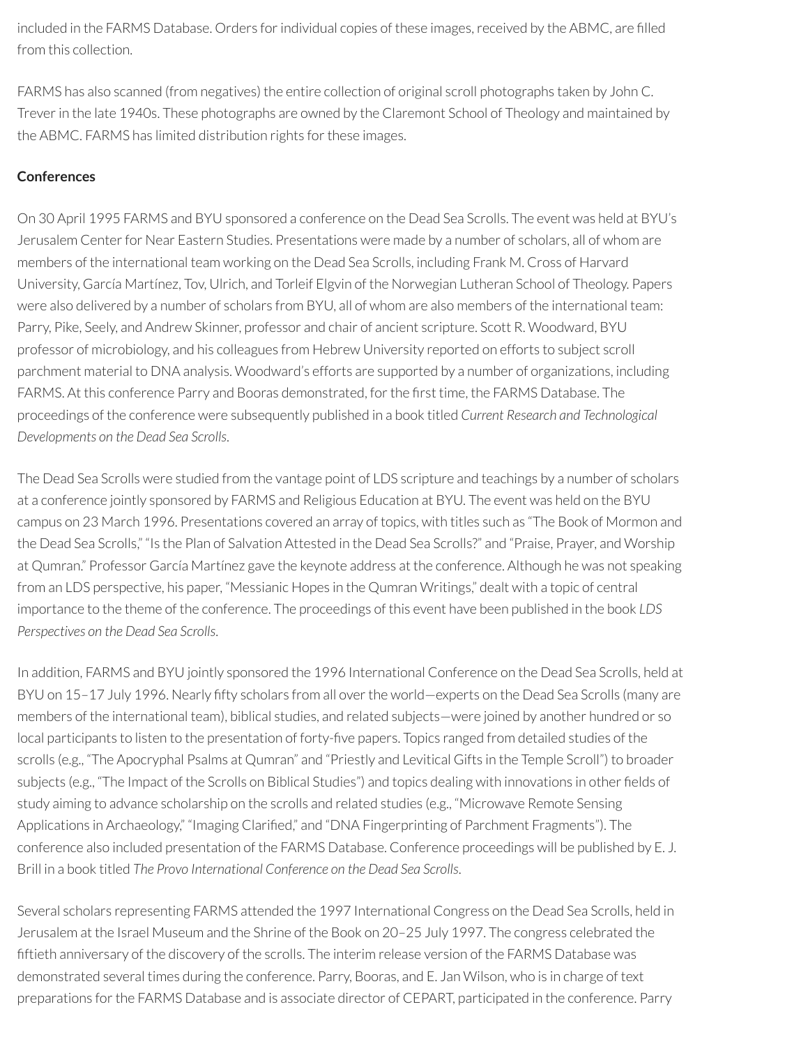included in the FARMS Database. Orders for individual copies of these images, received by the ABMC, are filled from this collection.

FARMS has also scanned (from negatives) the entire collection of original scroll photographs taken by John C. Trever in the late 1940s. These photographs are owned by the Claremont School of Theology and maintained by the ABMC. FARMS has limited distribution rights for these images.

**Conferences**

On 30 April 1995 FARMS and BYU sponsored a conference on the Dead Sea Scrolls. The event was held at BYU's Jerusalem Center for Near Eastern Studies. Presentations were made by a number of scholars, all of whom are members of the international team working on the Dead Sea Scrolls, including Frank M. Cross of Harvard University, García Martínez, Tov, Ulrich, and Torleif Elgvin of the Norwegian Lutheran School of Theology. Papers were also delivered by a number of scholars from BYU, all of whom are also members of the international team: Parry, Pike, Seely, and Andrew Skinner, professor and chair of ancient scripture. Scott R. Woodward, BYU professor of microbiology, and his colleagues from Hebrew University reported on efforts to subject scroll parchment material to DNA analysis. Woodward's efforts are supported by a number of organizations, including FARMS. At this conference Parry and Booras demonstrated, for the first time, the FARMS Database. The proceedings of the conference were subsequently published in a book titled *Current Research and Technological Developments on the Dead Sea Scrolls*.

The Dead Sea Scrolls were studied from the vantage point of LDS scripture and teachings by a number of scholars at a conference jointly sponsored by FARMS and Religious Education at BYU. The event was held on the BYU campus on 23 March 1996. Presentations covered an array of topics, with titles such as "The Book of Mormon and the Dead Sea Scrolls," "Is the Plan of Salvation Attested in the Dead Sea Scrolls?" and "Praise, Prayer, and Worship at Qumran." Professor García Martínez gave the keynote address at the conference. Although he was not speaking from an LDS perspective, his paper, "Messianic Hopes in the Qumran Writings," dealt with a topic of central importance to the theme of the conference. The proceedings of this event have been published in the book *LDS Perspectives on the Dead Sea Scrolls*.

In addition, FARMS and BYU jointly sponsored the 1996 International Conference on the Dead Sea Scrolls, held at BYU on 15–17 July 1996. Nearly fifty scholars from all over the world—experts on the Dead Sea Scrolls (many are members of the international team), biblical studies, and related subjects—were joined by another hundred or so local participants to listen to the presentation of forty-five papers. Topics ranged from detailed studies of the scrolls (e.g., "The Apocryphal Psalms at Qumran" and "Priestly and Levitical Gifts in the Temple Scroll") to broader subjects (e.g., "The Impact of the Scrolls on Biblical Studies") and topics dealing with innovations in other fields of study aiming to advance scholarship on the scrolls and related studies (e.g., "Microwave Remote Sensing Applications in Archaeology," "Imaging Clarified," and "DNA Fingerprinting of Parchment Fragments"). The conference also included presentation of the FARMS Database. Conference proceedings will be published by E. J. Brill in a book titled *The Provo International Conference on the Dead Sea Scrolls*.

Several scholars representing FARMS attended the 1997 International Congress on the Dead Sea Scrolls, held in Jerusalem at the Israel Museum and the Shrine of the Book on 20–25 July 1997. The congress celebrated the fiftieth anniversary of the discovery of the scrolls. The interim release version of the FARMS Database was demonstrated several times during the conference. Parry, Booras, and E. Jan Wilson, who is in charge of text preparations for the FARMS Database and is associate director of CEPART, participated in the conference. Parry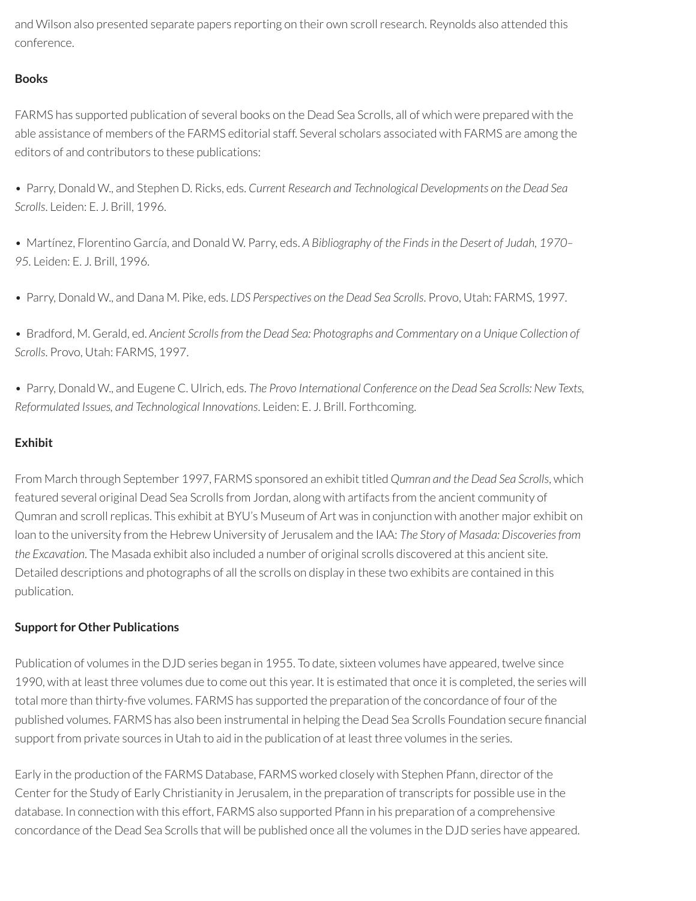and Wilson also presented separate papers reporting on their own scroll research. Reynolds also attended this conference.

**Books**

FARMS has supported publication of several books on the Dead Sea Scrolls, all of which were prepared with the able assistance of members of the FARMS editorial staff. Several scholars associated with FARMS are among the editors of and contributors to these publications:

- Parry, Donald W., and Stephen D. Ricks, eds. *Current Research and Technological Developments on the Dead Sea Scrolls*. Leiden: E. J. Brill, 1996.

- Martínez, Florentino García, and Donald W. Parry, eds. *A Bibliography of the Finds in the Desert of Judah, 1970–95*. Leiden: E. J. Brill, 1996.

- Parry, Donald W., and Dana M. Pike, eds. *LDS Perspectives on the Dead Sea Scrolls*. Provo, Utah: FARMS, 1997.

- Bradford, M. Gerald, ed. *Ancient Scrolls from the Dead Sea: Photographs and Commentary on a Unique Collection of Scrolls*. Provo, Utah: FARMS, 1997.

- Parry, Donald W., and Eugene C. Ulrich, eds. *The Provo International Conference on the Dead Sea Scrolls: New Texts, Reformulated Issues, and Technological Innovations*. Leiden: E. J. Brill. Forthcoming.

**Exhibit**

From March through September 1997, FARMS sponsored an exhibit titled *Qumran and the Dead Sea Scrolls*, which featured several original Dead Sea Scrolls from Jordan, along with artifacts from the ancient community of Qumran and scroll replicas. This exhibit at BYU's Museum of Art was in conjunction with another major exhibit on loan to the university from the Hebrew University of Jerusalem and the IAA: *The Story of Masada: Discoveries from the Excavation*. The Masada exhibit also included a number of original scrolls discovered at this ancient site. Detailed descriptions and photographs of all the scrolls on display in these two exhibits are contained in this publication.

**Support for Other Publications**

Publication of volumes in the DJD series began in 1955. To date, sixteen volumes have appeared, twelve since 1990, with at least three volumes due to come out this year. It is estimated that once it is completed, the series will total more than thirty-five volumes. FARMS has supported the preparation of the concordance of four of the published volumes. FARMS has also been instrumental in helping the Dead Sea Scrolls Foundation secure financial support from private sources in Utah to aid in the publication of at least three volumes in the series.

Early in the production of the FARMS Database, FARMS worked closely with Stephen Pfann, director of the Center for the Study of Early Christianity in Jerusalem, in the preparation of transcripts for possible use in the database. In connection with this effort, FARMS also supported Pfann in his preparation of a comprehensive concordance of the Dead Sea Scrolls that will be published once all the volumes in the DJD series have appeared.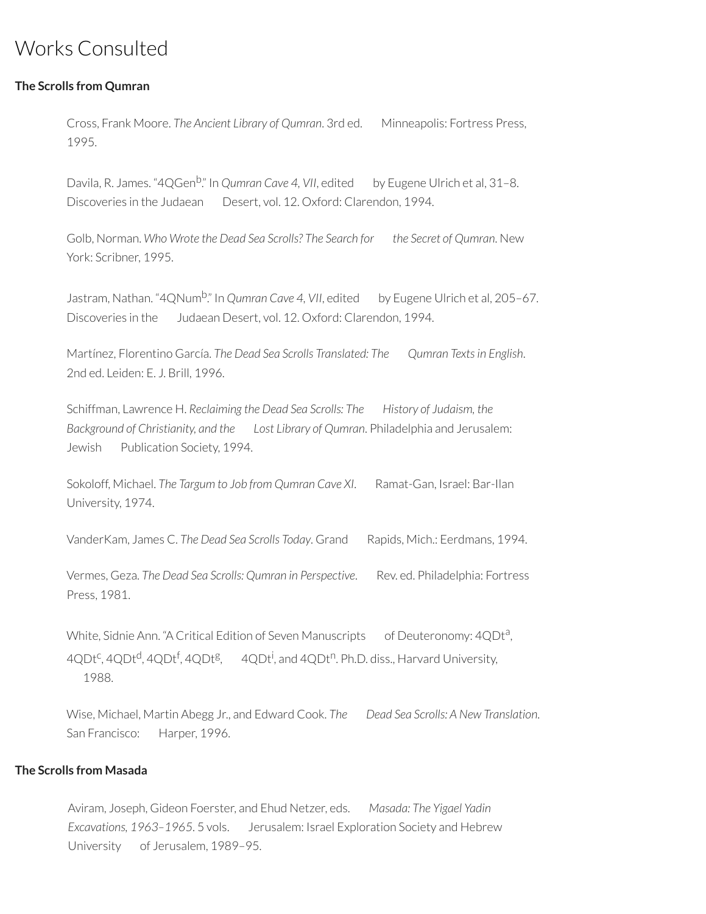# Works Consulted

**The Scrolls from Qumran**

Cross, Frank Moore. *The Ancient Library of Qumran*. 3rd ed. Minneapolis: Fortress Press, 1995.

Davila, R. James. "4QGen[b]." In *Qumran Cave 4, VII*, edited by Eugene Ulrich et al, 31–8. Discoveries in the Judaean Desert, vol. 12. Oxford: Clarendon, 1994.

Golb, Norman. *Who Wrote the Dead Sea Scrolls? The Search for the Secret of Qumran*. New York: Scribner, 1995.

Jastram, Nathan. "4QNum[b]." In *Qumran Cave 4, VII*, edited by Eugene Ulrich et al, 205–67. Discoveries in the Judaean Desert, vol. 12. Oxford: Clarendon, 1994.

Martínez, Florentino García. *The Dead Sea Scrolls Translated: The Qumran Texts in English*. 2nd ed. Leiden: E. J. Brill, 1996.

Schiffman, Lawrence H. *Reclaiming the Dead Sea Scrolls: The History of Judaism, the Background of Christianity, and the Lost Library of Qumran*. Philadelphia and Jerusalem: Jewish Publication Society, 1994.

Sokoloff, Michael. *The Targum to Job from Qumran Cave XI*. Ramat-Gan, Israel: Bar-Ilan University, 1974.

VanderKam, James C. *The Dead Sea Scrolls Today*. Grand Rapids, Mich.: Eerdmans, 1994.

Vermes, Geza. *The Dead Sea Scrolls: Qumran in Perspective*. Rev. ed. Philadelphia: Fortress Press, 1981.

White, Sidnie Ann. "A Critical Edition of Seven Manuscripts of Deuteronomy: 4QDt[a], 4QDt[c], 4QDt[d], 4QDt[f], 4QDt[g], 4QDt[i], and 4QDt[n]. Ph.D. diss., Harvard University, 1988.

Wise, Michael, Martin Abegg Jr., and Edward Cook. *The Dead Sea Scrolls: A New Translation*. San Francisco: Harper, 1996.

**The Scrolls from Masada**

Aviram, Joseph, Gideon Foerster, and Ehud Netzer, eds. *Masada: The Yigael Yadin Excavations, 1963–1965*. 5 vols. Jerusalem: Israel Exploration Society and Hebrew University of Jerusalem, 1989–95.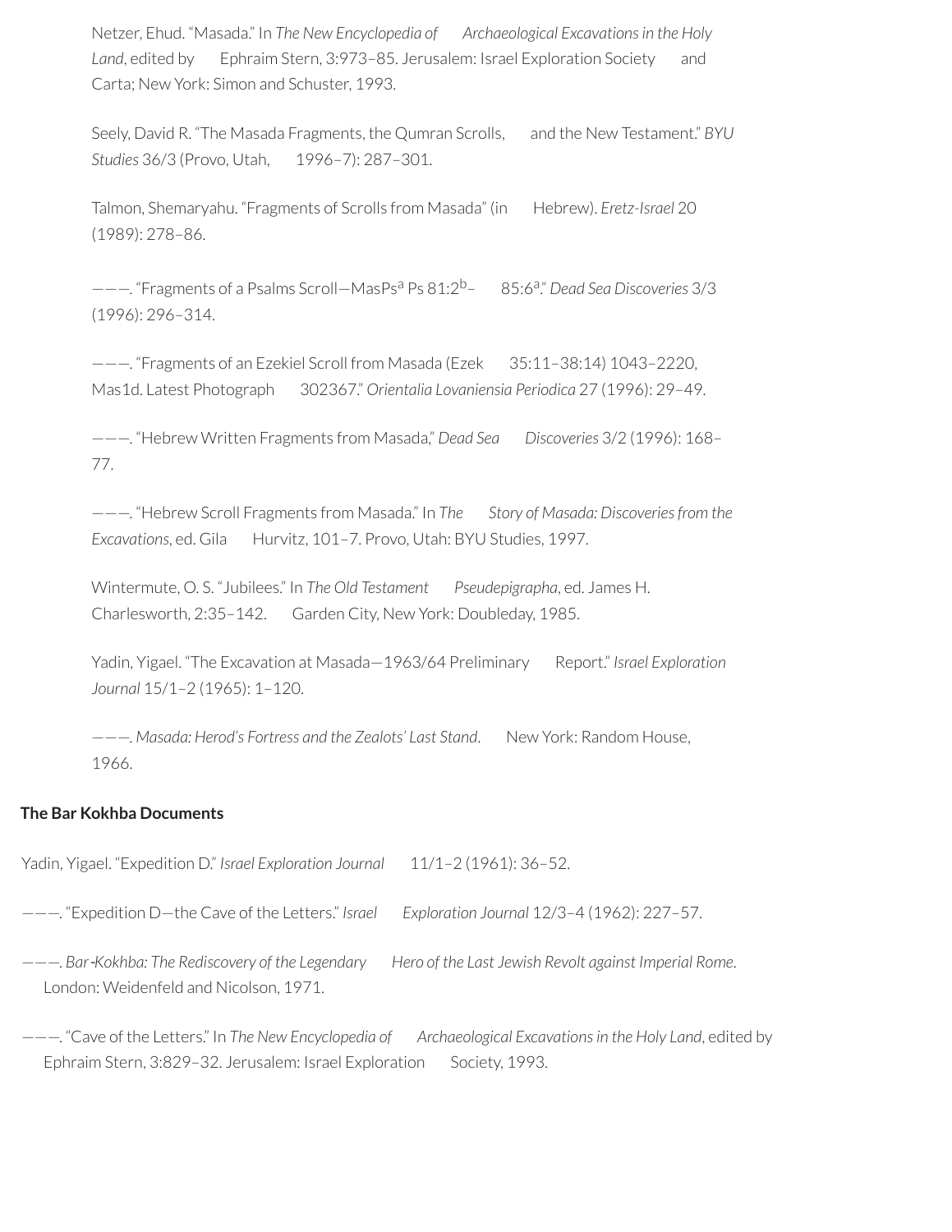Netzer, Ehud. "Masada." In *The New Encyclopedia of Archaeological Excavations in the Holy Land*, edited by Ephraim Stern, 3:973–85. Jerusalem: Israel Exploration Society and Carta; New York: Simon and Schuster, 1993.

Seely, David R. "The Masada Fragments, the Qumran Scrolls, and the New Testament." *BYU Studies* 36/3 (Provo, Utah, 1996–7): 287–301.

Talmon, Shemaryahu. "Fragments of Scrolls from Masada" (in Hebrew). *Eretz-Israel* 20 (1989): 278–86.

———. "Fragments of a Psalms Scroll—MasPs[a] Ps 81:2[b]–85:6[a]." *Dead Sea Discoveries* 3/3 (1996): 296–314.

———. "Fragments of an Ezekiel Scroll from Masada (Ezek 35:11–38:14) 1043–2220, Mas1d. Latest Photograph 302367." *Orientalia Lovaniensia Periodica* 27 (1996): 29–49.

———. "Hebrew Written Fragments from Masada," *Dead Sea Discoveries* 3/2 (1996): 168–77.

———. "Hebrew Scroll Fragments from Masada." In *The Story of Masada: Discoveries from the Excavations*, ed. Gila Hurvitz, 101–7. Provo, Utah: BYU Studies, 1997.

Wintermute, O. S. "Jubilees." In *The Old Testament Pseudepigrapha*, ed. James H. Charlesworth, 2:35–142. Garden City, New York: Doubleday, 1985.

Yadin, Yigael. "The Excavation at Masada—1963/64 Preliminary Report." *Israel Exploration Journal* 15/1–2 (1965): 1–120.

———. *Masada: Herod's Fortress and the Zealots' Last Stand*. New York: Random House, 1966.

**The Bar Kokhba Documents**

Yadin, Yigael. "Expedition D." *Israel Exploration Journal* 11/1–2 (1961): 36–52.

———. "Expedition D—the Cave of the Letters." *Israel Exploration Journal* 12/3–4 (1962): 227–57.

———. *Bar-Kokhba: The Rediscovery of the Legendary Hero of the Last Jewish Revolt against Imperial Rome*. London: Weidenfeld and Nicolson, 1971.

———. "Cave of the Letters." In *The New Encyclopedia of Archaeological Excavations in the Holy Land*, edited by Ephraim Stern, 3:829–32. Jerusalem: Israel Exploration Society, 1993.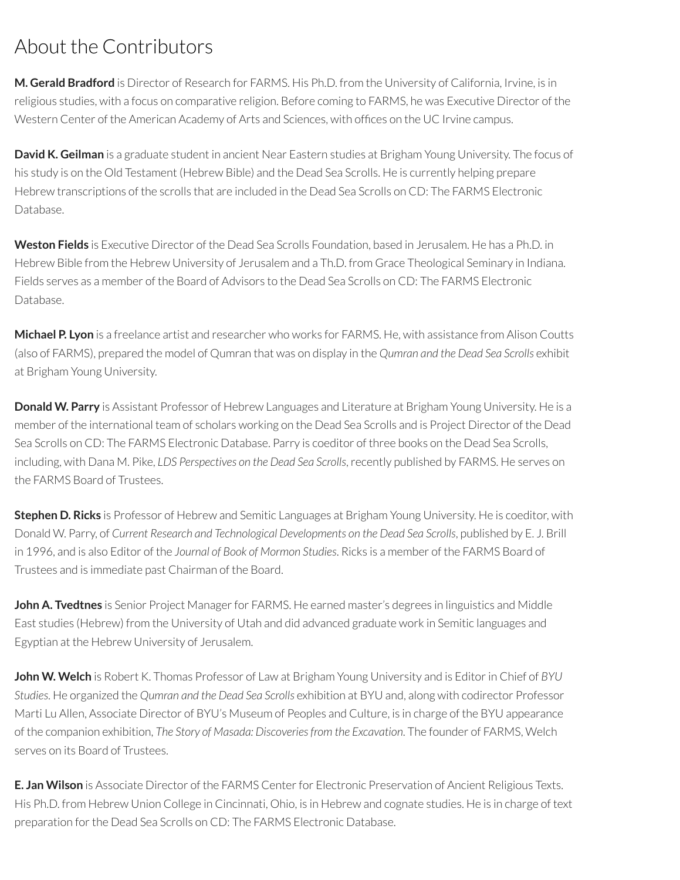# About the Contributors

**M. Gerald Bradford** is Director of Research for FARMS. His Ph.D. from the University of California, Irvine, is in religious studies, with a focus on comparative religion. Before coming to FARMS, he was Executive Director of the Western Center of the American Academy of Arts and Sciences, with offices on the UC Irvine campus.

**David K. Geilman** is a graduate student in ancient Near Eastern studies at Brigham Young University. The focus of his study is on the Old Testament (Hebrew Bible) and the Dead Sea Scrolls. He is currently helping prepare Hebrew transcriptions of the scrolls that are included in the Dead Sea Scrolls on CD: The FARMS Electronic Database.

**Weston Fields** is Executive Director of the Dead Sea Scrolls Foundation, based in Jerusalem. He has a Ph.D. in Hebrew Bible from the Hebrew University of Jerusalem and a Th.D. from Grace Theological Seminary in Indiana. Fields serves as a member of the Board of Advisors to the Dead Sea Scrolls on CD: The FARMS Electronic Database.

**Michael P. Lyon** is a freelance artist and researcher who works for FARMS. He, with assistance from Alison Coutts (also of FARMS), prepared the model of Qumran that was on display in the *Qumran and the Dead Sea Scrolls* exhibit at Brigham Young University.

**Donald W. Parry** is Assistant Professor of Hebrew Languages and Literature at Brigham Young University. He is a member of the international team of scholars working on the Dead Sea Scrolls and is Project Director of the Dead Sea Scrolls on CD: The FARMS Electronic Database. Parry is coeditor of three books on the Dead Sea Scrolls, including, with Dana M. Pike, *LDS Perspectives on the Dead Sea Scrolls*, recently published by FARMS. He serves on the FARMS Board of Trustees.

**Stephen D. Ricks** is Professor of Hebrew and Semitic Languages at Brigham Young University. He is coeditor, with Donald W. Parry, of *Current Research and Technological Developments on the Dead Sea Scrolls*, published by E. J. Brill in 1996, and is also Editor of the *Journal of Book of Mormon Studies*. Ricks is a member of the FARMS Board of Trustees and is immediate past Chairman of the Board.

**John A. Tvedtnes** is Senior Project Manager for FARMS. He earned master's degrees in linguistics and Middle East studies (Hebrew) from the University of Utah and did advanced graduate work in Semitic languages and Egyptian at the Hebrew University of Jerusalem.

**John W. Welch** is Robert K. Thomas Professor of Law at Brigham Young University and is Editor in Chief of *BYU Studies*. He organized the *Qumran and the Dead Sea Scrolls* exhibition at BYU and, along with codirector Professor Marti Lu Allen, Associate Director of BYU's Museum of Peoples and Culture, is in charge of the BYU appearance of the companion exhibition, *The Story of Masada: Discoveries from the Excavation*. The founder of FARMS, Welch serves on its Board of Trustees.

**E. Jan Wilson** is Associate Director of the FARMS Center for Electronic Preservation of Ancient Religious Texts. His Ph.D. from Hebrew Union College in Cincinnati, Ohio, is in Hebrew and cognate studies. He is in charge of text preparation for the Dead Sea Scrolls on CD: The FARMS Electronic Database.